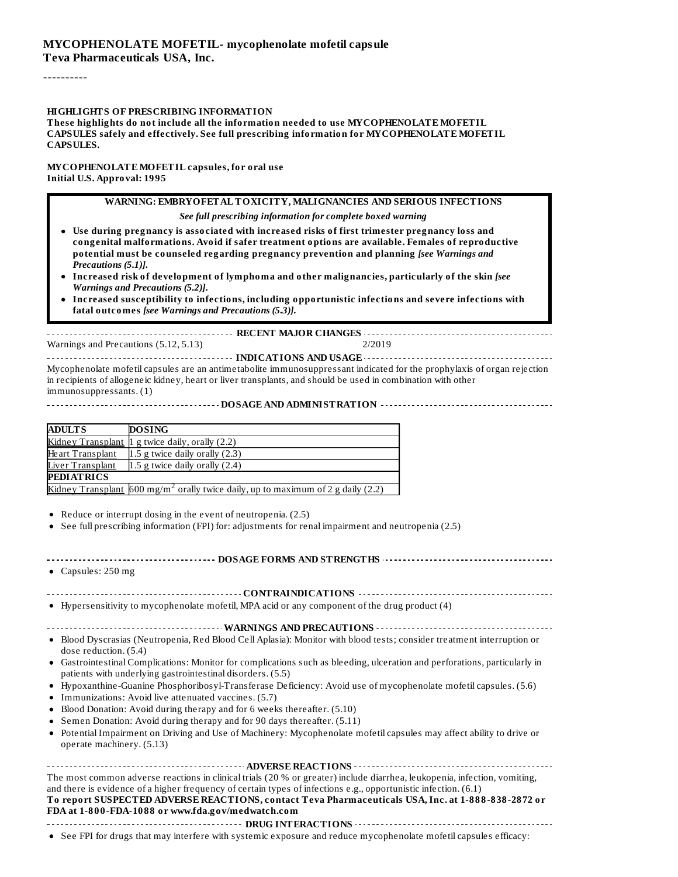**MYCOPHENOLATE MOFETIL- mycophenolate mofetil capsule**
**Teva Pharmaceuticals USA, Inc.**

----------

**HIGHLIGHTS OF PRESCRIBING INFORMATION**
**These highlights do not include all the information needed to use MYCOPHENOLATE MOFETIL CAPSULES safely and effectively. See full prescribing information for MYCOPHENOLATE MOFETIL CAPSULES.**

**MYCOPHENOLATE MOFETIL capsules, for oral use**
**Initial U.S. Approval: 1995**

**WARNING: EMBRYOFETAL TOXICITY, MALIGNANCIES AND SERIOUS INFECTIONS**

***See full prescribing information for complete boxed warning***

- **Use during pregnancy is associated with increased risks of first trimester pregnancy loss and congenital malformations. Avoid if safer treatment options are available. Females of reproductive potential must be counseled regarding pregnancy prevention and planning *[see Warnings and Precautions (5.1)]*.**
- **Increased risk of development of lymphoma and other malignancies, particularly of the skin *[see Warnings and Precautions (5.2)]*.**
- **Increased susceptibility to infections, including opportunistic infections and severe infections with fatal outcomes *[see Warnings and Precautions (5.3)]*.**

**RECENT MAJOR CHANGES**

Warnings and Precautions (5.12, 5.13) 2/2019

**INDICATIONS AND USAGE**

Mycophenolate mofetil capsules are an antimetabolite immunosuppressant indicated for the prophylaxis of organ rejection in recipients of allogeneic kidney, heart or liver transplants, and should be used in combination with other immunosuppressants. (1)

**DOSAGE AND ADMINISTRATION**

| **ADULTS** | **DOSING** |
|---|---|
| Kidney Transplant | 1 g twice daily, orally (2.2) |
| Heart Transplant | 1.5 g twice daily orally (2.3) |
| Liver Transplant | 1.5 g twice daily orally (2.4) |
| **PEDIATRICS** | |
| Kidney Transplant | 600 mg/m$^2$ orally twice daily, up to maximum of 2 g daily (2.2) |

- Reduce or interrupt dosing in the event of neutropenia. (2.5)
- See full prescribing information (FPI) for: adjustments for renal impairment and neutropenia (2.5)

**DOSAGE FORMS AND STRENGTHS**

- Capsules: 250 mg

**CONTRAINDICATIONS**

- Hypersensitivity to mycophenolate mofetil, MPA acid or any component of the drug product (4)

**WARNINGS AND PRECAUTIONS**

- Blood Dyscrasias (Neutropenia, Red Blood Cell Aplasia): Monitor with blood tests; consider treatment interruption or dose reduction. (5.4)
- Gastrointestinal Complications: Monitor for complications such as bleeding, ulceration and perforations, particularly in patients with underlying gastrointestinal disorders. (5.5)
- Hypoxanthine-Guanine Phosphoribosyl-Transferase Deficiency: Avoid use of mycophenolate mofetil capsules. (5.6)
- Immunizations: Avoid live attenuated vaccines. (5.7)
- Blood Donation: Avoid during therapy and for 6 weeks thereafter. (5.10)
- Semen Donation: Avoid during therapy and for 90 days thereafter. (5.11)
- Potential Impairment on Driving and Use of Machinery: Mycophenolate mofetil capsules may affect ability to drive or operate machinery. (5.13)

**ADVERSE REACTIONS**

The most common adverse reactions in clinical trials (20 % or greater) include diarrhea, leukopenia, infection, vomiting, and there is evidence of a higher frequency of certain types of infections e.g., opportunistic infection. (6.1)

**To report SUSPECTED ADVERSE REACTIONS, contact Teva Pharmaceuticals USA, Inc. at 1-888-838-2872 or FDA at 1-800-FDA-1088 or www.fda.gov/medwatch.com**

**DRUG INTERACTIONS**

- See FPI for drugs that may interfere with systemic exposure and reduce mycophenolate mofetil capsules efficacy: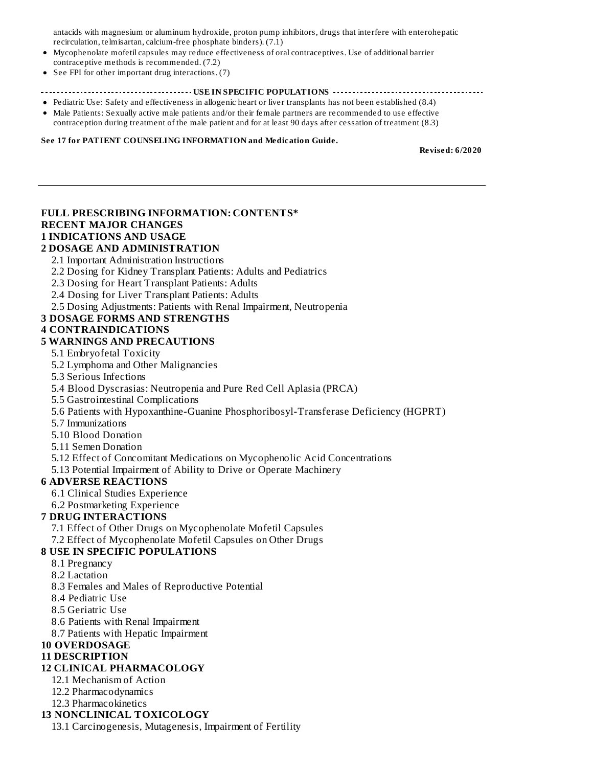antacids with magnesium or aluminum hydroxide, proton pump inhibitors, drugs that interfere with enterohepatic recirculation, telmisartan, calcium-free phosphate binders). (7.1)

- Mycophenolate mofetil capsules may reduce effectiveness of oral contraceptives. Use of additional barrier contraceptive methods is recommended. (7.2)
- See FPI for other important drug interactions. (7)

**USE IN SPECIFIC POPULATIONS**

- Pediatric Use: Safety and effectiveness in allogenic heart or liver transplants has not been established (8.4)
- Male Patients: Sexually active male patients and/or their female partners are recommended to use effective contraception during treatment of the male patient and for at least 90 days after cessation of treatment (8.3)

**See 17 for PATIENT COUNSELING INFORMATION and Medication Guide.**

**Revised: 6/2020**

---

**FULL PRESCRIBING INFORMATION: CONTENTS***

**RECENT MAJOR CHANGES**

**1 INDICATIONS AND USAGE**

**2 DOSAGE AND ADMINISTRATION**

2.1 Important Administration Instructions

2.2 Dosing for Kidney Transplant Patients: Adults and Pediatrics

2.3 Dosing for Heart Transplant Patients: Adults

2.4 Dosing for Liver Transplant Patients: Adults

2.5 Dosing Adjustments: Patients with Renal Impairment, Neutropenia

**3 DOSAGE FORMS AND STRENGTHS**

**4 CONTRAINDICATIONS**

**5 WARNINGS AND PRECAUTIONS**

5.1 Embryofetal Toxicity

5.2 Lymphoma and Other Malignancies

5.3 Serious Infections

5.4 Blood Dyscrasias: Neutropenia and Pure Red Cell Aplasia (PRCA)

5.5 Gastrointestinal Complications

5.6 Patients with Hypoxanthine-Guanine Phosphoribosyl-Transferase Deficiency (HGPRT)

5.7 Immunizations

5.10 Blood Donation

5.11 Semen Donation

5.12 Effect of Concomitant Medications on Mycophenolic Acid Concentrations

5.13 Potential Impairment of Ability to Drive or Operate Machinery

**6 ADVERSE REACTIONS**

6.1 Clinical Studies Experience

6.2 Postmarketing Experience

**7 DRUG INTERACTIONS**

7.1 Effect of Other Drugs on Mycophenolate Mofetil Capsules

7.2 Effect of Mycophenolate Mofetil Capsules on Other Drugs

**8 USE IN SPECIFIC POPULATIONS**

8.1 Pregnancy

8.2 Lactation

8.3 Females and Males of Reproductive Potential

8.4 Pediatric Use

8.5 Geriatric Use

8.6 Patients with Renal Impairment

8.7 Patients with Hepatic Impairment

**10 OVERDOSAGE**

**11 DESCRIPTION**

**12 CLINICAL PHARMACOLOGY**

12.1 Mechanism of Action

12.2 Pharmacodynamics

12.3 Pharmacokinetics

**13 NONCLINICAL TOXICOLOGY**

13.1 Carcinogenesis, Mutagenesis, Impairment of Fertility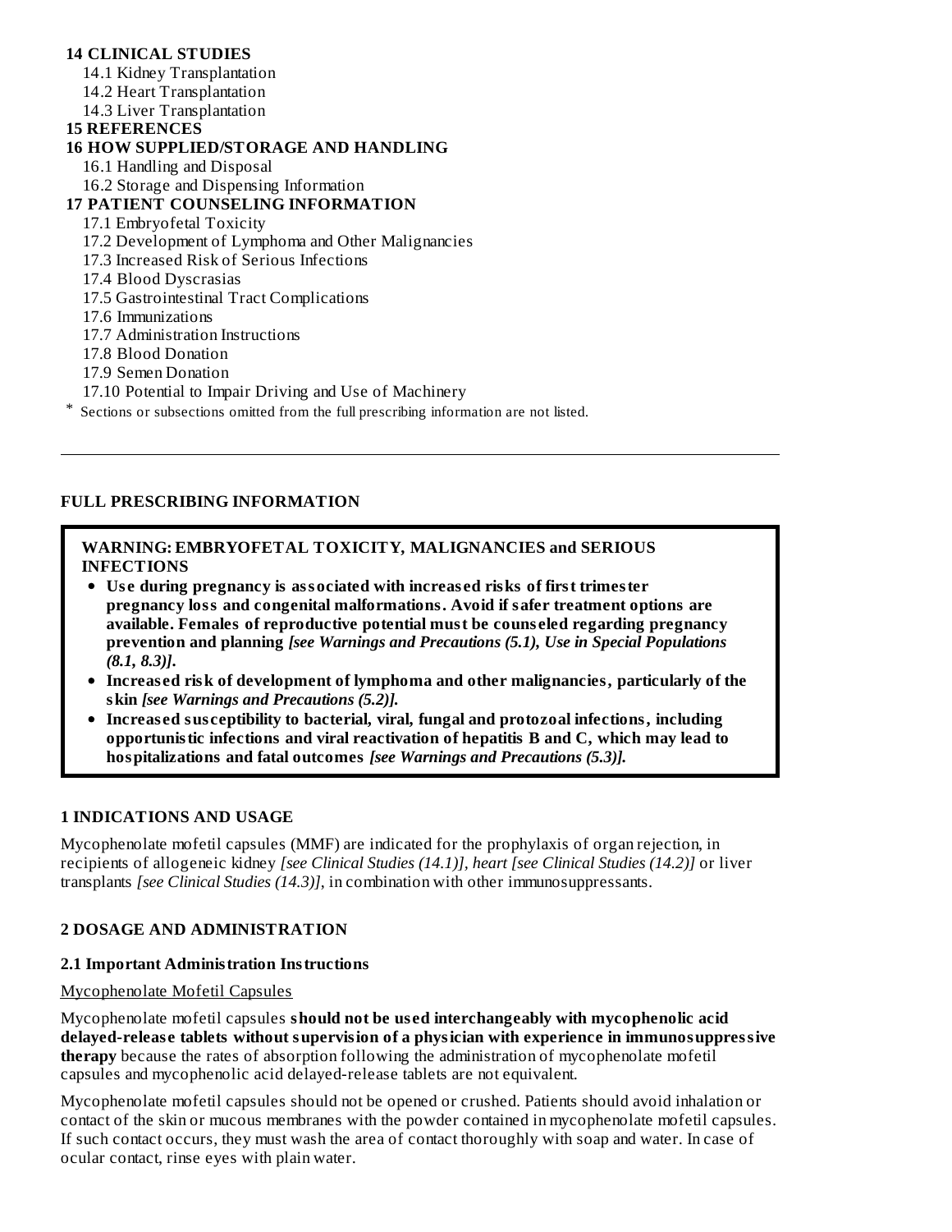**14 CLINICAL STUDIES**

14.1 Kidney Transplantation

14.2 Heart Transplantation

14.3 Liver Transplantation

**15 REFERENCES**

**16 HOW SUPPLIED/STORAGE AND HANDLING**

16.1 Handling and Disposal

16.2 Storage and Dispensing Information

**17 PATIENT COUNSELING INFORMATION**

17.1 Embryofetal Toxicity

17.2 Development of Lymphoma and Other Malignancies

17.3 Increased Risk of Serious Infections

17.4 Blood Dyscrasias

17.5 Gastrointestinal Tract Complications

17.6 Immunizations

17.7 Administration Instructions

17.8 Blood Donation

17.9 Semen Donation

17.10 Potential to Impair Driving and Use of Machinery

* Sections or subsections omitted from the full prescribing information are not listed.

---

## FULL PRESCRIBING INFORMATION

**WARNING: EMBRYOFETAL TOXICITY, MALIGNANCIES and SERIOUS INFECTIONS**

- **Use during pregnancy is associated with increased risks of first trimester pregnancy loss and congenital malformations. Avoid if safer treatment options are available. Females of reproductive potential must be counseled regarding pregnancy prevention and planning** ***[see Warnings and Precautions (5.1), Use in Special Populations (8.1, 8.3)].***
- **Increased risk of development of lymphoma and other malignancies, particularly of the skin** ***[see Warnings and Precautions (5.2)].***
- **Increased susceptibility to bacterial, viral, fungal and protozoal infections, including opportunistic infections and viral reactivation of hepatitis B and C, which may lead to hospitalizations and fatal outcomes** ***[see Warnings and Precautions (5.3)].***

## 1 INDICATIONS AND USAGE

Mycophenolate mofetil capsules (MMF) are indicated for the prophylaxis of organ rejection, in recipients of allogeneic kidney *[see Clinical Studies (14.1)], heart [see Clinical Studies (14.2)]* or liver transplants *[see Clinical Studies (14.3)]*, in combination with other immunosuppressants.

## 2 DOSAGE AND ADMINISTRATION

### 2.1 Important Administration Instructions

Mycophenolate Mofetil Capsules

Mycophenolate mofetil capsules **should not be used interchangeably with mycophenolic acid delayed-release tablets without supervision of a physician with experience in immunosuppressive therapy** because the rates of absorption following the administration of mycophenolate mofetil capsules and mycophenolic acid delayed-release tablets are not equivalent.

Mycophenolate mofetil capsules should not be opened or crushed. Patients should avoid inhalation or contact of the skin or mucous membranes with the powder contained in mycophenolate mofetil capsules. If such contact occurs, they must wash the area of contact thoroughly with soap and water. In case of ocular contact, rinse eyes with plain water.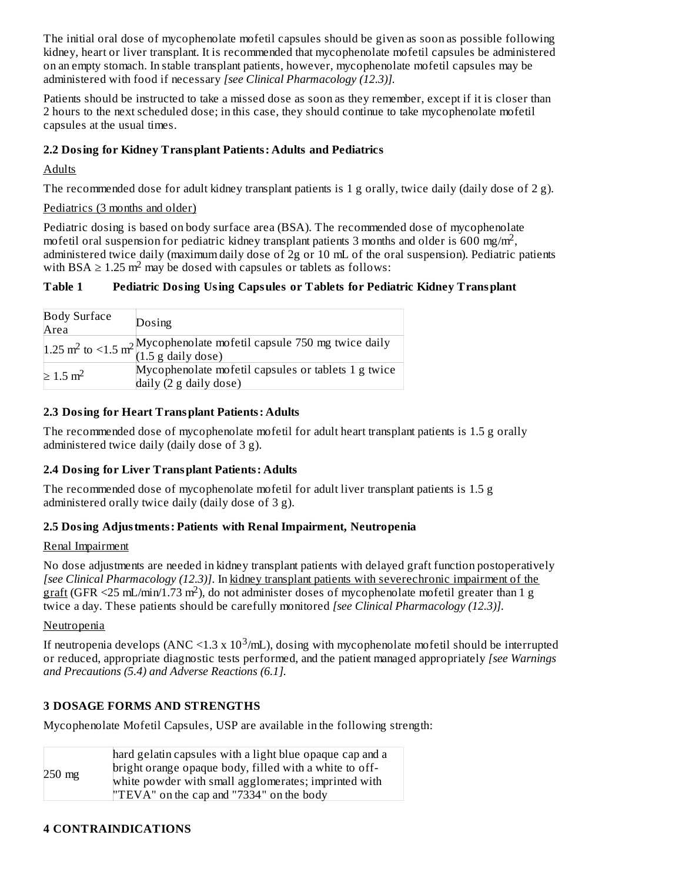The initial oral dose of mycophenolate mofetil capsules should be given as soon as possible following kidney, heart or liver transplant. It is recommended that mycophenolate mofetil capsules be administered on an empty stomach. In stable transplant patients, however, mycophenolate mofetil capsules may be administered with food if necessary *[see Clinical Pharmacology (12.3)].*

Patients should be instructed to take a missed dose as soon as they remember, except if it is closer than 2 hours to the next scheduled dose; in this case, they should continue to take mycophenolate mofetil capsules at the usual times.

### 2.2 Dosing for Kidney Transplant Patients: Adults and Pediatrics

Adults

The recommended dose for adult kidney transplant patients is 1 g orally, twice daily (daily dose of 2 g).

Pediatrics (3 months and older)

Pediatric dosing is based on body surface area (BSA). The recommended dose of mycophenolate mofetil oral suspension for pediatric kidney transplant patients 3 months and older is 600 mg/m$^2$, administered twice daily (maximum daily dose of 2g or 10 mL of the oral suspension). Pediatric patients with BSA ≥ 1.25 m$^2$ may be dosed with capsules or tablets as follows:

**Table 1 Pediatric Dosing Using Capsules or Tablets for Pediatric Kidney Transplant**

| Body Surface Area | Dosing |
|---|---|
| 1.25 m$^2$ to <1.5 m$^2$ | Mycophenolate mofetil capsule 750 mg twice daily (1.5 g daily dose) |
| ≥ 1.5 m$^2$ | Mycophenolate mofetil capsules or tablets 1 g twice daily (2 g daily dose) |

### 2.3 Dosing for Heart Transplant Patients: Adults

The recommended dose of mycophenolate mofetil for adult heart transplant patients is 1.5 g orally administered twice daily (daily dose of 3 g).

### 2.4 Dosing for Liver Transplant Patients: Adults

The recommended dose of mycophenolate mofetil for adult liver transplant patients is 1.5 g administered orally twice daily (daily dose of 3 g).

### 2.5 Dosing Adjustments: Patients with Renal Impairment, Neutropenia

Renal Impairment

No dose adjustments are needed in kidney transplant patients with delayed graft function postoperatively *[see Clinical Pharmacology (12.3)]*. In kidney transplant patients with severechronic impairment of the graft (GFR <25 mL/min/1.73 m$^2$), do not administer doses of mycophenolate mofetil greater than 1 g twice a day. These patients should be carefully monitored *[see Clinical Pharmacology (12.3)].*

Neutropenia

If neutropenia develops (ANC <1.3 x 10$^3$/mL), dosing with mycophenolate mofetil should be interrupted or reduced, appropriate diagnostic tests performed, and the patient managed appropriately *[see Warnings and Precautions (5.4) and Adverse Reactions (6.1].*

## 3 DOSAGE FORMS AND STRENGTHS

Mycophenolate Mofetil Capsules, USP are available in the following strength:

| | |
|---|---|
| 250 mg | hard gelatin capsules with a light blue opaque cap and a bright orange opaque body, filled with a white to off-white powder with small agglomerates; imprinted with "TEVA" on the cap and "7334" on the body |

## 4 CONTRAINDICATIONS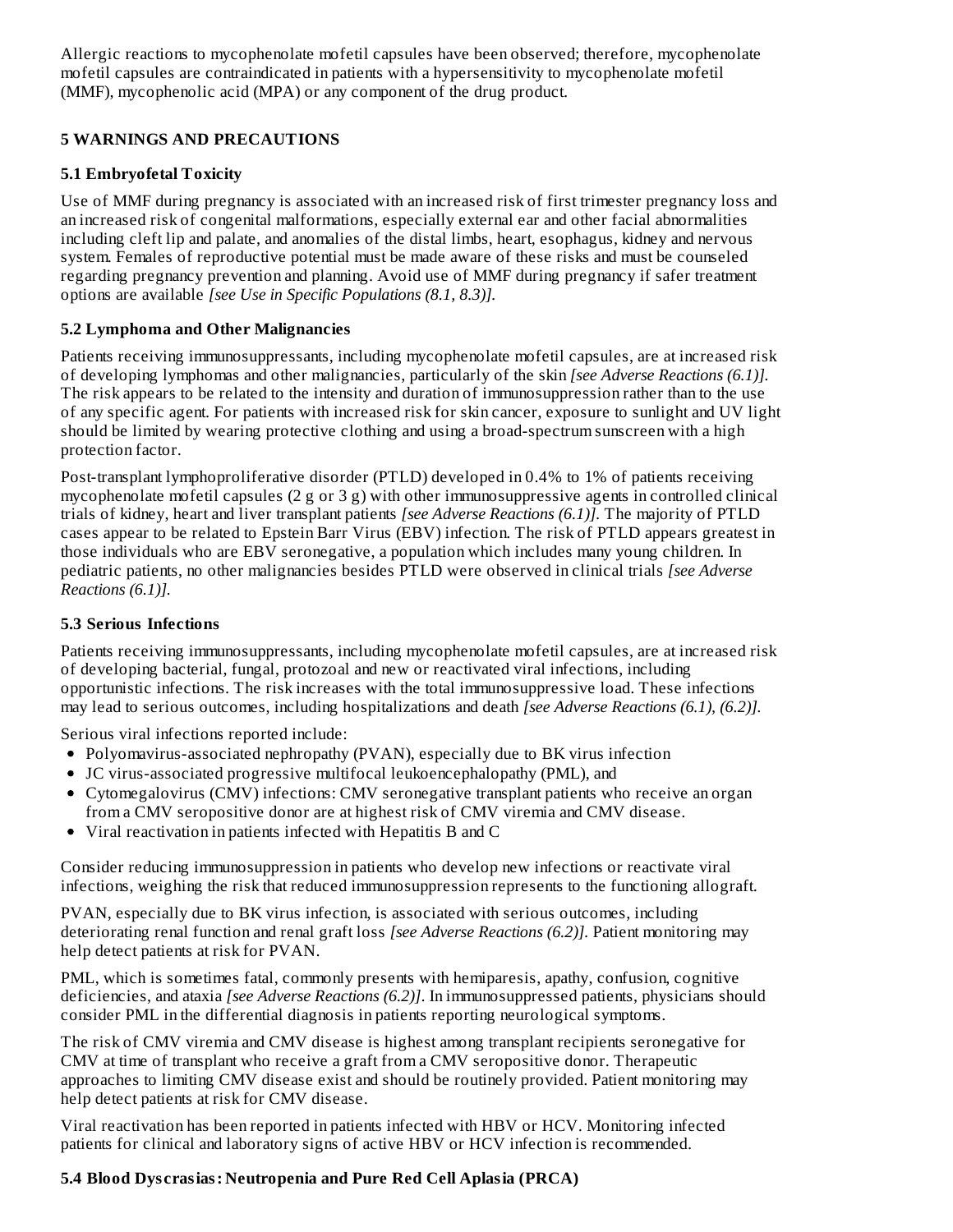Allergic reactions to mycophenolate mofetil capsules have been observed; therefore, mycophenolate mofetil capsules are contraindicated in patients with a hypersensitivity to mycophenolate mofetil (MMF), mycophenolic acid (MPA) or any component of the drug product.

## 5 WARNINGS AND PRECAUTIONS

### 5.1 Embryofetal Toxicity

Use of MMF during pregnancy is associated with an increased risk of first trimester pregnancy loss and an increased risk of congenital malformations, especially external ear and other facial abnormalities including cleft lip and palate, and anomalies of the distal limbs, heart, esophagus, kidney and nervous system. Females of reproductive potential must be made aware of these risks and must be counseled regarding pregnancy prevention and planning. Avoid use of MMF during pregnancy if safer treatment options are available *[see Use in Specific Populations (8.1, 8.3)]*.

### 5.2 Lymphoma and Other Malignancies

Patients receiving immunosuppressants, including mycophenolate mofetil capsules, are at increased risk of developing lymphomas and other malignancies, particularly of the skin *[see Adverse Reactions (6.1)]*. The risk appears to be related to the intensity and duration of immunosuppression rather than to the use of any specific agent. For patients with increased risk for skin cancer, exposure to sunlight and UV light should be limited by wearing protective clothing and using a broad-spectrum sunscreen with a high protection factor.

Post-transplant lymphoproliferative disorder (PTLD) developed in 0.4% to 1% of patients receiving mycophenolate mofetil capsules (2 g or 3 g) with other immunosuppressive agents in controlled clinical trials of kidney, heart and liver transplant patients *[see Adverse Reactions (6.1)]*. The majority of PTLD cases appear to be related to Epstein Barr Virus (EBV) infection. The risk of PTLD appears greatest in those individuals who are EBV seronegative, a population which includes many young children. In pediatric patients, no other malignancies besides PTLD were observed in clinical trials *[see Adverse Reactions (6.1)]*.

### 5.3 Serious Infections

Patients receiving immunosuppressants, including mycophenolate mofetil capsules, are at increased risk of developing bacterial, fungal, protozoal and new or reactivated viral infections, including opportunistic infections. The risk increases with the total immunosuppressive load. These infections may lead to serious outcomes, including hospitalizations and death *[see Adverse Reactions (6.1), (6.2)]*.

Serious viral infections reported include:

- Polyomavirus-associated nephropathy (PVAN), especially due to BK virus infection
- JC virus-associated progressive multifocal leukoencephalopathy (PML), and
- Cytomegalovirus (CMV) infections: CMV seronegative transplant patients who receive an organ from a CMV seropositive donor are at highest risk of CMV viremia and CMV disease.
- Viral reactivation in patients infected with Hepatitis B and C

Consider reducing immunosuppression in patients who develop new infections or reactivate viral infections, weighing the risk that reduced immunosuppression represents to the functioning allograft.

PVAN, especially due to BK virus infection, is associated with serious outcomes, including deteriorating renal function and renal graft loss *[see Adverse Reactions (6.2)]*. Patient monitoring may help detect patients at risk for PVAN.

PML, which is sometimes fatal, commonly presents with hemiparesis, apathy, confusion, cognitive deficiencies, and ataxia *[see Adverse Reactions (6.2)]*. In immunosuppressed patients, physicians should consider PML in the differential diagnosis in patients reporting neurological symptoms.

The risk of CMV viremia and CMV disease is highest among transplant recipients seronegative for CMV at time of transplant who receive a graft from a CMV seropositive donor. Therapeutic approaches to limiting CMV disease exist and should be routinely provided. Patient monitoring may help detect patients at risk for CMV disease.

Viral reactivation has been reported in patients infected with HBV or HCV. Monitoring infected patients for clinical and laboratory signs of active HBV or HCV infection is recommended.

### 5.4 Blood Dyscrasias: Neutropenia and Pure Red Cell Aplasia (PRCA)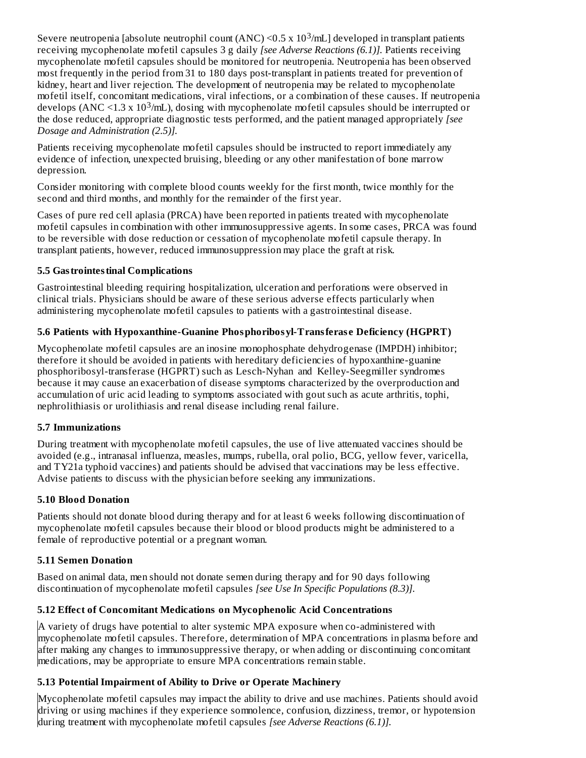Severe neutropenia [absolute neutrophil count (ANC) <0.5 x $10^3$/mL] developed in transplant patients receiving mycophenolate mofetil capsules 3 g daily *[see Adverse Reactions (6.1)]*. Patients receiving mycophenolate mofetil capsules should be monitored for neutropenia. Neutropenia has been observed most frequently in the period from 31 to 180 days post-transplant in patients treated for prevention of kidney, heart and liver rejection. The development of neutropenia may be related to mycophenolate mofetil itself, concomitant medications, viral infections, or a combination of these causes. If neutropenia develops (ANC <1.3 x $10^3$/mL), dosing with mycophenolate mofetil capsules should be interrupted or the dose reduced, appropriate diagnostic tests performed, and the patient managed appropriately *[see Dosage and Administration (2.5)]*.

Patients receiving mycophenolate mofetil capsules should be instructed to report immediately any evidence of infection, unexpected bruising, bleeding or any other manifestation of bone marrow depression.

Consider monitoring with complete blood counts weekly for the first month, twice monthly for the second and third months, and monthly for the remainder of the first year.

Cases of pure red cell aplasia (PRCA) have been reported in patients treated with mycophenolate mofetil capsules in combination with other immunosuppressive agents. In some cases, PRCA was found to be reversible with dose reduction or cessation of mycophenolate mofetil capsule therapy. In transplant patients, however, reduced immunosuppression may place the graft at risk.

### 5.5 Gastrointestinal Complications

Gastrointestinal bleeding requiring hospitalization, ulceration and perforations were observed in clinical trials. Physicians should be aware of these serious adverse effects particularly when administering mycophenolate mofetil capsules to patients with a gastrointestinal disease.

### 5.6 Patients with Hypoxanthine-Guanine Phosphoribosyl-Transferase Deficiency (HGPRT)

Mycophenolate mofetil capsules are an inosine monophosphate dehydrogenase (IMPDH) inhibitor; therefore it should be avoided in patients with hereditary deficiencies of hypoxanthine-guanine phosphoribosyl-transferase (HGPRT) such as Lesch-Nyhan and Kelley-Seegmiller syndromes because it may cause an exacerbation of disease symptoms characterized by the overproduction and accumulation of uric acid leading to symptoms associated with gout such as acute arthritis, tophi, nephrolithiasis or urolithiasis and renal disease including renal failure.

### 5.7 Immunizations

During treatment with mycophenolate mofetil capsules, the use of live attenuated vaccines should be avoided (e.g., intranasal influenza, measles, mumps, rubella, oral polio, BCG, yellow fever, varicella, and TY21a typhoid vaccines) and patients should be advised that vaccinations may be less effective. Advise patients to discuss with the physician before seeking any immunizations.

### 5.10 Blood Donation

Patients should not donate blood during therapy and for at least 6 weeks following discontinuation of mycophenolate mofetil capsules because their blood or blood products might be administered to a female of reproductive potential or a pregnant woman.

### 5.11 Semen Donation

Based on animal data, men should not donate semen during therapy and for 90 days following discontinuation of mycophenolate mofetil capsules *[see Use In Specific Populations (8.3)]*.

### 5.12 Effect of Concomitant Medications on Mycophenolic Acid Concentrations

A variety of drugs have potential to alter systemic MPA exposure when co-administered with mycophenolate mofetil capsules. Therefore, determination of MPA concentrations in plasma before and after making any changes to immunosuppressive therapy, or when adding or discontinuing concomitant medications, may be appropriate to ensure MPA concentrations remain stable.

### 5.13 Potential Impairment of Ability to Drive or Operate Machinery

Mycophenolate mofetil capsules may impact the ability to drive and use machines. Patients should avoid driving or using machines if they experience somnolence, confusion, dizziness, tremor, or hypotension during treatment with mycophenolate mofetil capsules *[see Adverse Reactions (6.1)]*.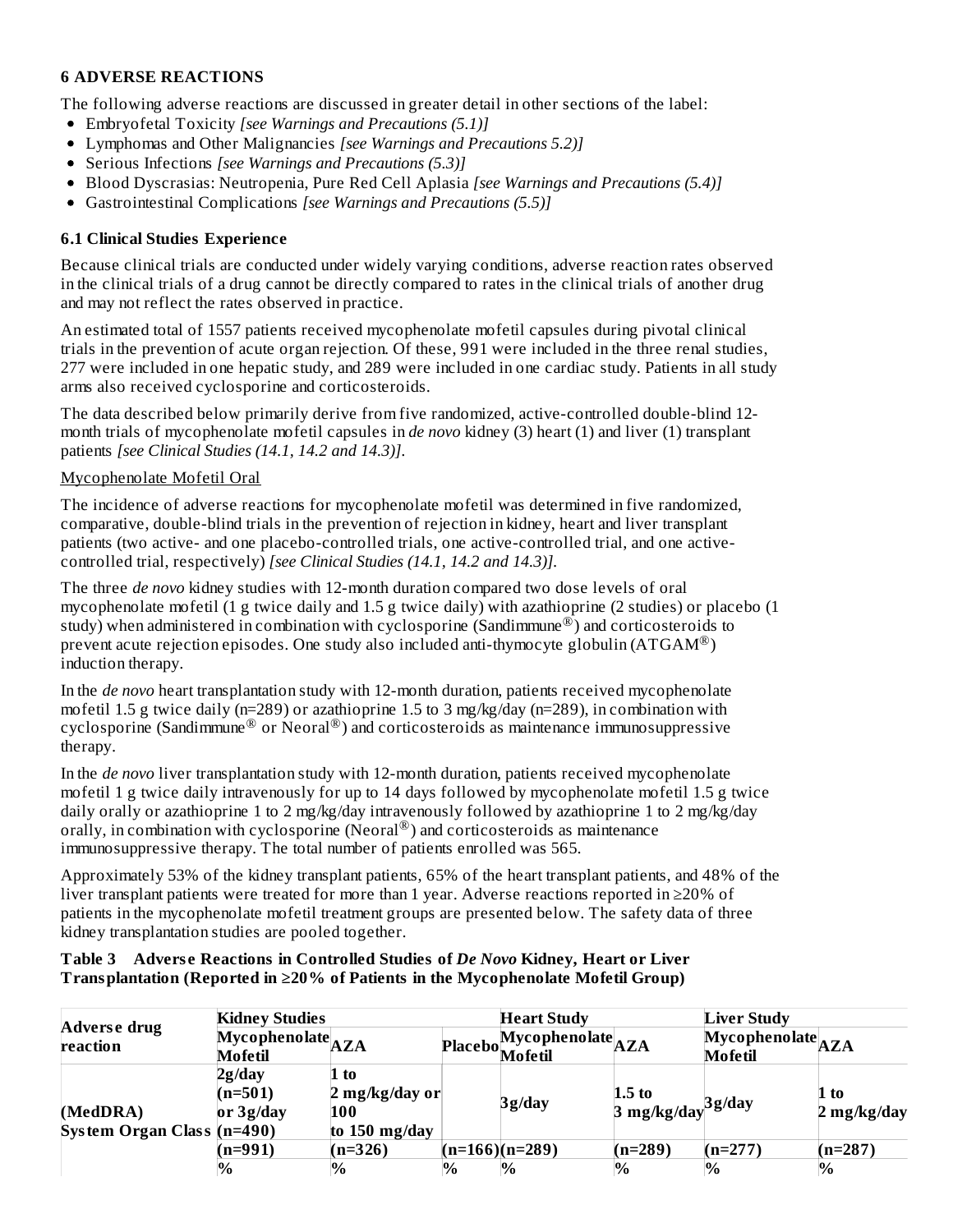## 6 ADVERSE REACTIONS

The following adverse reactions are discussed in greater detail in other sections of the label:

- Embryofetal Toxicity *[see Warnings and Precautions (5.1)]*
- Lymphomas and Other Malignancies *[see Warnings and Precautions 5.2)]*
- Serious Infections *[see Warnings and Precautions (5.3)]*
- Blood Dyscrasias: Neutropenia, Pure Red Cell Aplasia *[see Warnings and Precautions (5.4)]*
- Gastrointestinal Complications *[see Warnings and Precautions (5.5)]*

### 6.1 Clinical Studies Experience

Because clinical trials are conducted under widely varying conditions, adverse reaction rates observed in the clinical trials of a drug cannot be directly compared to rates in the clinical trials of another drug and may not reflect the rates observed in practice.

An estimated total of 1557 patients received mycophenolate mofetil capsules during pivotal clinical trials in the prevention of acute organ rejection. Of these, 991 were included in the three renal studies, 277 were included in one hepatic study, and 289 were included in one cardiac study. Patients in all study arms also received cyclosporine and corticosteroids.

The data described below primarily derive from five randomized, active-controlled double-blind 12-month trials of mycophenolate mofetil capsules in *de novo* kidney (3) heart (1) and liver (1) transplant patients *[see Clinical Studies (14.1, 14.2 and 14.3)]*.

Mycophenolate Mofetil Oral

The incidence of adverse reactions for mycophenolate mofetil was determined in five randomized, comparative, double-blind trials in the prevention of rejection in kidney, heart and liver transplant patients (two active- and one placebo-controlled trials, one active-controlled trial, and one active-controlled trial, respectively) *[see Clinical Studies (14.1, 14.2 and 14.3)]*.

The three *de novo* kidney studies with 12-month duration compared two dose levels of oral mycophenolate mofetil (1 g twice daily and 1.5 g twice daily) with azathioprine (2 studies) or placebo (1 study) when administered in combination with cyclosporine (Sandimmune®) and corticosteroids to prevent acute rejection episodes. One study also included anti-thymocyte globulin (ATGAM®) induction therapy.

In the *de novo* heart transplantation study with 12-month duration, patients received mycophenolate mofetil 1.5 g twice daily (n=289) or azathioprine 1.5 to 3 mg/kg/day (n=289), in combination with cyclosporine (Sandimmune® or Neoral®) and corticosteroids as maintenance immunosuppressive therapy.

In the *de novo* liver transplantation study with 12-month duration, patients received mycophenolate mofetil 1 g twice daily intravenously for up to 14 days followed by mycophenolate mofetil 1.5 g twice daily orally or azathioprine 1 to 2 mg/kg/day intravenously followed by azathioprine 1 to 2 mg/kg/day orally, in combination with cyclosporine (Neoral®) and corticosteroids as maintenance immunosuppressive therapy. The total number of patients enrolled was 565.

Approximately 53% of the kidney transplant patients, 65% of the heart transplant patients, and 48% of the liver transplant patients were treated for more than 1 year. Adverse reactions reported in ≥20% of patients in the mycophenolate mofetil treatment groups are presented below. The safety data of three kidney transplantation studies are pooled together.

**Table 3 Adverse Reactions in Controlled Studies of *De Novo* Kidney, Heart or Liver Transplantation (Reported in ≥20% of Patients in the Mycophenolate Mofetil Group)**

| Adverse drug reaction | Kidney Studies | | | Heart Study | | Liver Study | |
|---|---|---|---|---|---|---|---|
| | Mycophenolate Mofetil | AZA | Placebo | Mycophenolate Mofetil | AZA | Mycophenolate Mofetil | AZA |
| (MedDRA) System Organ Class | 2g/day (n=501) or 3g/day (n=490) | 1 to 2 mg/kg/day or 100 to 150 mg/day | | 3g/day | 1.5 to 3 mg/kg/day | 3g/day | 1 to 2 mg/kg/day |
| | (n=991) | (n=326) | (n=166) | (n=289) | (n=289) | (n=277) | (n=287) |
| | % | % | % | % | % | % | % |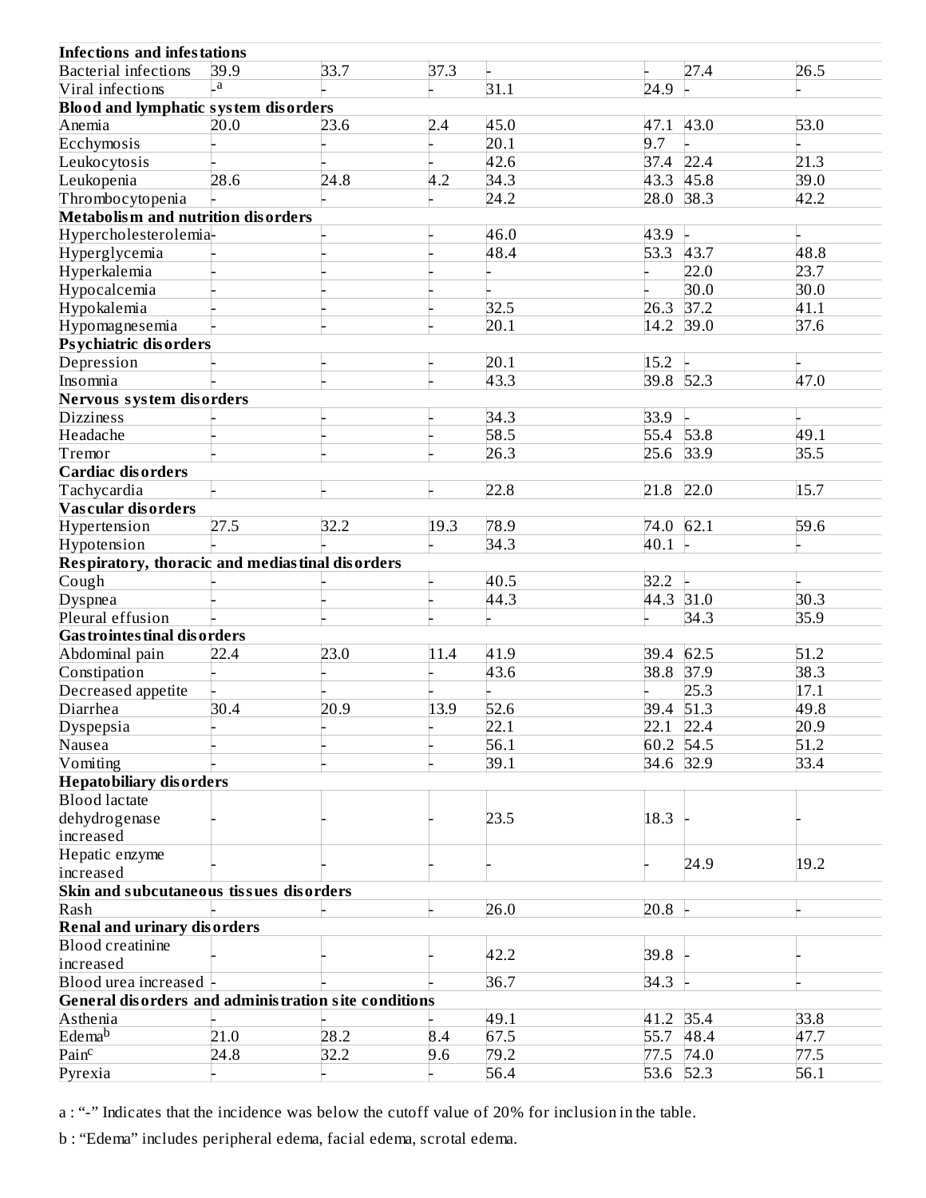| | | | | | | | |
|---|---|---|---|---|---|---|---|
| **Infections and infestations** | | | | | | | |
| Bacterial infections | 39.9 | 33.7 | 37.3 | - | - | 27.4 | 26.5 |
| Viral infections | -[a] | - | - | 31.1 | 24.9 | - | - |
| **Blood and lymphatic system disorders** | | | | | | | |
| Anemia | 20.0 | 23.6 | 2.4 | 45.0 | 47.1 | 43.0 | 53.0 |
| Ecchymosis | - | - | - | 20.1 | 9.7 | - | - |
| Leukocytosis | - | - | - | 42.6 | 37.4 | 22.4 | 21.3 |
| Leukopenia | 28.6 | 24.8 | 4.2 | 34.3 | 43.3 | 45.8 | 39.0 |
| Thrombocytopenia | - | - | - | 24.2 | 28.0 | 38.3 | 42.2 |
| **Metabolism and nutrition disorders** | | | | | | | |
| Hypercholesterolemia | - | - | - | 46.0 | 43.9 | - | - |
| Hyperglycemia | - | - | - | 48.4 | 53.3 | 43.7 | 48.8 |
| Hyperkalemia | - | - | - | - | - | 22.0 | 23.7 |
| Hypocalcemia | - | - | - | - | - | 30.0 | 30.0 |
| Hypokalemia | - | - | - | 32.5 | 26.3 | 37.2 | 41.1 |
| Hypomagnesemia | - | - | - | 20.1 | 14.2 | 39.0 | 37.6 |
| **Psychiatric disorders** | | | | | | | |
| Depression | - | - | - | 20.1 | 15.2 | - | - |
| Insomnia | - | - | - | 43.3 | 39.8 | 52.3 | 47.0 |
| **Nervous system disorders** | | | | | | | |
| Dizziness | - | - | - | 34.3 | 33.9 | - | - |
| Headache | - | - | - | 58.5 | 55.4 | 53.8 | 49.1 |
| Tremor | - | - | - | 26.3 | 25.6 | 33.9 | 35.5 |
| **Cardiac disorders** | | | | | | | |
| Tachycardia | - | - | - | 22.8 | 21.8 | 22.0 | 15.7 |
| **Vascular disorders** | | | | | | | |
| Hypertension | 27.5 | 32.2 | 19.3 | 78.9 | 74.0 | 62.1 | 59.6 |
| Hypotension | - | - | - | 34.3 | 40.1 | - | - |
| **Respiratory, thoracic and mediastinal disorders** | | | | | | | |
| Cough | - | - | - | 40.5 | 32.2 | - | - |
| Dyspnea | - | - | - | 44.3 | 44.3 | 31.0 | 30.3 |
| Pleural effusion | - | - | - | - | - | 34.3 | 35.9 |
| **Gastrointestinal disorders** | | | | | | | |
| Abdominal pain | 22.4 | 23.0 | 11.4 | 41.9 | 39.4 | 62.5 | 51.2 |
| Constipation | - | - | - | 43.6 | 38.8 | 37.9 | 38.3 |
| Decreased appetite | - | - | - | - | - | 25.3 | 17.1 |
| Diarrhea | 30.4 | 20.9 | 13.9 | 52.6 | 39.4 | 51.3 | 49.8 |
| Dyspepsia | - | - | - | 22.1 | 22.1 | 22.4 | 20.9 |
| Nausea | - | - | - | 56.1 | 60.2 | 54.5 | 51.2 |
| Vomiting | - | - | - | 39.1 | 34.6 | 32.9 | 33.4 |
| **Hepatobiliary disorders** | | | | | | | |
| Blood lactate dehydrogenase increased | - | - | - | 23.5 | 18.3 | - | - |
| Hepatic enzyme increased | - | - | - | - | - | 24.9 | 19.2 |
| **Skin and subcutaneous tissues disorders** | | | | | | | |
| Rash | - | - | - | 26.0 | 20.8 | - | - |
| **Renal and urinary disorders** | | | | | | | |
| Blood creatinine increased | - | - | - | 42.2 | 39.8 | - | - |
| Blood urea increased | - | - | - | 36.7 | 34.3 | - | - |
| **General disorders and administration site conditions** | | | | | | | |
| Asthenia | - | - | - | 49.1 | 41.2 | 35.4 | 33.8 |
| Edema[b] | 21.0 | 28.2 | 8.4 | 67.5 | 55.7 | 48.4 | 47.7 |
| Pain[c] | 24.8 | 32.2 | 9.6 | 79.2 | 77.5 | 74.0 | 77.5 |
| Pyrexia | - | - | - | 56.4 | 53.6 | 52.3 | 56.1 |

a : "-" Indicates that the incidence was below the cutoff value of 20% for inclusion in the table.

b : "Edema" includes peripheral edema, facial edema, scrotal edema.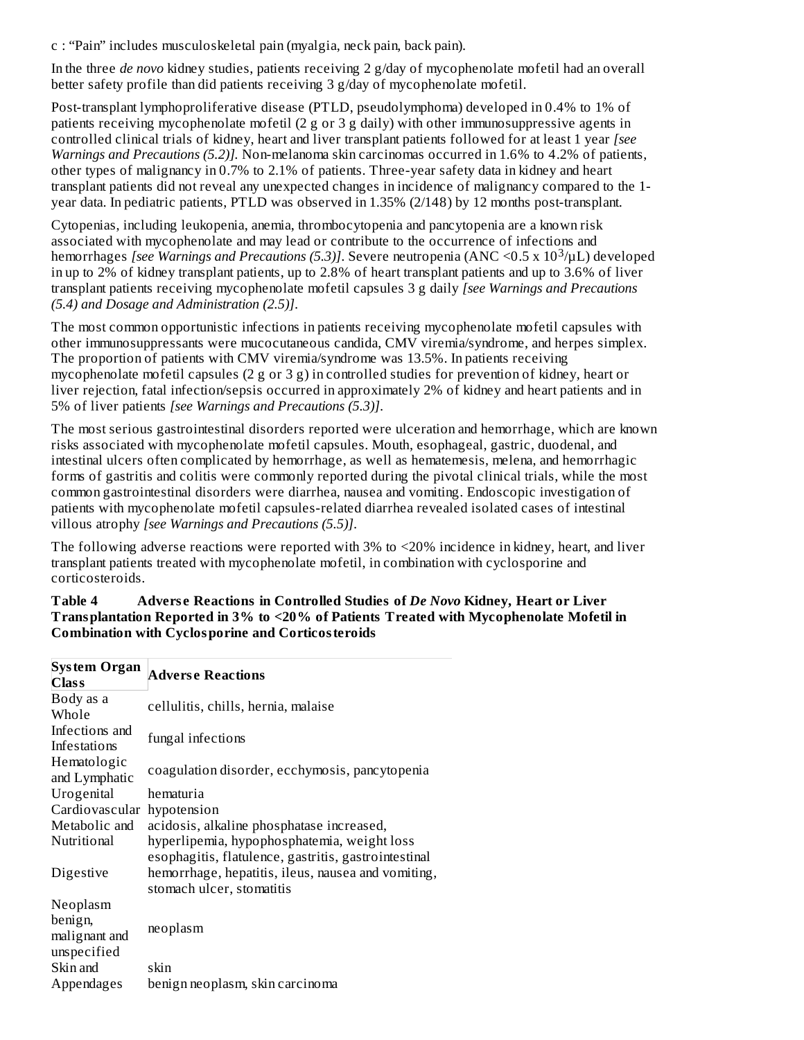c : "Pain" includes musculoskeletal pain (myalgia, neck pain, back pain).

In the three *de novo* kidney studies, patients receiving 2 g/day of mycophenolate mofetil had an overall better safety profile than did patients receiving 3 g/day of mycophenolate mofetil.

Post-transplant lymphoproliferative disease (PTLD, pseudolymphoma) developed in 0.4% to 1% of patients receiving mycophenolate mofetil (2 g or 3 g daily) with other immunosuppressive agents in controlled clinical trials of kidney, heart and liver transplant patients followed for at least 1 year *[see Warnings and Precautions (5.2)]*. Non-melanoma skin carcinomas occurred in 1.6% to 4.2% of patients, other types of malignancy in 0.7% to 2.1% of patients. Three-year safety data in kidney and heart transplant patients did not reveal any unexpected changes in incidence of malignancy compared to the 1-year data. In pediatric patients, PTLD was observed in 1.35% (2/148) by 12 months post-transplant.

Cytopenias, including leukopenia, anemia, thrombocytopenia and pancytopenia are a known risk associated with mycophenolate and may lead or contribute to the occurrence of infections and hemorrhages *[see Warnings and Precautions (5.3)]*. Severe neutropenia (ANC $<0.5 \times 10^3/\mu L$) developed in up to 2% of kidney transplant patients, up to 2.8% of heart transplant patients and up to 3.6% of liver transplant patients receiving mycophenolate mofetil capsules 3 g daily *[see Warnings and Precautions (5.4) and Dosage and Administration (2.5)]*.

The most common opportunistic infections in patients receiving mycophenolate mofetil capsules with other immunosuppressants were mucocutaneous candida, CMV viremia/syndrome, and herpes simplex. The proportion of patients with CMV viremia/syndrome was 13.5%. In patients receiving mycophenolate mofetil capsules (2 g or 3 g) in controlled studies for prevention of kidney, heart or liver rejection, fatal infection/sepsis occurred in approximately 2% of kidney and heart patients and in 5% of liver patients *[see Warnings and Precautions (5.3)]*.

The most serious gastrointestinal disorders reported were ulceration and hemorrhage, which are known risks associated with mycophenolate mofetil capsules. Mouth, esophageal, gastric, duodenal, and intestinal ulcers often complicated by hemorrhage, as well as hematemesis, melena, and hemorrhagic forms of gastritis and colitis were commonly reported during the pivotal clinical trials, while the most common gastrointestinal disorders were diarrhea, nausea and vomiting. Endoscopic investigation of patients with mycophenolate mofetil capsules-related diarrhea revealed isolated cases of intestinal villous atrophy *[see Warnings and Precautions (5.5)]*.

The following adverse reactions were reported with 3% to <20% incidence in kidney, heart, and liver transplant patients treated with mycophenolate mofetil, in combination with cyclosporine and corticosteroids.

**Table 4 Adverse Reactions in Controlled Studies of *De Novo* Kidney, Heart or Liver Transplantation Reported in 3% to <20% of Patients Treated with Mycophenolate Mofetil in Combination with Cyclosporine and Corticosteroids**

| System Organ Class | Adverse Reactions |
|---|---|
| Body as a Whole | cellulitis, chills, hernia, malaise |
| Infections and Infestations | fungal infections |
| Hematologic and Lymphatic | coagulation disorder, ecchymosis, pancytopenia |
| Urogenital | hematuria |
| Cardiovascular | hypotension |
| Metabolic and Nutritional | acidosis, alkaline phosphatase increased, hyperlipemia, hypophosphatemia, weight loss |
| Digestive | esophagitis, flatulence, gastritis, gastrointestinal hemorrhage, hepatitis, ileus, nausea and vomiting, stomach ulcer, stomatitis |
| Neoplasm benign, malignant and unspecified | neoplasm |
| Skin and Appendages | skin benign neoplasm, skin carcinoma |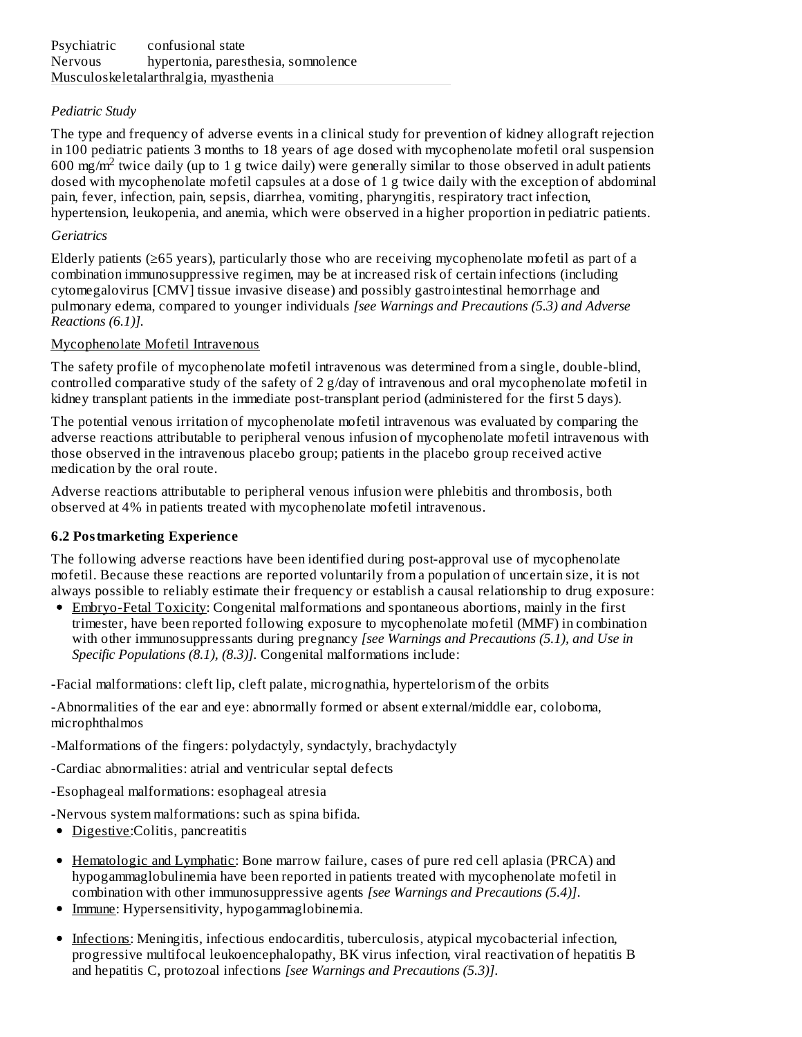| | |
|---|---|
| Psychiatric | confusional state |
| Nervous | hypertonia, paresthesia, somnolence |
| Musculoskeletal | arthralgia, myasthenia |

*Pediatric Study*

The type and frequency of adverse events in a clinical study for prevention of kidney allograft rejection in 100 pediatric patients 3 months to 18 years of age dosed with mycophenolate mofetil oral suspension 600 mg/$m^2$ twice daily (up to 1 g twice daily) were generally similar to those observed in adult patients dosed with mycophenolate mofetil capsules at a dose of 1 g twice daily with the exception of abdominal pain, fever, infection, pain, sepsis, diarrhea, vomiting, pharyngitis, respiratory tract infection, hypertension, leukopenia, and anemia, which were observed in a higher proportion in pediatric patients.

*Geriatrics*

Elderly patients (≥65 years), particularly those who are receiving mycophenolate mofetil as part of a combination immunosuppressive regimen, may be at increased risk of certain infections (including cytomegalovirus [CMV] tissue invasive disease) and possibly gastrointestinal hemorrhage and pulmonary edema, compared to younger individuals *[see Warnings and Precautions (5.3) and Adverse Reactions (6.1)]*.

Mycophenolate Mofetil Intravenous

The safety profile of mycophenolate mofetil intravenous was determined from a single, double-blind, controlled comparative study of the safety of 2 g/day of intravenous and oral mycophenolate mofetil in kidney transplant patients in the immediate post-transplant period (administered for the first 5 days).

The potential venous irritation of mycophenolate mofetil intravenous was evaluated by comparing the adverse reactions attributable to peripheral venous infusion of mycophenolate mofetil intravenous with those observed in the intravenous placebo group; patients in the placebo group received active medication by the oral route.

Adverse reactions attributable to peripheral venous infusion were phlebitis and thrombosis, both observed at 4% in patients treated with mycophenolate mofetil intravenous.

### 6.2 Postmarketing Experience

The following adverse reactions have been identified during post-approval use of mycophenolate mofetil. Because these reactions are reported voluntarily from a population of uncertain size, it is not always possible to reliably estimate their frequency or establish a causal relationship to drug exposure:

- Embryo-Fetal Toxicity: Congenital malformations and spontaneous abortions, mainly in the first trimester, have been reported following exposure to mycophenolate mofetil (MMF) in combination with other immunosuppressants during pregnancy *[see Warnings and Precautions (5.1), and Use in Specific Populations (8.1), (8.3)]*. Congenital malformations include:

-Facial malformations: cleft lip, cleft palate, micrognathia, hypertelorism of the orbits

-Abnormalities of the ear and eye: abnormally formed or absent external/middle ear, coloboma, microphthalmos

-Malformations of the fingers: polydactyly, syndactyly, brachydactyly

-Cardiac abnormalities: atrial and ventricular septal defects

-Esophageal malformations: esophageal atresia

-Nervous system malformations: such as spina bifida.

- Digestive:Colitis, pancreatitis
- Hematologic and Lymphatic: Bone marrow failure, cases of pure red cell aplasia (PRCA) and hypogammaglobulinemia have been reported in patients treated with mycophenolate mofetil in combination with other immunosuppressive agents *[see Warnings and Precautions (5.4)]*.
- Immune: Hypersensitivity, hypogammaglobinemia.
- Infections: Meningitis, infectious endocarditis, tuberculosis, atypical mycobacterial infection, progressive multifocal leukoencephalopathy, BK virus infection, viral reactivation of hepatitis B and hepatitis C, protozoal infections *[see Warnings and Precautions (5.3)]*.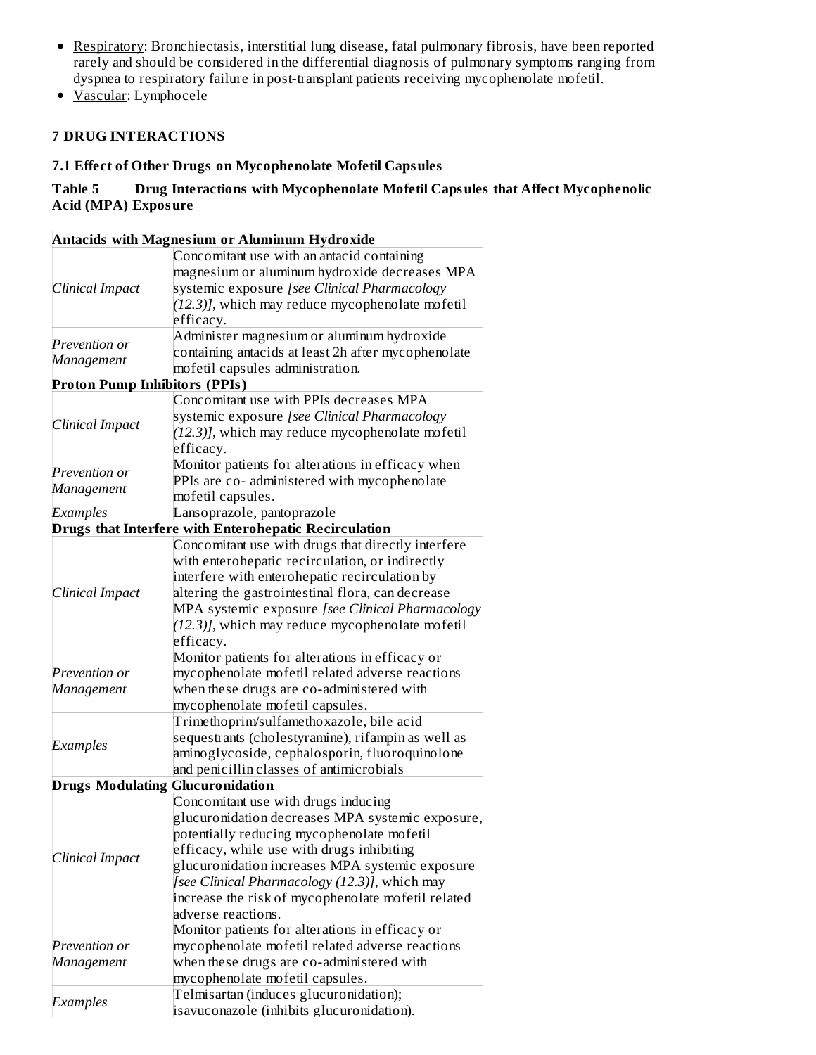- Respiratory: Bronchiectasis, interstitial lung disease, fatal pulmonary fibrosis, have been reported rarely and should be considered in the differential diagnosis of pulmonary symptoms ranging from dyspnea to respiratory failure in post-transplant patients receiving mycophenolate mofetil.
- Vascular: Lymphocele

## 7 DRUG INTERACTIONS

### 7.1 Effect of Other Drugs on Mycophenolate Mofetil Capsules

**Table 5 Drug Interactions with Mycophenolate Mofetil Capsules that Affect Mycophenolic Acid (MPA) Exposure**

| **Antacids with Magnesium or Aluminum Hydroxide** | |
|---|---|
| *Clinical Impact* | Concomitant use with an antacid containing magnesium or aluminum hydroxide decreases MPA systemic exposure *[see Clinical Pharmacology (12.3)]*, which may reduce mycophenolate mofetil efficacy. |
| *Prevention or Management* | Administer magnesium or aluminum hydroxide containing antacids at least 2h after mycophenolate mofetil capsules administration. |
| **Proton Pump Inhibitors (PPIs)** | |
| *Clinical Impact* | Concomitant use with PPIs decreases MPA systemic exposure *[see Clinical Pharmacology (12.3)]*, which may reduce mycophenolate mofetil efficacy. |
| *Prevention or Management* | Monitor patients for alterations in efficacy when PPIs are co- administered with mycophenolate mofetil capsules. |
| *Examples* | Lansoprazole, pantoprazole |
| **Drugs that Interfere with Enterohepatic Recirculation** | |
| *Clinical Impact* | Concomitant use with drugs that directly interfere with enterohepatic recirculation, or indirectly interfere with enterohepatic recirculation by altering the gastrointestinal flora, can decrease MPA systemic exposure *[see Clinical Pharmacology (12.3)]*, which may reduce mycophenolate mofetil efficacy. |
| *Prevention or Management* | Monitor patients for alterations in efficacy or mycophenolate mofetil related adverse reactions when these drugs are co-administered with mycophenolate mofetil capsules. |
| *Examples* | Trimethoprim/sulfamethoxazole, bile acid sequestrants (cholestyramine), rifampin as well as aminoglycoside, cephalosporin, fluoroquinolone and penicillin classes of antimicrobials |
| **Drugs Modulating Glucuronidation** | |
| *Clinical Impact* | Concomitant use with drugs inducing glucuronidation decreases MPA systemic exposure, potentially reducing mycophenolate mofetil efficacy, while use with drugs inhibiting glucuronidation increases MPA systemic exposure *[see Clinical Pharmacology (12.3)]*, which may increase the risk of mycophenolate mofetil related adverse reactions. |
| *Prevention or Management* | Monitor patients for alterations in efficacy or mycophenolate mofetil related adverse reactions when these drugs are co-administered with mycophenolate mofetil capsules. |
| *Examples* | Telmisartan (induces glucuronidation); isavuconazole (inhibits glucuronidation). |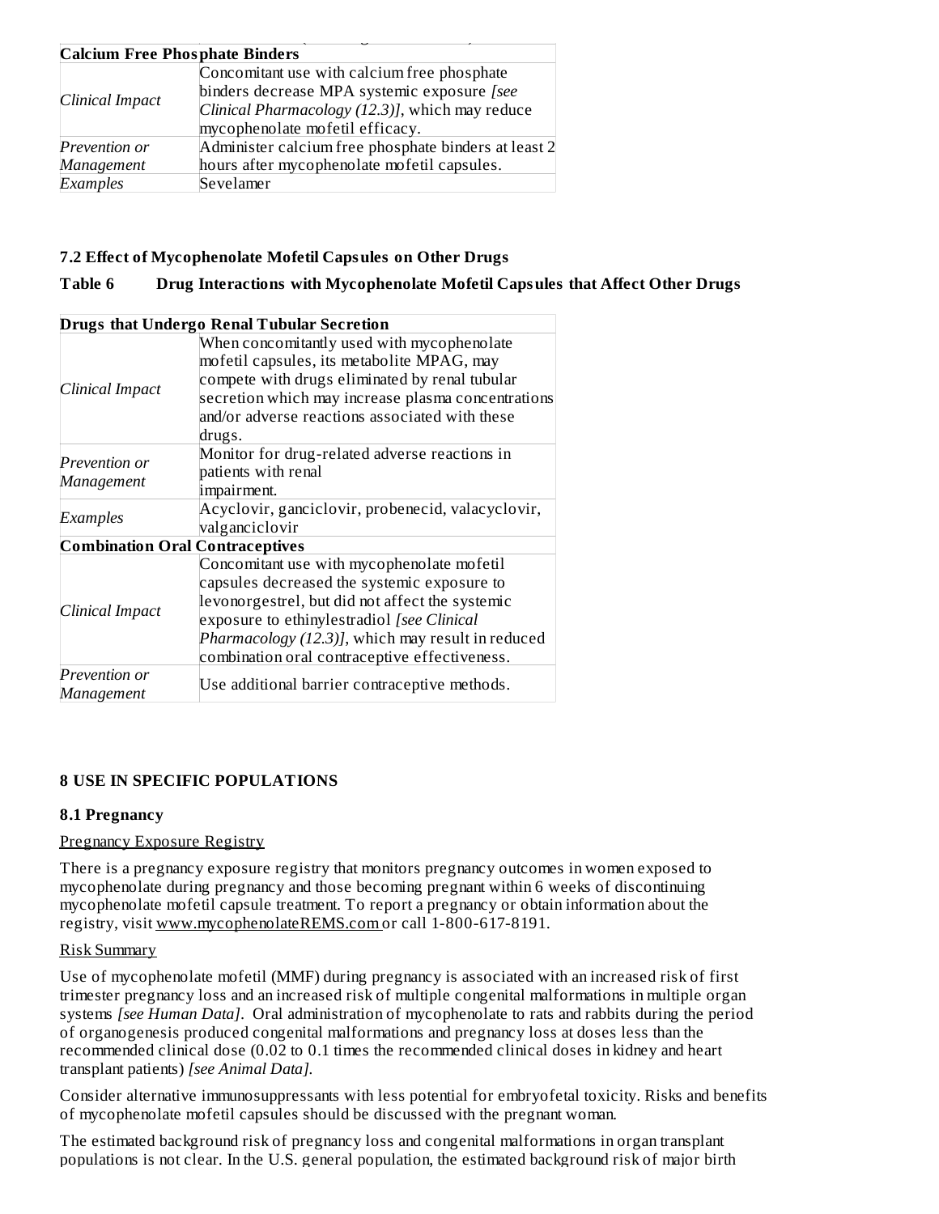| Calcium Free Phosphate Binders | |
|---|---|
| *Clinical Impact* | Concomitant use with calcium free phosphate binders decrease MPA systemic exposure *[see Clinical Pharmacology (12.3)]*, which may reduce mycophenolate mofetil efficacy. |
| *Prevention or Management* | Administer calcium free phosphate binders at least 2 hours after mycophenolate mofetil capsules. |
| *Examples* | Sevelamer |

### 7.2 Effect of Mycophenolate Mofetil Capsules on Other Drugs

**Table 6 Drug Interactions with Mycophenolate Mofetil Capsules that Affect Other Drugs**

| Drugs that Undergo Renal Tubular Secretion | |
|---|---|
| *Clinical Impact* | When concomitantly used with mycophenolate mofetil capsules, its metabolite MPAG, may compete with drugs eliminated by renal tubular secretion which may increase plasma concentrations and/or adverse reactions associated with these drugs. |
| *Prevention or Management* | Monitor for drug-related adverse reactions in patients with renal impairment. |
| *Examples* | Acyclovir, ganciclovir, probenecid, valacyclovir, valganciclovir |
| **Combination Oral Contraceptives** | |
| *Clinical Impact* | Concomitant use with mycophenolate mofetil capsules decreased the systemic exposure to levonorgestrel, but did not affect the systemic exposure to ethinylestradiol *[see Clinical Pharmacology (12.3)]*, which may result in reduced combination oral contraceptive effectiveness. |
| *Prevention or Management* | Use additional barrier contraceptive methods. |

## 8 USE IN SPECIFIC POPULATIONS

### 8.1 Pregnancy

Pregnancy Exposure Registry

There is a pregnancy exposure registry that monitors pregnancy outcomes in women exposed to mycophenolate during pregnancy and those becoming pregnant within 6 weeks of discontinuing mycophenolate mofetil capsule treatment. To report a pregnancy or obtain information about the registry, visit www.mycophenolateREMS.com or call 1-800-617-8191.

Risk Summary

Use of mycophenolate mofetil (MMF) during pregnancy is associated with an increased risk of first trimester pregnancy loss and an increased risk of multiple congenital malformations in multiple organ systems *[see Human Data]*. Oral administration of mycophenolate to rats and rabbits during the period of organogenesis produced congenital malformations and pregnancy loss at doses less than the recommended clinical dose (0.02 to 0.1 times the recommended clinical doses in kidney and heart transplant patients) *[see Animal Data]*.

Consider alternative immunosuppressants with less potential for embryofetal toxicity. Risks and benefits of mycophenolate mofetil capsules should be discussed with the pregnant woman.

The estimated background risk of pregnancy loss and congenital malformations in organ transplant populations is not clear. In the U.S. general population, the estimated background risk of major birth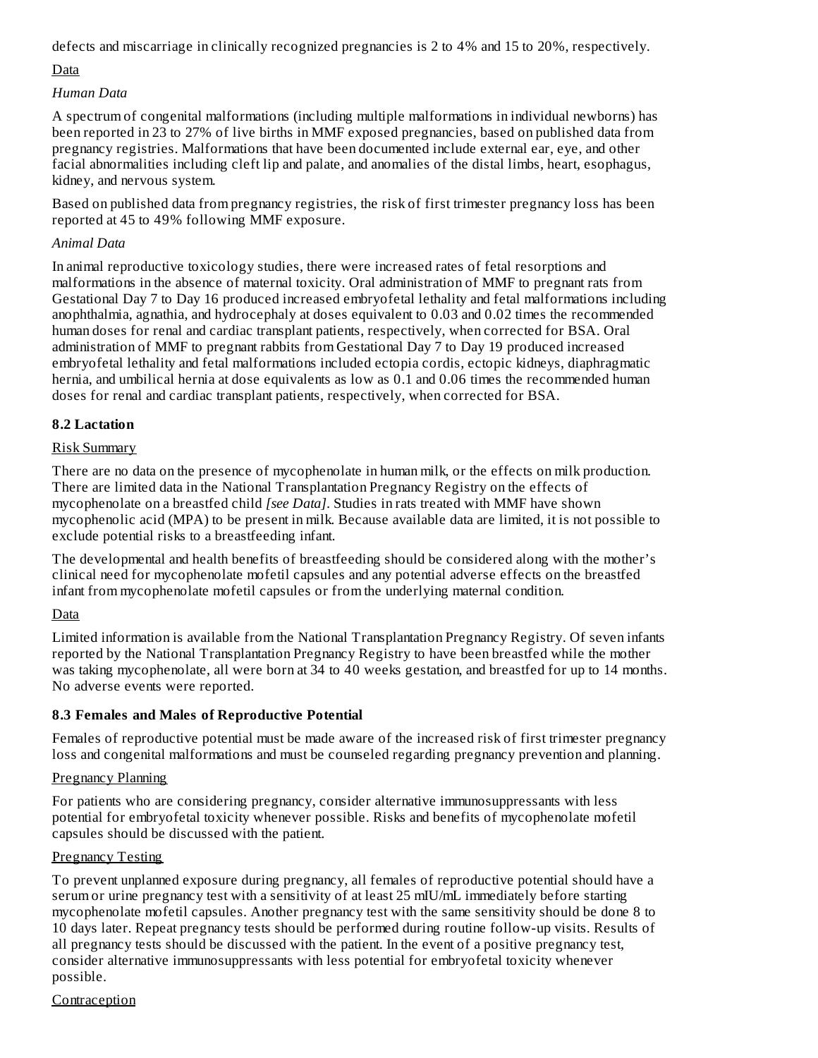defects and miscarriage in clinically recognized pregnancies is 2 to 4% and 15 to 20%, respectively.

Data

*Human Data*

A spectrum of congenital malformations (including multiple malformations in individual newborns) has been reported in 23 to 27% of live births in MMF exposed pregnancies, based on published data from pregnancy registries. Malformations that have been documented include external ear, eye, and other facial abnormalities including cleft lip and palate, and anomalies of the distal limbs, heart, esophagus, kidney, and nervous system.

Based on published data from pregnancy registries, the risk of first trimester pregnancy loss has been reported at 45 to 49% following MMF exposure.

*Animal Data*

In animal reproductive toxicology studies, there were increased rates of fetal resorptions and malformations in the absence of maternal toxicity. Oral administration of MMF to pregnant rats from Gestational Day 7 to Day 16 produced increased embryofetal lethality and fetal malformations including anophthalmia, agnathia, and hydrocephaly at doses equivalent to 0.03 and 0.02 times the recommended human doses for renal and cardiac transplant patients, respectively, when corrected for BSA. Oral administration of MMF to pregnant rabbits from Gestational Day 7 to Day 19 produced increased embryofetal lethality and fetal malformations included ectopia cordis, ectopic kidneys, diaphragmatic hernia, and umbilical hernia at dose equivalents as low as 0.1 and 0.06 times the recommended human doses for renal and cardiac transplant patients, respectively, when corrected for BSA.

### 8.2 Lactation

Risk Summary

There are no data on the presence of mycophenolate in human milk, or the effects on milk production. There are limited data in the National Transplantation Pregnancy Registry on the effects of mycophenolate on a breastfed child *[see Data]*. Studies in rats treated with MMF have shown mycophenolic acid (MPA) to be present in milk. Because available data are limited, it is not possible to exclude potential risks to a breastfeeding infant.

The developmental and health benefits of breastfeeding should be considered along with the mother's clinical need for mycophenolate mofetil capsules and any potential adverse effects on the breastfed infant from mycophenolate mofetil capsules or from the underlying maternal condition.

Data

Limited information is available from the National Transplantation Pregnancy Registry. Of seven infants reported by the National Transplantation Pregnancy Registry to have been breastfed while the mother was taking mycophenolate, all were born at 34 to 40 weeks gestation, and breastfed for up to 14 months. No adverse events were reported.

### 8.3 Females and Males of Reproductive Potential

Females of reproductive potential must be made aware of the increased risk of first trimester pregnancy loss and congenital malformations and must be counseled regarding pregnancy prevention and planning.

Pregnancy Planning

For patients who are considering pregnancy, consider alternative immunosuppressants with less potential for embryofetal toxicity whenever possible. Risks and benefits of mycophenolate mofetil capsules should be discussed with the patient.

Pregnancy Testing

To prevent unplanned exposure during pregnancy, all females of reproductive potential should have a serum or urine pregnancy test with a sensitivity of at least 25 mIU/mL immediately before starting mycophenolate mofetil capsules. Another pregnancy test with the same sensitivity should be done 8 to 10 days later. Repeat pregnancy tests should be performed during routine follow-up visits. Results of all pregnancy tests should be discussed with the patient. In the event of a positive pregnancy test, consider alternative immunosuppressants with less potential for embryofetal toxicity whenever possible.

Contraception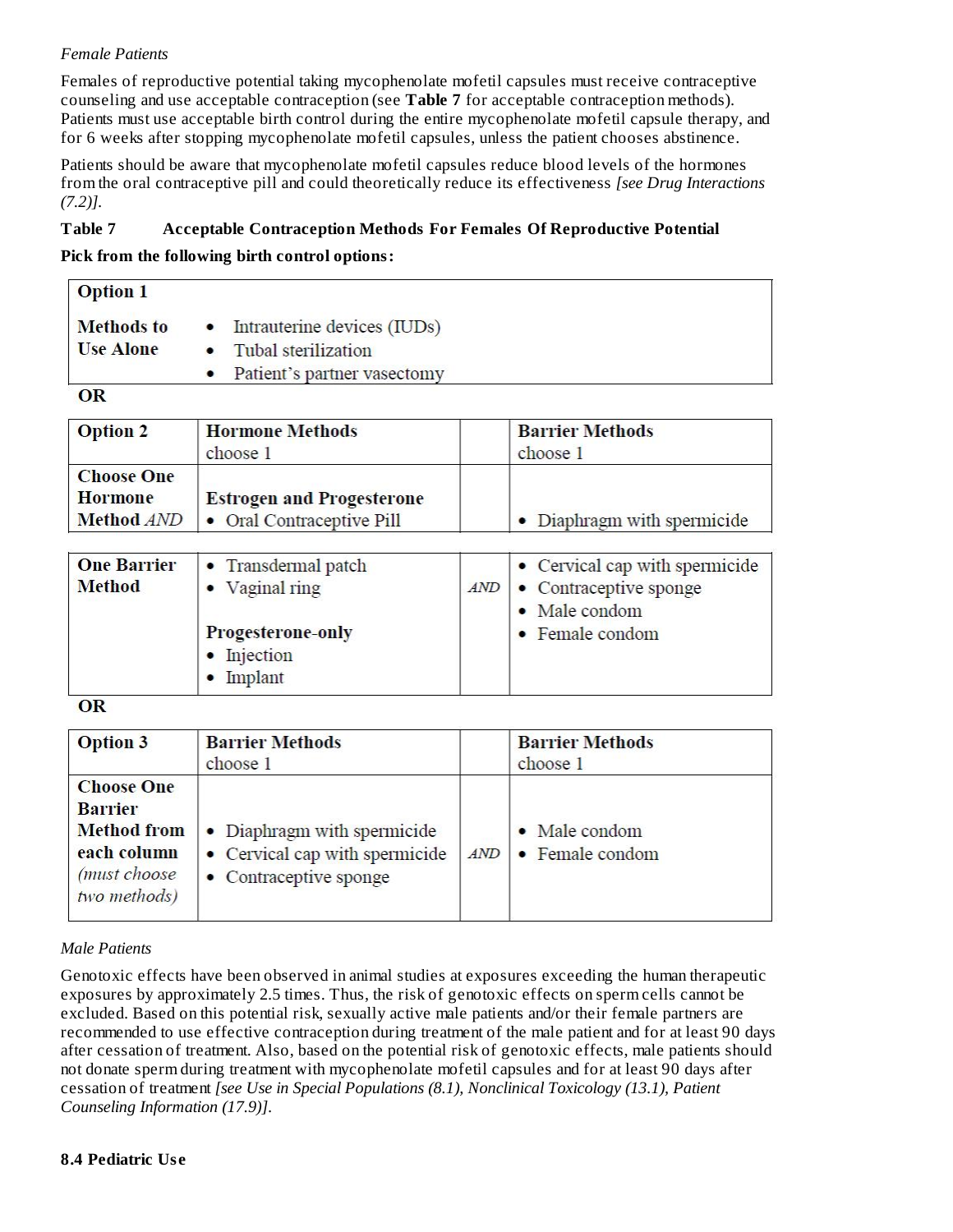*Female Patients*

Females of reproductive potential taking mycophenolate mofetil capsules must receive contraceptive counseling and use acceptable contraception (see **Table 7** for acceptable contraception methods). Patients must use acceptable birth control during the entire mycophenolate mofetil capsule therapy, and for 6 weeks after stopping mycophenolate mofetil capsules, unless the patient chooses abstinence.

Patients should be aware that mycophenolate mofetil capsules reduce blood levels of the hormones from the oral contraceptive pill and could theoretically reduce its effectiveness *[see Drug Interactions (7.2)]*.

**Table 7 Acceptable Contraception Methods For Females Of Reproductive Potential**

**Pick from the following birth control options:**

| **Option 1** | |
|---|---|
| **Methods to Use Alone** | • Intrauterine devices (IUDs)<br>• Tubal sterilization<br>• Patient's partner vasectomy |

**OR**

| **Option 2** | **Hormone Methods** choose 1 | | **Barrier Methods** choose 1 |
|---|---|---|---|
| **Choose One Hormone Method** *AND* **One Barrier Method** | **Estrogen and Progesterone**<br>• Oral Contraceptive Pill<br>• Transdermal patch<br>• Vaginal ring<br><br>**Progesterone-only**<br>• Injection<br>• Implant | *AND* | • Diaphragm with spermicide<br>• Cervical cap with spermicide<br>• Contraceptive sponge<br>• Male condom<br>• Female condom |

**OR**

| **Option 3** | **Barrier Methods** choose 1 | | **Barrier Methods** choose 1 |
|---|---|---|---|
| **Choose One Barrier Method from each column** *(must choose two methods)* | • Diaphragm with spermicide<br>• Cervical cap with spermicide<br>• Contraceptive sponge | *AND* | • Male condom<br>• Female condom |

*Male Patients*

Genotoxic effects have been observed in animal studies at exposures exceeding the human therapeutic exposures by approximately 2.5 times. Thus, the risk of genotoxic effects on sperm cells cannot be excluded. Based on this potential risk, sexually active male patients and/or their female partners are recommended to use effective contraception during treatment of the male patient and for at least 90 days after cessation of treatment. Also, based on the potential risk of genotoxic effects, male patients should not donate sperm during treatment with mycophenolate mofetil capsules and for at least 90 days after cessation of treatment *[see Use in Special Populations (8.1), Nonclinical Toxicology (13.1), Patient Counseling Information (17.9)]*.

### 8.4 Pediatric Use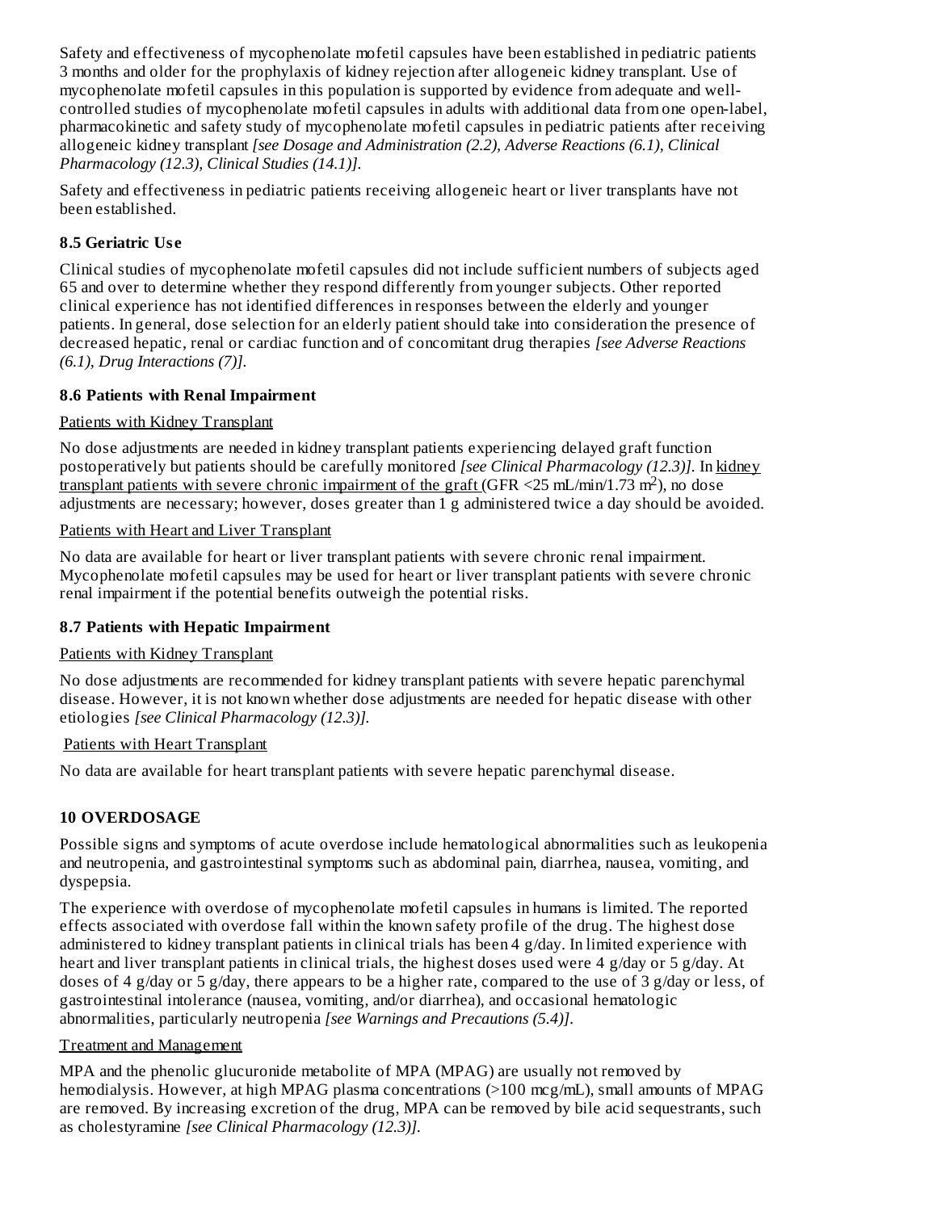Safety and effectiveness of mycophenolate mofetil capsules have been established in pediatric patients 3 months and older for the prophylaxis of kidney rejection after allogeneic kidney transplant. Use of mycophenolate mofetil capsules in this population is supported by evidence from adequate and well-controlled studies of mycophenolate mofetil capsules in adults with additional data from one open-label, pharmacokinetic and safety study of mycophenolate mofetil capsules in pediatric patients after receiving allogeneic kidney transplant *[see Dosage and Administration (2.2), Adverse Reactions (6.1), Clinical Pharmacology (12.3), Clinical Studies (14.1)]*.

Safety and effectiveness in pediatric patients receiving allogeneic heart or liver transplants have not been established.

### 8.5 Geriatric Use

Clinical studies of mycophenolate mofetil capsules did not include sufficient numbers of subjects aged 65 and over to determine whether they respond differently from younger subjects. Other reported clinical experience has not identified differences in responses between the elderly and younger patients. In general, dose selection for an elderly patient should take into consideration the presence of decreased hepatic, renal or cardiac function and of concomitant drug therapies *[see Adverse Reactions (6.1), Drug Interactions (7)]*.

### 8.6 Patients with Renal Impairment

Patients with Kidney Transplant

No dose adjustments are needed in kidney transplant patients experiencing delayed graft function postoperatively but patients should be carefully monitored *[see Clinical Pharmacology (12.3)]*. In kidney transplant patients with severe chronic impairment of the graft (GFR <25 mL/min/1.73 $m^2$), no dose adjustments are necessary; however, doses greater than 1 g administered twice a day should be avoided.

Patients with Heart and Liver Transplant

No data are available for heart or liver transplant patients with severe chronic renal impairment. Mycophenolate mofetil capsules may be used for heart or liver transplant patients with severe chronic renal impairment if the potential benefits outweigh the potential risks.

### 8.7 Patients with Hepatic Impairment

Patients with Kidney Transplant

No dose adjustments are recommended for kidney transplant patients with severe hepatic parenchymal disease. However, it is not known whether dose adjustments are needed for hepatic disease with other etiologies *[see Clinical Pharmacology (12.3)]*.

Patients with Heart Transplant

No data are available for heart transplant patients with severe hepatic parenchymal disease.

## 10 OVERDOSAGE

Possible signs and symptoms of acute overdose include hematological abnormalities such as leukopenia and neutropenia, and gastrointestinal symptoms such as abdominal pain, diarrhea, nausea, vomiting, and dyspepsia.

The experience with overdose of mycophenolate mofetil capsules in humans is limited. The reported effects associated with overdose fall within the known safety profile of the drug. The highest dose administered to kidney transplant patients in clinical trials has been 4 g/day. In limited experience with heart and liver transplant patients in clinical trials, the highest doses used were 4 g/day or 5 g/day. At doses of 4 g/day or 5 g/day, there appears to be a higher rate, compared to the use of 3 g/day or less, of gastrointestinal intolerance (nausea, vomiting, and/or diarrhea), and occasional hematologic abnormalities, particularly neutropenia *[see Warnings and Precautions (5.4)]*.

Treatment and Management

MPA and the phenolic glucuronide metabolite of MPA (MPAG) are usually not removed by hemodialysis. However, at high MPAG plasma concentrations (>100 mcg/mL), small amounts of MPAG are removed. By increasing excretion of the drug, MPA can be removed by bile acid sequestrants, such as cholestyramine *[see Clinical Pharmacology (12.3)]*.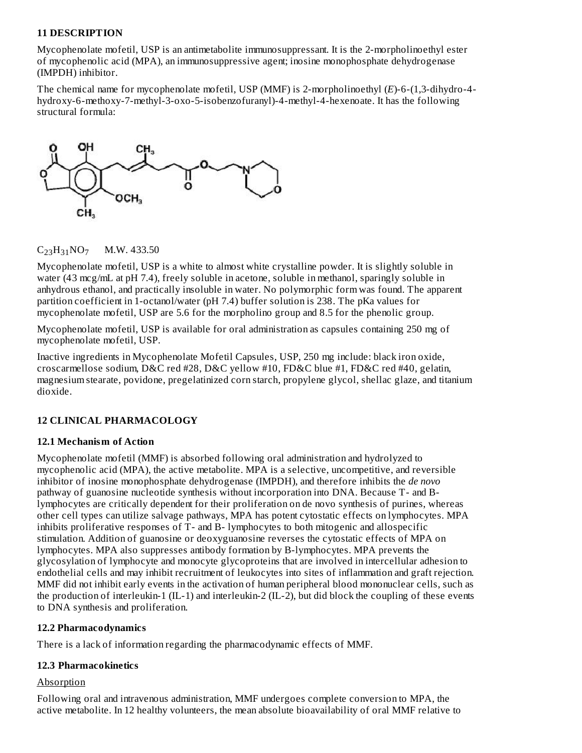## 11 DESCRIPTION

Mycophenolate mofetil, USP is an antimetabolite immunosuppressant. It is the 2-morpholinoethyl ester of mycophenolic acid (MPA), an immunosuppressive agent; inosine monophosphate dehydrogenase (IMPDH) inhibitor.

The chemical name for mycophenolate mofetil, USP (MMF) is 2-morpholinoethyl (*E*)-6-(1,3-dihydro-4-hydroxy-6-methoxy-7-methyl-3-oxo-5-isobenzofuranyl)-4-methyl-4-hexenoate. It has the following structural formula:

$C_{23}H_{31}NO_7$    M.W. 433.50

Mycophenolate mofetil, USP is a white to almost white crystalline powder. It is slightly soluble in water (43 mcg/mL at pH 7.4), freely soluble in acetone, soluble in methanol, sparingly soluble in anhydrous ethanol, and practically insoluble in water. No polymorphic form was found. The apparent partition coefficient in 1-octanol/water (pH 7.4) buffer solution is 238. The pKa values for mycophenolate mofetil, USP are 5.6 for the morpholino group and 8.5 for the phenolic group.

Mycophenolate mofetil, USP is available for oral administration as capsules containing 250 mg of mycophenolate mofetil, USP.

Inactive ingredients in Mycophenolate Mofetil Capsules, USP, 250 mg include: black iron oxide, croscarmellose sodium, D&C red #28, D&C yellow #10, FD&C blue #1, FD&C red #40, gelatin, magnesium stearate, povidone, pregelatinized corn starch, propylene glycol, shellac glaze, and titanium dioxide.

## 12 CLINICAL PHARMACOLOGY

### 12.1 Mechanism of Action

Mycophenolate mofetil (MMF) is absorbed following oral administration and hydrolyzed to mycophenolic acid (MPA), the active metabolite. MPA is a selective, uncompetitive, and reversible inhibitor of inosine monophosphate dehydrogenase (IMPDH), and therefore inhibits the *de novo* pathway of guanosine nucleotide synthesis without incorporation into DNA. Because T- and B-lymphocytes are critically dependent for their proliferation on de novo synthesis of purines, whereas other cell types can utilize salvage pathways, MPA has potent cytostatic effects on lymphocytes. MPA inhibits proliferative responses of T- and B- lymphocytes to both mitogenic and allospecific stimulation. Addition of guanosine or deoxyguanosine reverses the cytostatic effects of MPA on lymphocytes. MPA also suppresses antibody formation by B-lymphocytes. MPA prevents the glycosylation of lymphocyte and monocyte glycoproteins that are involved in intercellular adhesion to endothelial cells and may inhibit recruitment of leukocytes into sites of inflammation and graft rejection. MMF did not inhibit early events in the activation of human peripheral blood mononuclear cells, such as the production of interleukin-1 (IL-1) and interleukin-2 (IL-2), but did block the coupling of these events to DNA synthesis and proliferation.

### 12.2 Pharmacodynamics

There is a lack of information regarding the pharmacodynamic effects of MMF.

### 12.3 Pharmacokinetics

Absorption

Following oral and intravenous administration, MMF undergoes complete conversion to MPA, the active metabolite. In 12 healthy volunteers, the mean absolute bioavailability of oral MMF relative to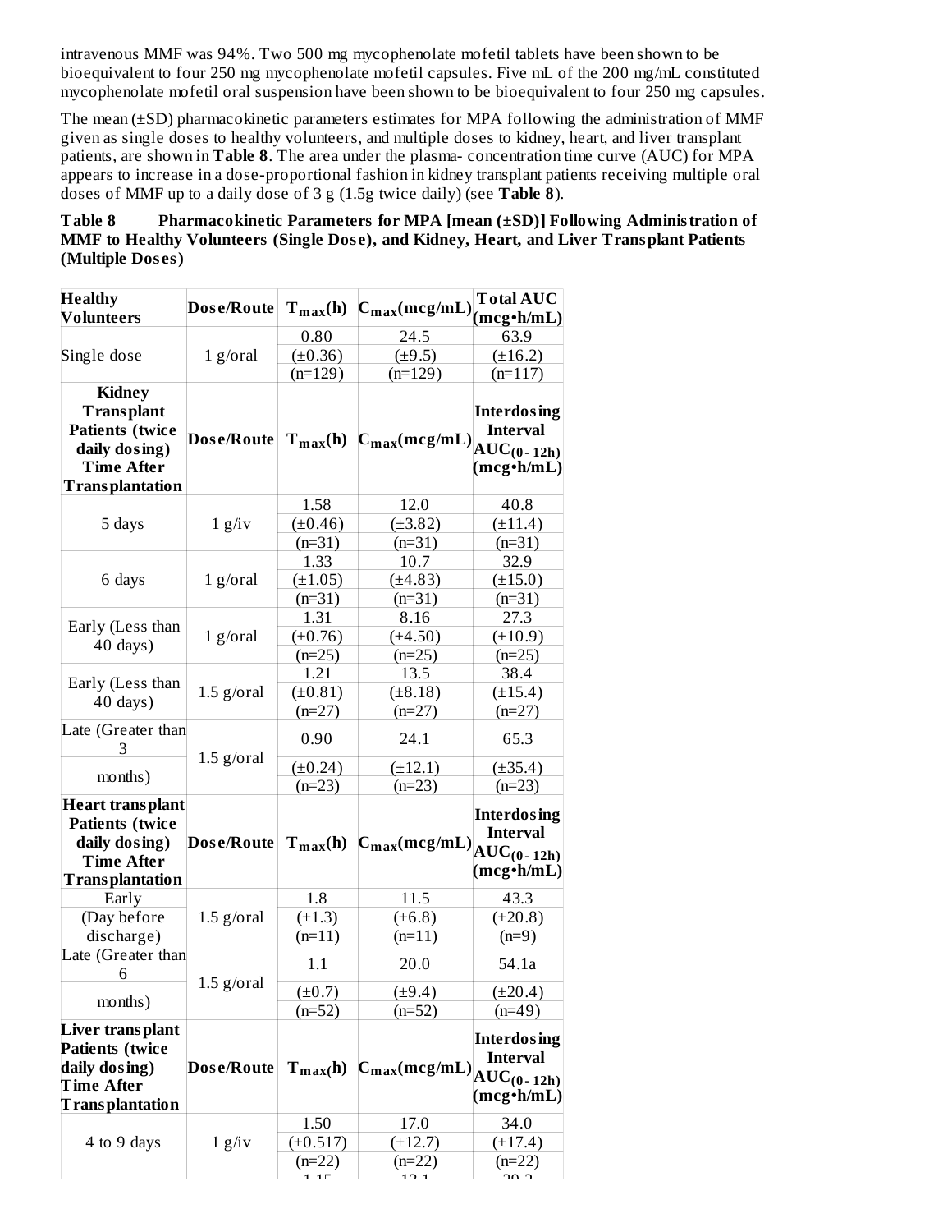intravenous MMF was 94%. Two 500 mg mycophenolate mofetil tablets have been shown to be bioequivalent to four 250 mg mycophenolate mofetil capsules. Five mL of the 200 mg/mL constituted mycophenolate mofetil oral suspension have been shown to be bioequivalent to four 250 mg capsules.

The mean (±SD) pharmacokinetic parameters estimates for MPA following the administration of MMF given as single doses to healthy volunteers, and multiple doses to kidney, heart, and liver transplant patients, are shown in **Table 8**. The area under the plasma- concentration time curve (AUC) for MPA appears to increase in a dose-proportional fashion in kidney transplant patients receiving multiple oral doses of MMF up to a daily dose of 3 g (1.5g twice daily) (see **Table 8**).

**Table 8 Pharmacokinetic Parameters for MPA [mean (±SD)] Following Administration of MMF to Healthy Volunteers (Single Dose), and Kidney, Heart, and Liver Transplant Patients (Multiple Doses)**

| **Healthy Volunteers** | **Dose/Route** | **$T_{max}$(h)** | **$C_{max}$(mcg/mL)** | **Total AUC (mcg•h/mL)** |
|---|---|---|---|---|
| Single dose | 1 g/oral | 0.80 (±0.36) (n=129) | 24.5 (±9.5) (n=129) | 63.9 (±16.2) (n=117) |
| **Kidney Transplant Patients (twice daily dosing) Time After Transplantation** | **Dose/Route** | **$T_{max}$(h)** | **$C_{max}$(mcg/mL)** | **Interdosing Interval $AUC_{(0-12h)}$ (mcg•h/mL)** |
| 5 days | 1 g/iv | 1.58 (±0.46) (n=31) | 12.0 (±3.82) (n=31) | 40.8 (±11.4) (n=31) |
| 6 days | 1 g/oral | 1.33 (±1.05) (n=31) | 10.7 (±4.83) (n=31) | 32.9 (±15.0) (n=31) |
| Early (Less than 40 days) | 1 g/oral | 1.31 (±0.76) (n=25) | 8.16 (±4.50) (n=25) | 27.3 (±10.9) (n=25) |
| Early (Less than 40 days) | 1.5 g/oral | 1.21 (±0.81) (n=27) | 13.5 (±8.18) (n=27) | 38.4 (±15.4) (n=27) |
| Late (Greater than 3 months) | 1.5 g/oral | 0.90 (±0.24) (n=23) | 24.1 (±12.1) (n=23) | 65.3 (±35.4) (n=23) |
| **Heart transplant Patients (twice daily dosing) Time After Transplantation** | **Dose/Route** | **$T_{max}$(h)** | **$C_{max}$(mcg/mL)** | **Interdosing Interval $AUC_{(0-12h)}$ (mcg•h/mL)** |
| Early (Day before discharge) | 1.5 g/oral | 1.8 (±1.3) (n=11) | 11.5 (±6.8) (n=11) | 43.3 (±20.8) (n=9) |
| Late (Greater than 6 months) | 1.5 g/oral | 1.1 (±0.7) (n=52) | 20.0 (±9.4) (n=52) | 54.1a (±20.4) (n=49) |
| **Liver transplant Patients (twice daily dosing) Time After Transplantation** | **Dose/Route** | **$T_{max}$(h)** | **$C_{max}$(mcg/mL)** | **Interdosing Interval $AUC_{(0-12h)}$ (mcg•h/mL)** |
| 4 to 9 days | 1 g/iv | 1.50 (±0.517) (n=22) | 17.0 (±12.7) (n=22) | 34.0 (±17.4) (n=22) |
| | | 1.15 | 13.1 | 29.2 |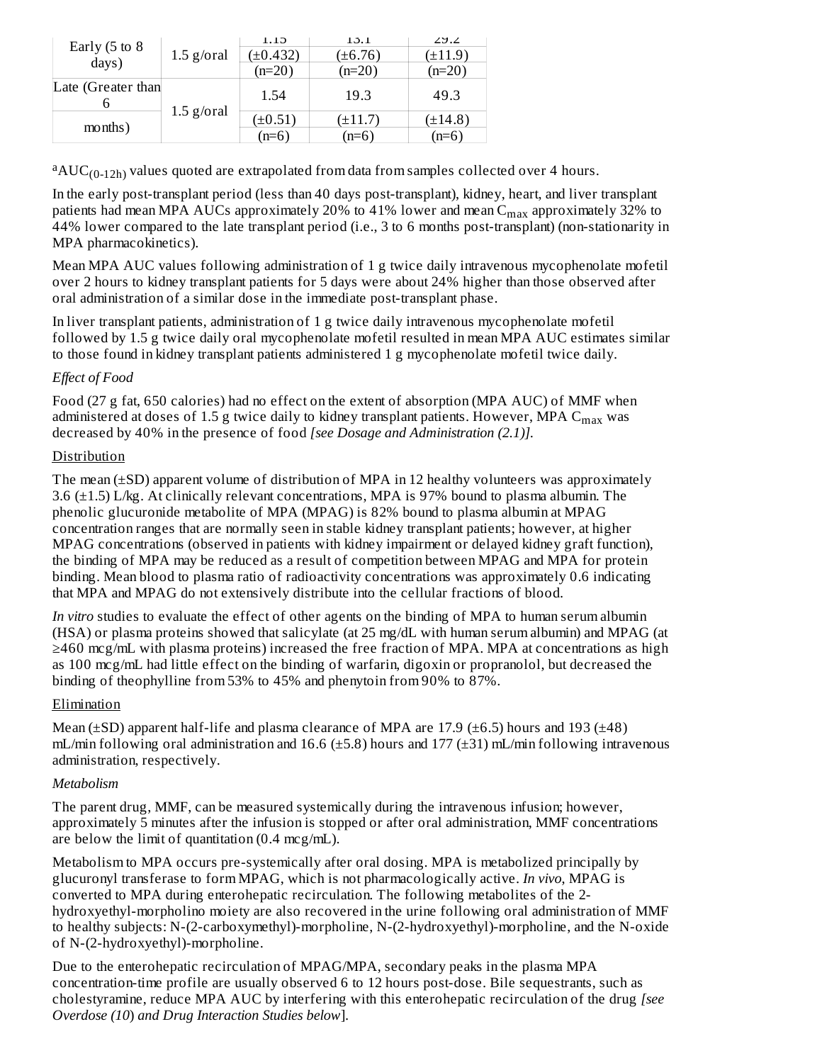| Early (5 to 8 days) | 1.5 g/oral | 1.15 (±0.432) (n=20) | 13.1 (±6.76) (n=20) | 29.2 (±11.9) (n=20) |
|---|---|---|---|---|
| Late (Greater than 6 months) | 1.5 g/oral | 1.54 (±0.51) (n=6) | 19.3 (±11.7) (n=6) | 49.3 (±14.8) (n=6) |

[a]$AUC_{(0\text{-}12h)}$ values quoted are extrapolated from data from samples collected over 4 hours.

In the early post-transplant period (less than 40 days post-transplant), kidney, heart, and liver transplant patients had mean MPA AUCs approximately 20% to 41% lower and mean $C_{max}$ approximately 32% to 44% lower compared to the late transplant period (i.e., 3 to 6 months post-transplant) (non-stationarity in MPA pharmacokinetics).

Mean MPA AUC values following administration of 1 g twice daily intravenous mycophenolate mofetil over 2 hours to kidney transplant patients for 5 days were about 24% higher than those observed after oral administration of a similar dose in the immediate post-transplant phase.

In liver transplant patients, administration of 1 g twice daily intravenous mycophenolate mofetil followed by 1.5 g twice daily oral mycophenolate mofetil resulted in mean MPA AUC estimates similar to those found in kidney transplant patients administered 1 g mycophenolate mofetil twice daily.

*Effect of Food*

Food (27 g fat, 650 calories) had no effect on the extent of absorption (MPA AUC) of MMF when administered at doses of 1.5 g twice daily to kidney transplant patients. However, MPA $C_{max}$ was decreased by 40% in the presence of food *[see Dosage and Administration (2.1)]*.

Distribution

The mean (±SD) apparent volume of distribution of MPA in 12 healthy volunteers was approximately 3.6 (±1.5) L/kg. At clinically relevant concentrations, MPA is 97% bound to plasma albumin. The phenolic glucuronide metabolite of MPA (MPAG) is 82% bound to plasma albumin at MPAG concentration ranges that are normally seen in stable kidney transplant patients; however, at higher MPAG concentrations (observed in patients with kidney impairment or delayed kidney graft function), the binding of MPA may be reduced as a result of competition between MPAG and MPA for protein binding. Mean blood to plasma ratio of radioactivity concentrations was approximately 0.6 indicating that MPA and MPAG do not extensively distribute into the cellular fractions of blood.

*In vitro* studies to evaluate the effect of other agents on the binding of MPA to human serum albumin (HSA) or plasma proteins showed that salicylate (at 25 mg/dL with human serum albumin) and MPAG (at ≥460 mcg/mL with plasma proteins) increased the free fraction of MPA. MPA at concentrations as high as 100 mcg/mL had little effect on the binding of warfarin, digoxin or propranolol, but decreased the binding of theophylline from 53% to 45% and phenytoin from 90% to 87%.

Elimination

Mean (±SD) apparent half-life and plasma clearance of MPA are 17.9 (±6.5) hours and 193 (±48) mL/min following oral administration and 16.6 (±5.8) hours and 177 (±31) mL/min following intravenous administration, respectively.

*Metabolism*

The parent drug, MMF, can be measured systemically during the intravenous infusion; however, approximately 5 minutes after the infusion is stopped or after oral administration, MMF concentrations are below the limit of quantitation (0.4 mcg/mL).

Metabolism to MPA occurs pre-systemically after oral dosing. MPA is metabolized principally by glucuronyl transferase to form MPAG, which is not pharmacologically active. *In vivo*, MPAG is converted to MPA during enterohepatic recirculation. The following metabolites of the 2-hydroxyethyl-morpholino moiety are also recovered in the urine following oral administration of MMF to healthy subjects: N-(2-carboxymethyl)-morpholine, N-(2-hydroxyethyl)-morpholine, and the N-oxide of N-(2-hydroxyethyl)-morpholine.

Due to the enterohepatic recirculation of MPAG/MPA, secondary peaks in the plasma MPA concentration-time profile are usually observed 6 to 12 hours post-dose. Bile sequestrants, such as cholestyramine, reduce MPA AUC by interfering with this enterohepatic recirculation of the drug *[see Overdose (10) and Drug Interaction Studies below]*.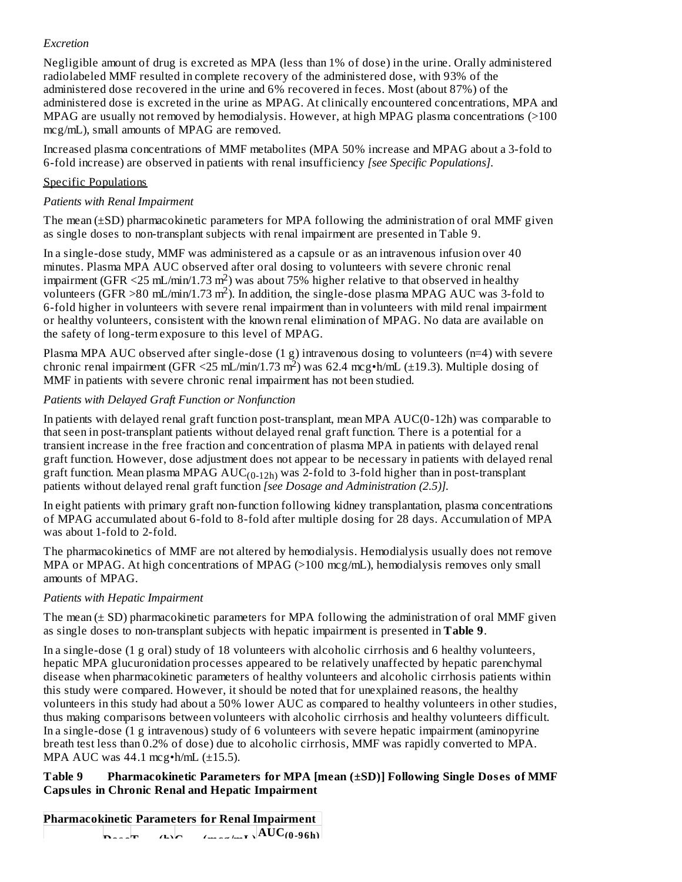*Excretion*

Negligible amount of drug is excreted as MPA (less than 1% of dose) in the urine. Orally administered radiolabeled MMF resulted in complete recovery of the administered dose, with 93% of the administered dose recovered in the urine and 6% recovered in feces. Most (about 87%) of the administered dose is excreted in the urine as MPAG. At clinically encountered concentrations, MPA and MPAG are usually not removed by hemodialysis. However, at high MPAG plasma concentrations (>100 mcg/mL), small amounts of MPAG are removed.

Increased plasma concentrations of MMF metabolites (MPA 50% increase and MPAG about a 3-fold to 6-fold increase) are observed in patients with renal insufficiency *[see Specific Populations]*.

Specific Populations

*Patients with Renal Impairment*

The mean (±SD) pharmacokinetic parameters for MPA following the administration of oral MMF given as single doses to non-transplant subjects with renal impairment are presented in Table 9.

In a single-dose study, MMF was administered as a capsule or as an intravenous infusion over 40 minutes. Plasma MPA AUC observed after oral dosing to volunteers with severe chronic renal impairment (GFR <25 mL/min/1.73 $m^2$) was about 75% higher relative to that observed in healthy volunteers (GFR >80 mL/min/1.73 $m^2$). In addition, the single-dose plasma MPAG AUC was 3-fold to 6-fold higher in volunteers with severe renal impairment than in volunteers with mild renal impairment or healthy volunteers, consistent with the known renal elimination of MPAG. No data are available on the safety of long-term exposure to this level of MPAG.

Plasma MPA AUC observed after single-dose (1 g) intravenous dosing to volunteers (n=4) with severe chronic renal impairment (GFR <25 mL/min/1.73 $m^2$) was 62.4 mcg•h/mL (±19.3). Multiple dosing of MMF in patients with severe chronic renal impairment has not been studied.

*Patients with Delayed Graft Function or Nonfunction*

In patients with delayed renal graft function post-transplant, mean MPA AUC(0-12h) was comparable to that seen in post-transplant patients without delayed renal graft function. There is a potential for a transient increase in the free fraction and concentration of plasma MPA in patients with delayed renal graft function. However, dose adjustment does not appear to be necessary in patients with delayed renal graft function. Mean plasma MPAG $AUC_{(0\text{-}12h)}$ was 2-fold to 3-fold higher than in post-transplant patients without delayed renal graft function *[see Dosage and Administration (2.5)]*.

In eight patients with primary graft non-function following kidney transplantation, plasma concentrations of MPAG accumulated about 6-fold to 8-fold after multiple dosing for 28 days. Accumulation of MPA was about 1-fold to 2-fold.

The pharmacokinetics of MMF are not altered by hemodialysis. Hemodialysis usually does not remove MPA or MPAG. At high concentrations of MPAG (>100 mcg/mL), hemodialysis removes only small amounts of MPAG.

*Patients with Hepatic Impairment*

The mean (± SD) pharmacokinetic parameters for MPA following the administration of oral MMF given as single doses to non-transplant subjects with hepatic impairment is presented in **Table 9**.

In a single-dose (1 g oral) study of 18 volunteers with alcoholic cirrhosis and 6 healthy volunteers, hepatic MPA glucuronidation processes appeared to be relatively unaffected by hepatic parenchymal disease when pharmacokinetic parameters of healthy volunteers and alcoholic cirrhosis patients within this study were compared. However, it should be noted that for unexplained reasons, the healthy volunteers in this study had about a 50% lower AUC as compared to healthy volunteers in other studies, thus making comparisons between volunteers with alcoholic cirrhosis and healthy volunteers difficult. In a single-dose (1 g intravenous) study of 6 volunteers with severe hepatic impairment (aminopyrine breath test less than 0.2% of dose) due to alcoholic cirrhosis, MMF was rapidly converted to MPA. MPA AUC was 44.1 mcg•h/mL (±15.5).

**Table 9 Pharmacokinetic Parameters for MPA [mean (±SD)] Following Single Doses of MMF Capsules in Chronic Renal and Hepatic Impairment**

| **Pharmacokinetic Parameters for Renal Impairment** | | | | |
|---|---|---|---|---|
| | **Dose** | **$T_{max}$ (h)** | **$C_{max}$ (mcg/mL)** | **$AUC_{(0\text{-}96h)}$** |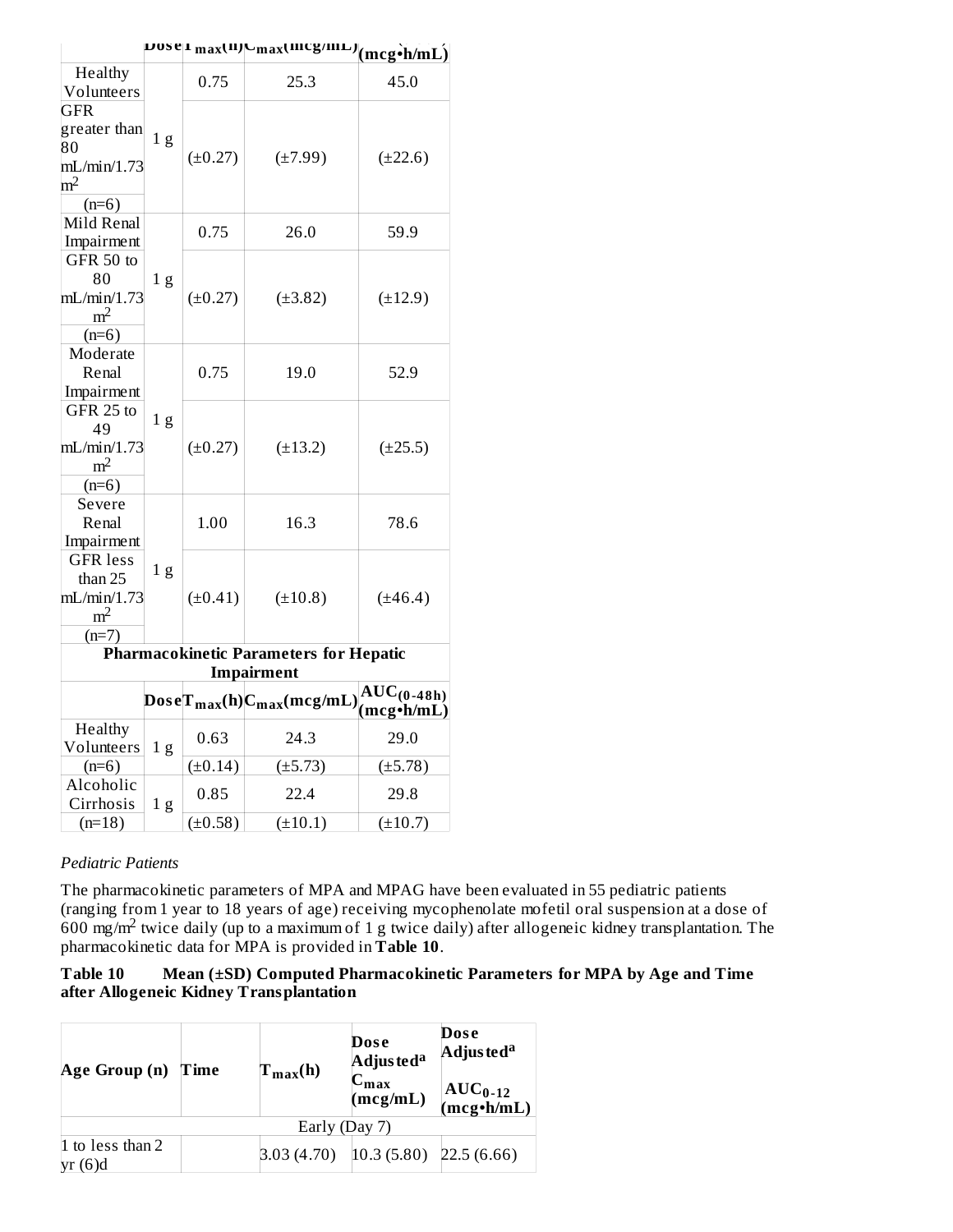| | Dose | $T_{max}$(h) | $C_{max}$(mcg/mL) | $AUC_{(0-96h)}$ (mcg•h/mL) |
|---|---|---|---|---|
| Healthy Volunteers GFR greater than 80 mL/min/1.73 m² (n=6) | 1 g | 0.75 (±0.27) | 25.3 (±7.99) | 45.0 (±22.6) |
| Mild Renal Impairment GFR 50 to 80 mL/min/1.73 m² (n=6) | 1 g | 0.75 (±0.27) | 26.0 (±3.82) | 59.9 (±12.9) |
| Moderate Renal Impairment GFR 25 to 49 mL/min/1.73 m² (n=6) | 1 g | 0.75 (±0.27) | 19.0 (±13.2) | 52.9 (±25.5) |
| Severe Renal Impairment GFR less than 25 mL/min/1.73 m² (n=7) | 1 g | 1.00 (±0.41) | 16.3 (±10.8) | 78.6 (±46.4) |

**Pharmacokinetic Parameters for Hepatic Impairment**

| | Dose | $T_{max}$(h) | $C_{max}$(mcg/mL) | $AUC_{(0-48h)}$ (mcg•h/mL) |
|---|---|---|---|---|
| Healthy Volunteers (n=6) | 1 g | 0.63 (±0.14) | 24.3 (±5.73) | 29.0 (±5.78) |
| Alcoholic Cirrhosis (n=18) | 1 g | 0.85 (±0.58) | 22.4 (±10.1) | 29.8 (±10.7) |

*Pediatric Patients*

The pharmacokinetic parameters of MPA and MPAG have been evaluated in 55 pediatric patients (ranging from 1 year to 18 years of age) receiving mycophenolate mofetil oral suspension at a dose of 600 mg/m² twice daily (up to a maximum of 1 g twice daily) after allogeneic kidney transplantation. The pharmacokinetic data for MPA is provided in **Table 10**.

**Table 10 Mean (±SD) Computed Pharmacokinetic Parameters for MPA by Age and Time after Allogeneic Kidney Transplantation**

| Age Group (n) | Time | $T_{max}$(h) | Dose Adjusted[a] $C_{max}$ (mcg/mL) | Dose Adjusted[a] $AUC_{0-12}$ (mcg•h/mL) |
|---|---|---|---|---|
| Early (Day 7) | | | | |
| 1 to less than 2 yr (6)d | | 3.03 (4.70) | 10.3 (5.80) | 22.5 (6.66) |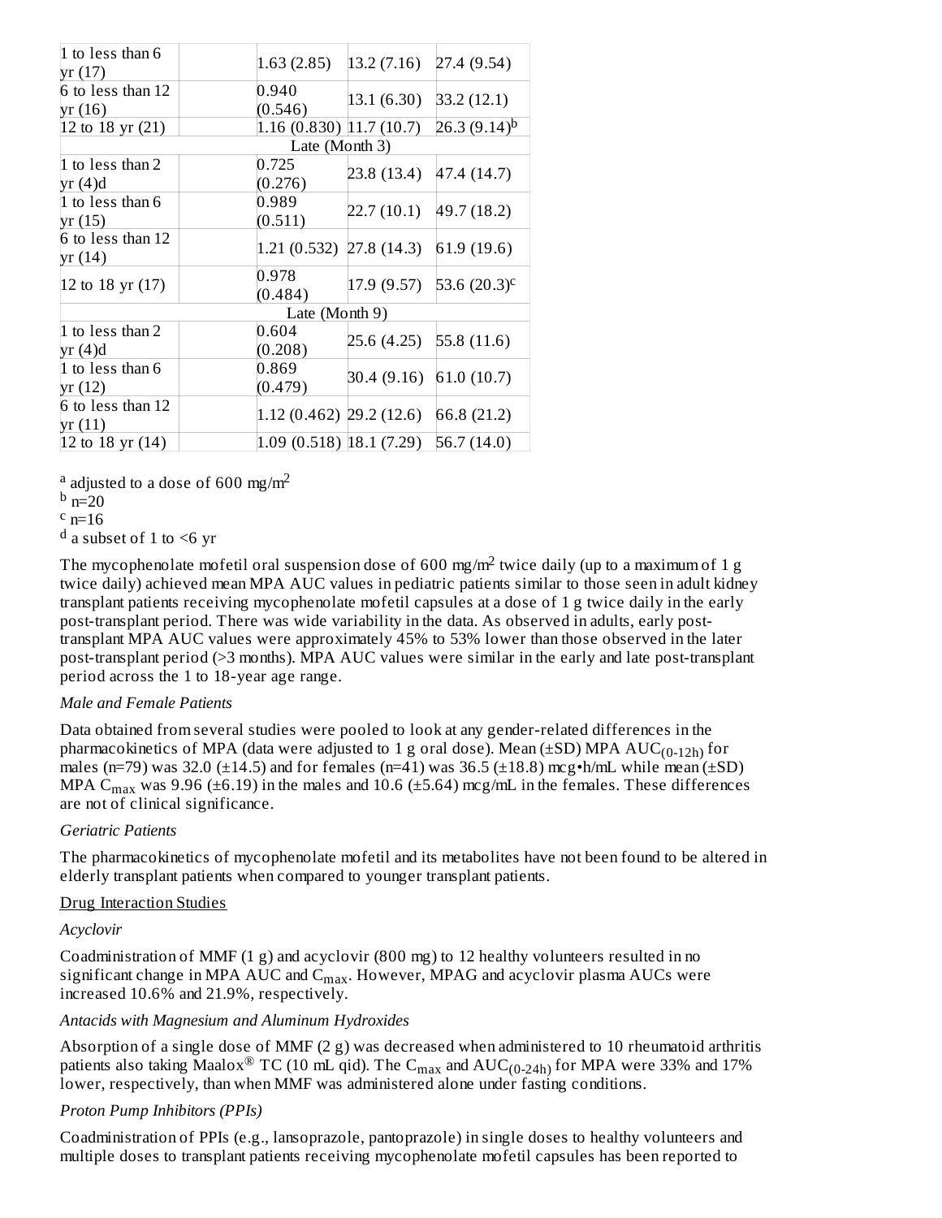| | | | | |
|---|---|---|---|---|
| 1 to less than 6 yr (17) | | 1.63 (2.85) | 13.2 (7.16) | 27.4 (9.54) |
| 6 to less than 12 yr (16) | | 0.940 (0.546) | 13.1 (6.30) | 33.2 (12.1) |
| 12 to 18 yr (21) | | 1.16 (0.830) | 11.7 (10.7) | 26.3 (9.14)[b] |
| Late (Month 3) | | | | |
| 1 to less than 2 yr (4)d | | 0.725 (0.276) | 23.8 (13.4) | 47.4 (14.7) |
| 1 to less than 6 yr (15) | | 0.989 (0.511) | 22.7 (10.1) | 49.7 (18.2) |
| 6 to less than 12 yr (14) | | 1.21 (0.532) | 27.8 (14.3) | 61.9 (19.6) |
| 12 to 18 yr (17) | | 0.978 (0.484) | 17.9 (9.57) | 53.6 (20.3)[c] |
| Late (Month 9) | | | | |
| 1 to less than 2 yr (4)d | | 0.604 (0.208) | 25.6 (4.25) | 55.8 (11.6) |
| 1 to less than 6 yr (12) | | 0.869 (0.479) | 30.4 (9.16) | 61.0 (10.7) |
| 6 to less than 12 yr (11) | | 1.12 (0.462) | 29.2 (12.6) | 66.8 (21.2) |
| 12 to 18 yr (14) | | 1.09 (0.518) | 18.1 (7.29) | 56.7 (14.0) |

[a] adjusted to a dose of 600 mg/m$^2$
[b] n=20
[c] n=16
[d] a subset of 1 to <6 yr

The mycophenolate mofetil oral suspension dose of 600 mg/m$^2$ twice daily (up to a maximum of 1 g twice daily) achieved mean MPA AUC values in pediatric patients similar to those seen in adult kidney transplant patients receiving mycophenolate mofetil capsules at a dose of 1 g twice daily in the early post-transplant period. There was wide variability in the data. As observed in adults, early post-transplant MPA AUC values were approximately 45% to 53% lower than those observed in the later post-transplant period (>3 months). MPA AUC values were similar in the early and late post-transplant period across the 1 to 18-year age range.

*Male and Female Patients*

Data obtained from several studies were pooled to look at any gender-related differences in the pharmacokinetics of MPA (data were adjusted to 1 g oral dose). Mean (±SD) MPA $AUC_{(0\text{-}12h)}$ for males (n=79) was 32.0 (±14.5) and for females (n=41) was 36.5 (±18.8) mcg•h/mL while mean (±SD) MPA $C_{max}$ was 9.96 (±6.19) in the males and 10.6 (±5.64) mcg/mL in the females. These differences are not of clinical significance.

*Geriatric Patients*

The pharmacokinetics of mycophenolate mofetil and its metabolites have not been found to be altered in elderly transplant patients when compared to younger transplant patients.

Drug Interaction Studies

*Acyclovir*

Coadministration of MMF (1 g) and acyclovir (800 mg) to 12 healthy volunteers resulted in no significant change in MPA AUC and $C_{max}$. However, MPAG and acyclovir plasma AUCs were increased 10.6% and 21.9%, respectively.

*Antacids with Magnesium and Aluminum Hydroxides*

Absorption of a single dose of MMF (2 g) was decreased when administered to 10 rheumatoid arthritis patients also taking Maalox® TC (10 mL qid). The $C_{max}$ and $AUC_{(0\text{-}24h)}$ for MPA were 33% and 17% lower, respectively, than when MMF was administered alone under fasting conditions.

*Proton Pump Inhibitors (PPIs)*

Coadministration of PPIs (e.g., lansoprazole, pantoprazole) in single doses to healthy volunteers and multiple doses to transplant patients receiving mycophenolate mofetil capsules has been reported to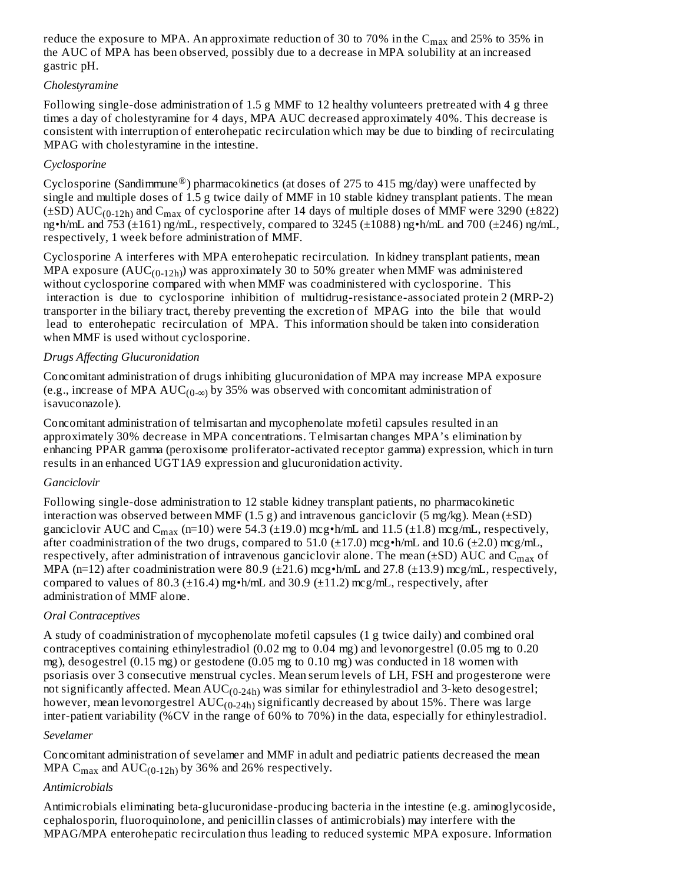reduce the exposure to MPA. An approximate reduction of 30 to 70% in the $C_{max}$ and 25% to 35% in the AUC of MPA has been observed, possibly due to a decrease in MPA solubility at an increased gastric pH.

*Cholestyramine*

Following single-dose administration of 1.5 g MMF to 12 healthy volunteers pretreated with 4 g three times a day of cholestyramine for 4 days, MPA AUC decreased approximately 40%. This decrease is consistent with interruption of enterohepatic recirculation which may be due to binding of recirculating MPAG with cholestyramine in the intestine.

*Cyclosporine*

Cyclosporine (Sandimmune®) pharmacokinetics (at doses of 275 to 415 mg/day) were unaffected by single and multiple doses of 1.5 g twice daily of MMF in 10 stable kidney transplant patients. The mean (±SD) $AUC_{(0\text{-}12h)}$ and $C_{max}$ of cyclosporine after 14 days of multiple doses of MMF were 3290 (±822) ng•h/mL and 753 (±161) ng/mL, respectively, compared to 3245 (±1088) ng•h/mL and 700 (±246) ng/mL, respectively, 1 week before administration of MMF.

Cyclosporine A interferes with MPA enterohepatic recirculation. In kidney transplant patients, mean MPA exposure ($AUC_{(0\text{-}12h)}$) was approximately 30 to 50% greater when MMF was administered without cyclosporine compared with when MMF was coadministered with cyclosporine. This interaction is due to cyclosporine inhibition of multidrug-resistance-associated protein 2 (MRP-2) transporter in the biliary tract, thereby preventing the excretion of MPAG into the bile that would lead to enterohepatic recirculation of MPA. This information should be taken into consideration when MMF is used without cyclosporine.

*Drugs Affecting Glucuronidation*

Concomitant administration of drugs inhibiting glucuronidation of MPA may increase MPA exposure (e.g., increase of MPA $AUC_{(0\text{-}\infty)}$ by 35% was observed with concomitant administration of isavuconazole).

Concomitant administration of telmisartan and mycophenolate mofetil capsules resulted in an approximately 30% decrease in MPA concentrations. Telmisartan changes MPA's elimination by enhancing PPAR gamma (peroxisome proliferator-activated receptor gamma) expression, which in turn results in an enhanced UGT1A9 expression and glucuronidation activity.

*Ganciclovir*

Following single-dose administration to 12 stable kidney transplant patients, no pharmacokinetic interaction was observed between MMF (1.5 g) and intravenous ganciclovir (5 mg/kg). Mean (±SD) ganciclovir AUC and $C_{max}$ (n=10) were 54.3 (±19.0) mcg•h/mL and 11.5 (±1.8) mcg/mL, respectively, after coadministration of the two drugs, compared to 51.0 (±17.0) mcg•h/mL and 10.6 (±2.0) mcg/mL, respectively, after administration of intravenous ganciclovir alone. The mean (±SD) AUC and $C_{max}$ of MPA (n=12) after coadministration were 80.9 (±21.6) mcg•h/mL and 27.8 (±13.9) mcg/mL, respectively, compared to values of 80.3 (±16.4) mg•h/mL and 30.9 (±11.2) mcg/mL, respectively, after administration of MMF alone.

*Oral Contraceptives*

A study of coadministration of mycophenolate mofetil capsules (1 g twice daily) and combined oral contraceptives containing ethinylestradiol (0.02 mg to 0.04 mg) and levonorgestrel (0.05 mg to 0.20 mg), desogestrel (0.15 mg) or gestodene (0.05 mg to 0.10 mg) was conducted in 18 women with psoriasis over 3 consecutive menstrual cycles. Mean serum levels of LH, FSH and progesterone were not significantly affected. Mean $AUC_{(0\text{-}24h)}$ was similar for ethinylestradiol and 3-keto desogestrel; however, mean levonorgestrel $AUC_{(0\text{-}24h)}$ significantly decreased by about 15%. There was large inter-patient variability (%CV in the range of 60% to 70%) in the data, especially for ethinylestradiol.

*Sevelamer*

Concomitant administration of sevelamer and MMF in adult and pediatric patients decreased the mean MPA $C_{max}$ and $AUC_{(0\text{-}12h)}$ by 36% and 26% respectively.

*Antimicrobials*

Antimicrobials eliminating beta-glucuronidase-producing bacteria in the intestine (e.g. aminoglycoside, cephalosporin, fluoroquinolone, and penicillin classes of antimicrobials) may interfere with the MPAG/MPA enterohepatic recirculation thus leading to reduced systemic MPA exposure. Information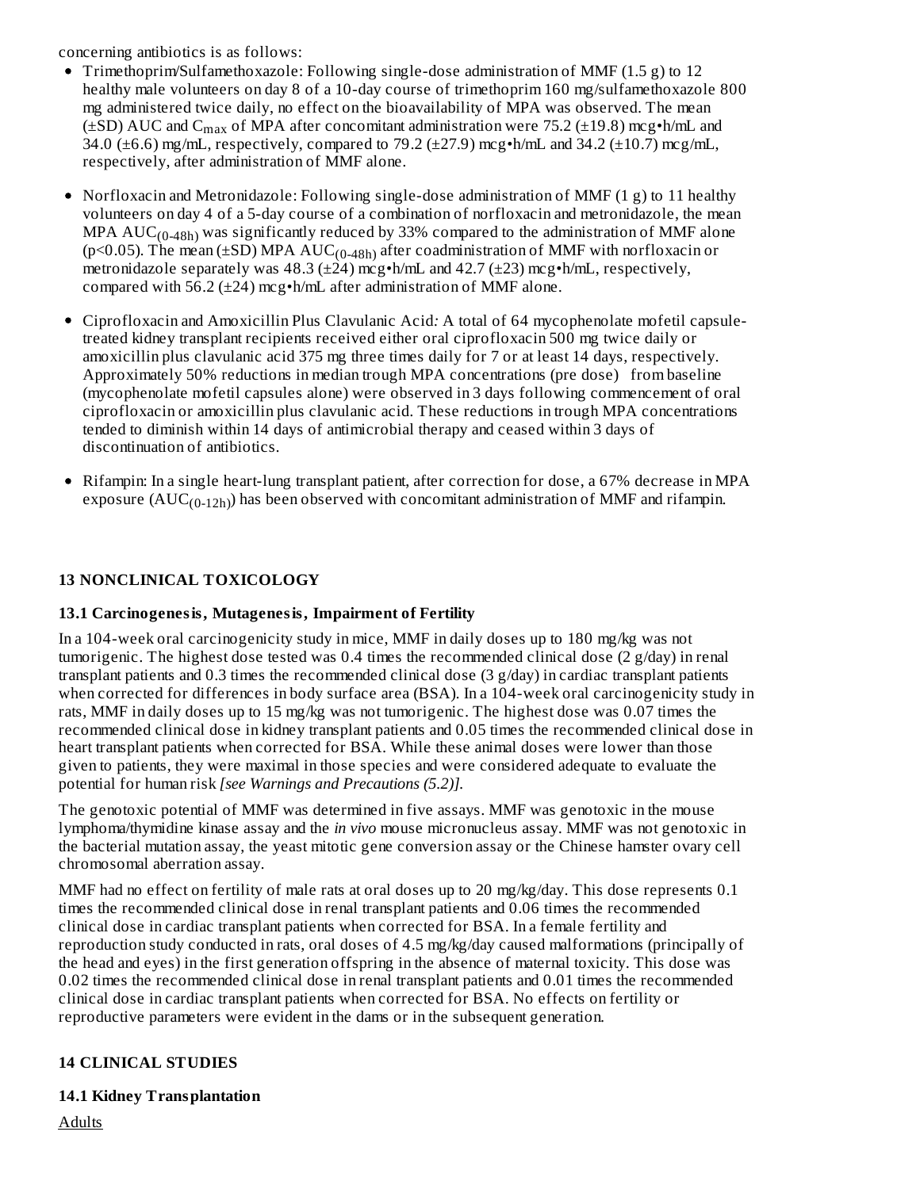concerning antibiotics is as follows:

- Trimethoprim/Sulfamethoxazole: Following single-dose administration of MMF (1.5 g) to 12 healthy male volunteers on day 8 of a 10-day course of trimethoprim 160 mg/sulfamethoxazole 800 mg administered twice daily, no effect on the bioavailability of MPA was observed. The mean (±SD) AUC and $C_{max}$ of MPA after concomitant administration were 75.2 (±19.8) mcg•h/mL and 34.0 (±6.6) mg/mL, respectively, compared to 79.2 (±27.9) mcg•h/mL and 34.2 (±10.7) mcg/mL, respectively, after administration of MMF alone.
- Norfloxacin and Metronidazole: Following single-dose administration of MMF (1 g) to 11 healthy volunteers on day 4 of a 5-day course of a combination of norfloxacin and metronidazole, the mean MPA $AUC_{(0\text{-}48h)}$ was significantly reduced by 33% compared to the administration of MMF alone ($p<0.05$). The mean (±SD) MPA $AUC_{(0\text{-}48h)}$ after coadministration of MMF with norfloxacin or metronidazole separately was 48.3 (±24) mcg•h/mL and 42.7 (±23) mcg•h/mL, respectively, compared with 56.2 (±24) mcg•h/mL after administration of MMF alone.
- Ciprofloxacin and Amoxicillin Plus Clavulanic Acid*:* A total of 64 mycophenolate mofetil capsule-treated kidney transplant recipients received either oral ciprofloxacin 500 mg twice daily or amoxicillin plus clavulanic acid 375 mg three times daily for 7 or at least 14 days, respectively. Approximately 50% reductions in median trough MPA concentrations (pre dose) from baseline (mycophenolate mofetil capsules alone) were observed in 3 days following commencement of oral ciprofloxacin or amoxicillin plus clavulanic acid. These reductions in trough MPA concentrations tended to diminish within 14 days of antimicrobial therapy and ceased within 3 days of discontinuation of antibiotics.
- Rifampin: In a single heart-lung transplant patient, after correction for dose, a 67% decrease in MPA exposure ($AUC_{(0\text{-}12h)}$) has been observed with concomitant administration of MMF and rifampin.

## 13 NONCLINICAL TOXICOLOGY

### 13.1 Carcinogenesis, Mutagenesis, Impairment of Fertility

In a 104-week oral carcinogenicity study in mice, MMF in daily doses up to 180 mg/kg was not tumorigenic. The highest dose tested was 0.4 times the recommended clinical dose (2 g/day) in renal transplant patients and 0.3 times the recommended clinical dose (3 g/day) in cardiac transplant patients when corrected for differences in body surface area (BSA). In a 104-week oral carcinogenicity study in rats, MMF in daily doses up to 15 mg/kg was not tumorigenic. The highest dose was 0.07 times the recommended clinical dose in kidney transplant patients and 0.05 times the recommended clinical dose in heart transplant patients when corrected for BSA. While these animal doses were lower than those given to patients, they were maximal in those species and were considered adequate to evaluate the potential for human risk *[see Warnings and Precautions (5.2)]*.

The genotoxic potential of MMF was determined in five assays. MMF was genotoxic in the mouse lymphoma/thymidine kinase assay and the *in vivo* mouse micronucleus assay. MMF was not genotoxic in the bacterial mutation assay, the yeast mitotic gene conversion assay or the Chinese hamster ovary cell chromosomal aberration assay.

MMF had no effect on fertility of male rats at oral doses up to 20 mg/kg/day. This dose represents 0.1 times the recommended clinical dose in renal transplant patients and 0.06 times the recommended clinical dose in cardiac transplant patients when corrected for BSA. In a female fertility and reproduction study conducted in rats, oral doses of 4.5 mg/kg/day caused malformations (principally of the head and eyes) in the first generation offspring in the absence of maternal toxicity. This dose was 0.02 times the recommended clinical dose in renal transplant patients and 0.01 times the recommended clinical dose in cardiac transplant patients when corrected for BSA. No effects on fertility or reproductive parameters were evident in the dams or in the subsequent generation.

## 14 CLINICAL STUDIES

### 14.1 Kidney Transplantation

Adults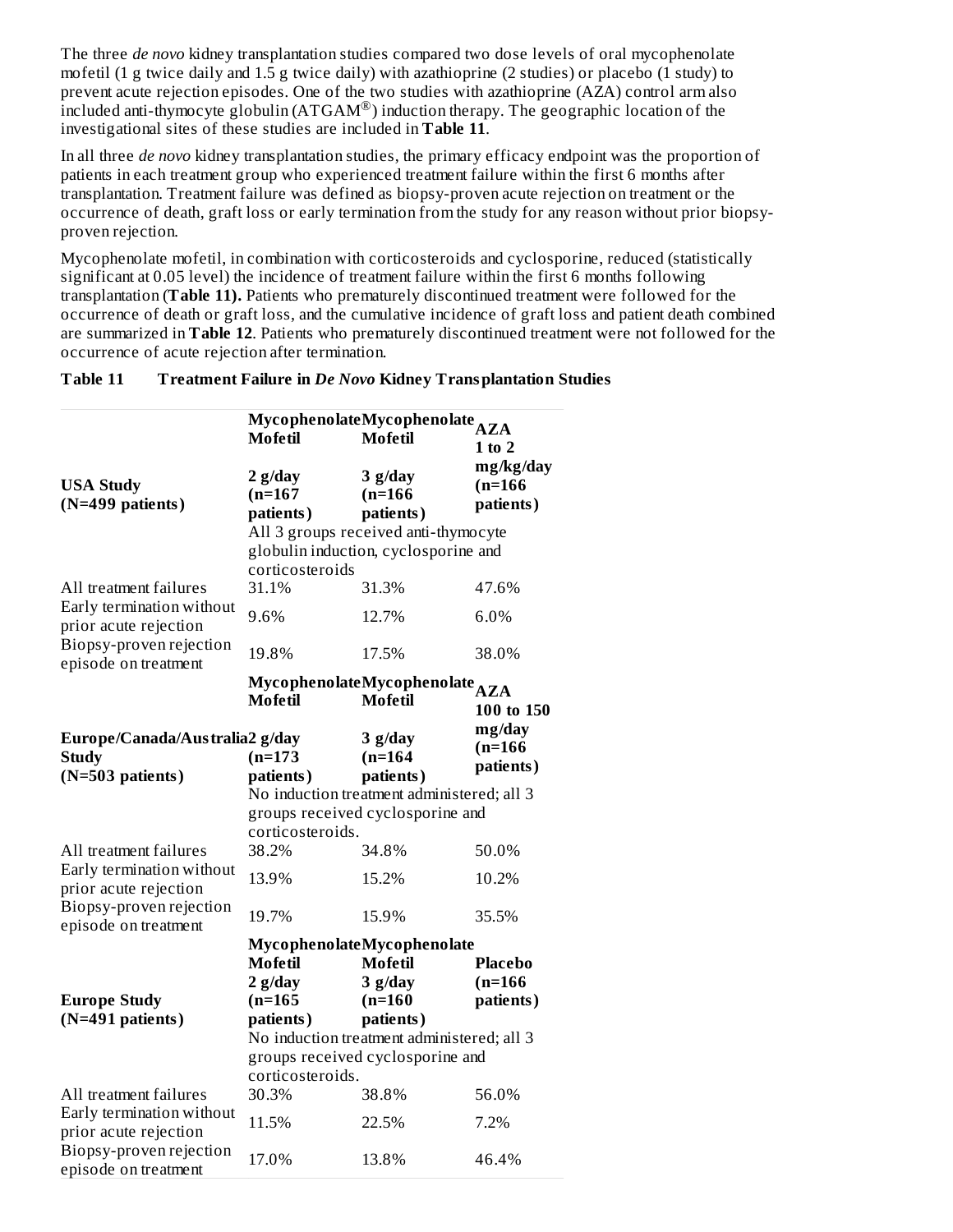The three *de novo* kidney transplantation studies compared two dose levels of oral mycophenolate mofetil (1 g twice daily and 1.5 g twice daily) with azathioprine (2 studies) or placebo (1 study) to prevent acute rejection episodes. One of the two studies with azathioprine (AZA) control arm also included anti-thymocyte globulin (ATGAM®) induction therapy. The geographic location of the investigational sites of these studies are included in **Table 11**.

In all three *de novo* kidney transplantation studies, the primary efficacy endpoint was the proportion of patients in each treatment group who experienced treatment failure within the first 6 months after transplantation. Treatment failure was defined as biopsy-proven acute rejection on treatment or the occurrence of death, graft loss or early termination from the study for any reason without prior biopsy-proven rejection.

Mycophenolate mofetil, in combination with corticosteroids and cyclosporine, reduced (statistically significant at 0.05 level) the incidence of treatment failure within the first 6 months following transplantation (**Table 11).** Patients who prematurely discontinued treatment were followed for the occurrence of death or graft loss, and the cumulative incidence of graft loss and patient death combined are summarized in **Table 12**. Patients who prematurely discontinued treatment were not followed for the occurrence of acute rejection after termination.

**Table 11 Treatment Failure in *De Novo* Kidney Transplantation Studies**

| | | | |
|---|---|---|---|
| **USA Study (N=499 patients)** | **Mycophenolate Mofetil 2 g/day (n=167 patients)** | **Mycophenolate Mofetil 3 g/day (n=166 patients)** | **AZA 1 to 2 mg/kg/day (n=166 patients)** |
| | All 3 groups received anti-thymocyte globulin induction, cyclosporine and corticosteroids | | |
| All treatment failures | 31.1% | 31.3% | 47.6% |
| Early termination without prior acute rejection | 9.6% | 12.7% | 6.0% |
| Biopsy-proven rejection episode on treatment | 19.8% | 17.5% | 38.0% |
| **Europe/Canada/Australia Study (N=503 patients)** | **Mycophenolate Mofetil 2 g/day (n=173 patients)** | **Mycophenolate Mofetil 3 g/day (n=164 patients)** | **AZA 100 to 150 mg/day (n=166 patients)** |
| | No induction treatment administered; all 3 groups received cyclosporine and corticosteroids. | | |
| All treatment failures | 38.2% | 34.8% | 50.0% |
| Early termination without prior acute rejection | 13.9% | 15.2% | 10.2% |
| Biopsy-proven rejection episode on treatment | 19.7% | 15.9% | 35.5% |
| **Europe Study (N=491 patients)** | **Mycophenolate Mofetil 2 g/day (n=165 patients)** | **Mycophenolate Mofetil 3 g/day (n=160 patients)** | **Placebo (n=166 patients)** |
| | No induction treatment administered; all 3 groups received cyclosporine and corticosteroids. | | |
| All treatment failures | 30.3% | 38.8% | 56.0% |
| Early termination without prior acute rejection | 11.5% | 22.5% | 7.2% |
| Biopsy-proven rejection episode on treatment | 17.0% | 13.8% | 46.4% |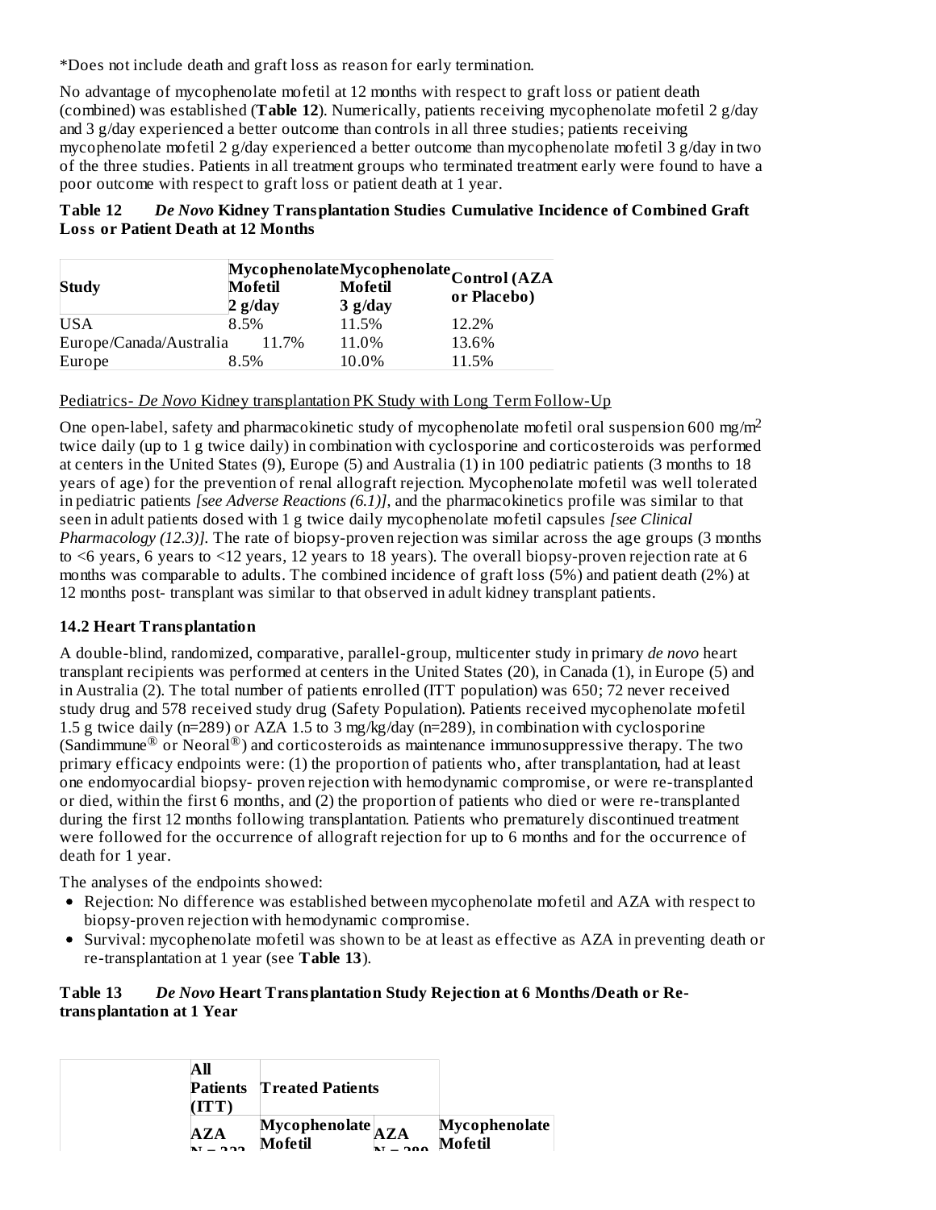*Does not include death and graft loss as reason for early termination.

No advantage of mycophenolate mofetil at 12 months with respect to graft loss or patient death (combined) was established (**Table 12**). Numerically, patients receiving mycophenolate mofetil 2 g/day and 3 g/day experienced a better outcome than controls in all three studies; patients receiving mycophenolate mofetil 2 g/day experienced a better outcome than mycophenolate mofetil 3 g/day in two of the three studies. Patients in all treatment groups who terminated treatment early were found to have a poor outcome with respect to graft loss or patient death at 1 year.

**Table 12 *De Novo* Kidney Transplantation Studies Cumulative Incidence of Combined Graft Loss or Patient Death at 12 Months**

| Study | Mycophenolate Mofetil 2 g/day | Mycophenolate Mofetil 3 g/day | Control (AZA or Placebo) |
|---|---|---|---|
| USA | 8.5% | 11.5% | 12.2% |
| Europe/Canada/Australia | 11.7% | 11.0% | 13.6% |
| Europe | 8.5% | 10.0% | 11.5% |

Pediatrics- *De Novo* Kidney transplantation PK Study with Long Term Follow-Up

One open-label, safety and pharmacokinetic study of mycophenolate mofetil oral suspension 600 mg/$m^2$ twice daily (up to 1 g twice daily) in combination with cyclosporine and corticosteroids was performed at centers in the United States (9), Europe (5) and Australia (1) in 100 pediatric patients (3 months to 18 years of age) for the prevention of renal allograft rejection. Mycophenolate mofetil was well tolerated in pediatric patients *[see Adverse Reactions (6.1)]*, and the pharmacokinetics profile was similar to that seen in adult patients dosed with 1 g twice daily mycophenolate mofetil capsules *[see Clinical Pharmacology (12.3)]*. The rate of biopsy-proven rejection was similar across the age groups (3 months to <6 years, 6 years to <12 years, 12 years to 18 years). The overall biopsy-proven rejection rate at 6 months was comparable to adults. The combined incidence of graft loss (5%) and patient death (2%) at 12 months post- transplant was similar to that observed in adult kidney transplant patients.

### 14.2 Heart Transplantation

A double-blind, randomized, comparative, parallel-group, multicenter study in primary *de novo* heart transplant recipients was performed at centers in the United States (20), in Canada (1), in Europe (5) and in Australia (2). The total number of patients enrolled (ITT population) was 650; 72 never received study drug and 578 received study drug (Safety Population). Patients received mycophenolate mofetil 1.5 g twice daily (n=289) or AZA 1.5 to 3 mg/kg/day (n=289), in combination with cyclosporine (Sandimmune® or Neoral®) and corticosteroids as maintenance immunosuppressive therapy. The two primary efficacy endpoints were: (1) the proportion of patients who, after transplantation, had at least one endomyocardial biopsy- proven rejection with hemodynamic compromise, or were re-transplanted or died, within the first 6 months, and (2) the proportion of patients who died or were re-transplanted during the first 12 months following transplantation. Patients who prematurely discontinued treatment were followed for the occurrence of allograft rejection for up to 6 months and for the occurrence of death for 1 year.

The analyses of the endpoints showed:

- Rejection: No difference was established between mycophenolate mofetil and AZA with respect to biopsy-proven rejection with hemodynamic compromise.
- Survival: mycophenolate mofetil was shown to be at least as effective as AZA in preventing death or re-transplantation at 1 year (see **Table 13**).

**Table 13 *De Novo* Heart Transplantation Study Rejection at 6 Months/Death or Re-transplantation at 1 Year**

| | All Patients (ITT) | | Treated Patients | |
|---|---|---|---|---|
| | AZA N = 323 | Mycophenolate Mofetil | AZA N = 289 | Mycophenolate Mofetil |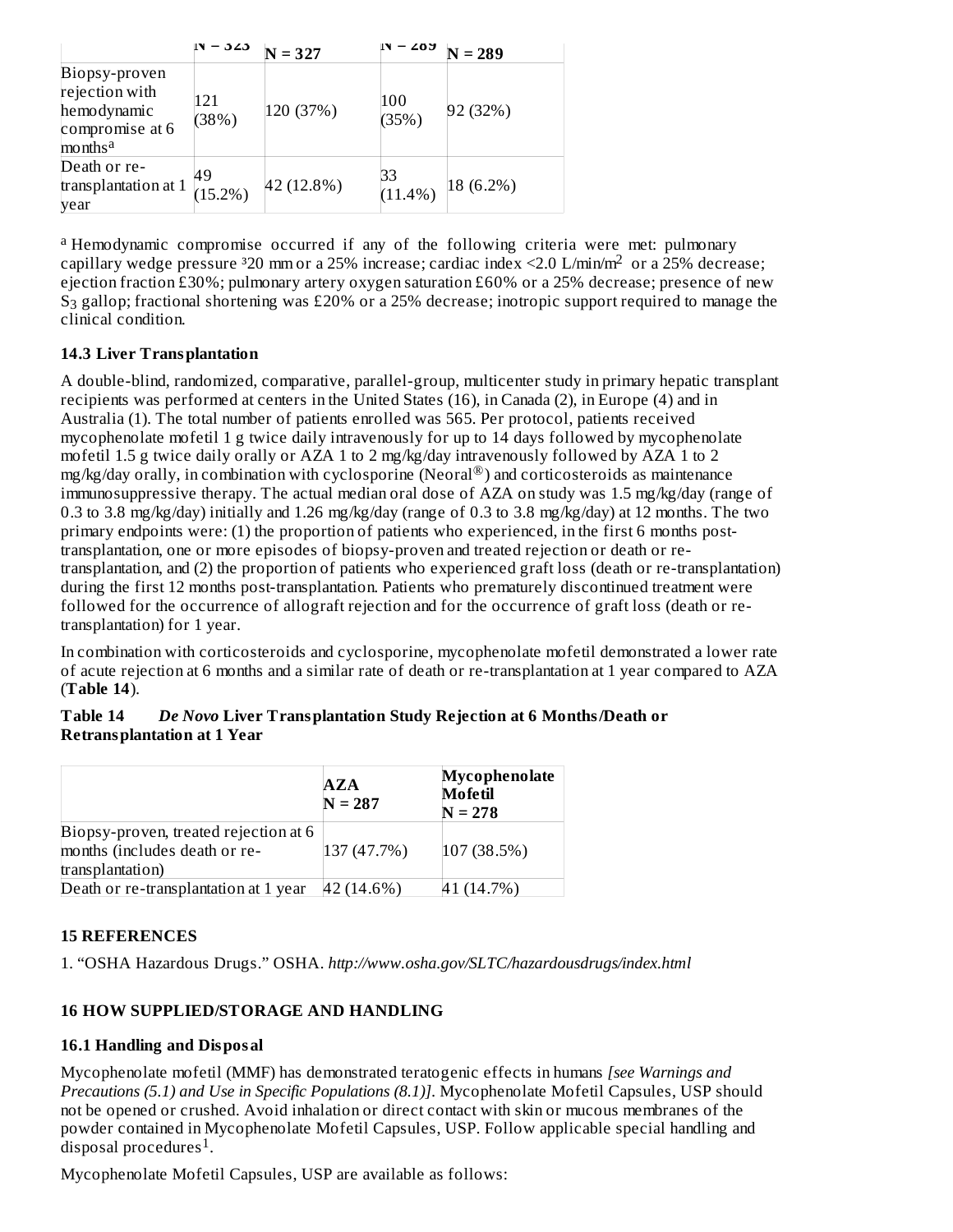|  | N = 323 | N = 327 | N = 289 | N = 289 |
| --- | --- | --- | --- | --- |
| Biopsy-proven rejection with hemodynamic compromise at 6 months[a] | 121 (38%) | 120 (37%) | 100 (35%) | 92 (32%) |
| Death or re-transplantation at 1 year | 49 (15.2%) | 42 (12.8%) | 33 (11.4%) | 18 (6.2%) |

[a] Hemodynamic compromise occurred if any of the following criteria were met: pulmonary capillary wedge pressure ³20 mm or a 25% increase; cardiac index <2.0 L/min/m$^2$ or a 25% decrease; ejection fraction £30%; pulmonary artery oxygen saturation £60% or a 25% decrease; presence of new $S_3$ gallop; fractional shortening was £20% or a 25% decrease; inotropic support required to manage the clinical condition.

### 14.3 Liver Transplantation

A double-blind, randomized, comparative, parallel-group, multicenter study in primary hepatic transplant recipients was performed at centers in the United States (16), in Canada (2), in Europe (4) and in Australia (1). The total number of patients enrolled was 565. Per protocol, patients received mycophenolate mofetil 1 g twice daily intravenously for up to 14 days followed by mycophenolate mofetil 1.5 g twice daily orally or AZA 1 to 2 mg/kg/day intravenously followed by AZA 1 to 2 mg/kg/day orally, in combination with cyclosporine (Neoral®) and corticosteroids as maintenance immunosuppressive therapy. The actual median oral dose of AZA on study was 1.5 mg/kg/day (range of 0.3 to 3.8 mg/kg/day) initially and 1.26 mg/kg/day (range of 0.3 to 3.8 mg/kg/day) at 12 months. The two primary endpoints were: (1) the proportion of patients who experienced, in the first 6 months post-transplantation, one or more episodes of biopsy-proven and treated rejection or death or re-transplantation, and (2) the proportion of patients who experienced graft loss (death or re-transplantation) during the first 12 months post-transplantation. Patients who prematurely discontinued treatment were followed for the occurrence of allograft rejection and for the occurrence of graft loss (death or re-transplantation) for 1 year.

In combination with corticosteroids and cyclosporine, mycophenolate mofetil demonstrated a lower rate of acute rejection at 6 months and a similar rate of death or re-transplantation at 1 year compared to AZA (**Table 14**).

**Table 14** ***De Novo*** **Liver Transplantation Study Rejection at 6 Months/Death or Retransplantation at 1 Year**

|  | AZA N = 287 | Mycophenolate Mofetil N = 278 |
| --- | --- | --- |
| Biopsy-proven, treated rejection at 6 months (includes death or re-transplantation) | 137 (47.7%) | 107 (38.5%) |
| Death or re-transplantation at 1 year | 42 (14.6%) | 41 (14.7%) |

## 15 REFERENCES

1. "OSHA Hazardous Drugs." OSHA. *http://www.osha.gov/SLTC/hazardousdrugs/index.html*

## 16 HOW SUPPLIED/STORAGE AND HANDLING

### 16.1 Handling and Disposal

Mycophenolate mofetil (MMF) has demonstrated teratogenic effects in humans *[see Warnings and Precautions (5.1) and Use in Specific Populations (8.1)]*. Mycophenolate Mofetil Capsules, USP should not be opened or crushed. Avoid inhalation or direct contact with skin or mucous membranes of the powder contained in Mycophenolate Mofetil Capsules, USP. Follow applicable special handling and disposal procedures[1].

Mycophenolate Mofetil Capsules, USP are available as follows: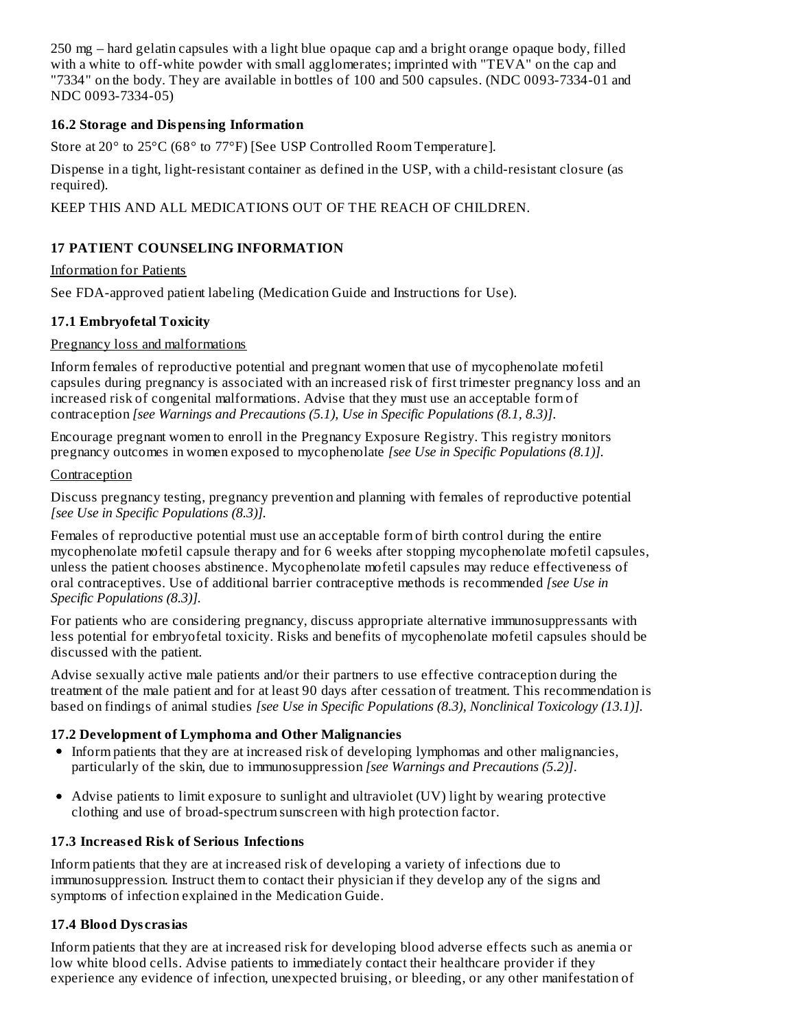250 mg – hard gelatin capsules with a light blue opaque cap and a bright orange opaque body, filled with a white to off-white powder with small agglomerates; imprinted with "TEVA" on the cap and "7334" on the body. They are available in bottles of 100 and 500 capsules. (NDC 0093-7334-01 and NDC 0093-7334-05)

### 16.2 Storage and Dispensing Information

Store at 20° to 25°C (68° to 77°F) [See USP Controlled Room Temperature].

Dispense in a tight, light-resistant container as defined in the USP, with a child-resistant closure (as required).

KEEP THIS AND ALL MEDICATIONS OUT OF THE REACH OF CHILDREN.

## 17 PATIENT COUNSELING INFORMATION

Information for Patients

See FDA-approved patient labeling (Medication Guide and Instructions for Use).

### 17.1 Embryofetal Toxicity

Pregnancy loss and malformations

Inform females of reproductive potential and pregnant women that use of mycophenolate mofetil capsules during pregnancy is associated with an increased risk of first trimester pregnancy loss and an increased risk of congenital malformations. Advise that they must use an acceptable form of contraception *[see Warnings and Precautions (5.1), Use in Specific Populations (8.1, 8.3)]*.

Encourage pregnant women to enroll in the Pregnancy Exposure Registry. This registry monitors pregnancy outcomes in women exposed to mycophenolate *[see Use in Specific Populations (8.1)]*.

Contraception

Discuss pregnancy testing, pregnancy prevention and planning with females of reproductive potential *[see Use in Specific Populations (8.3)]*.

Females of reproductive potential must use an acceptable form of birth control during the entire mycophenolate mofetil capsule therapy and for 6 weeks after stopping mycophenolate mofetil capsules, unless the patient chooses abstinence. Mycophenolate mofetil capsules may reduce effectiveness of oral contraceptives. Use of additional barrier contraceptive methods is recommended *[see Use in Specific Populations (8.3)]*.

For patients who are considering pregnancy, discuss appropriate alternative immunosuppressants with less potential for embryofetal toxicity. Risks and benefits of mycophenolate mofetil capsules should be discussed with the patient.

Advise sexually active male patients and/or their partners to use effective contraception during the treatment of the male patient and for at least 90 days after cessation of treatment. This recommendation is based on findings of animal studies *[see Use in Specific Populations (8.3), Nonclinical Toxicology (13.1)]*.

### 17.2 Development of Lymphoma and Other Malignancies

- Inform patients that they are at increased risk of developing lymphomas and other malignancies, particularly of the skin, due to immunosuppression *[see Warnings and Precautions (5.2)]*.
- Advise patients to limit exposure to sunlight and ultraviolet (UV) light by wearing protective clothing and use of broad-spectrum sunscreen with high protection factor.

### 17.3 Increased Risk of Serious Infections

Inform patients that they are at increased risk of developing a variety of infections due to immunosuppression. Instruct them to contact their physician if they develop any of the signs and symptoms of infection explained in the Medication Guide.

### 17.4 Blood Dyscrasias

Inform patients that they are at increased risk for developing blood adverse effects such as anemia or low white blood cells. Advise patients to immediately contact their healthcare provider if they experience any evidence of infection, unexpected bruising, or bleeding, or any other manifestation of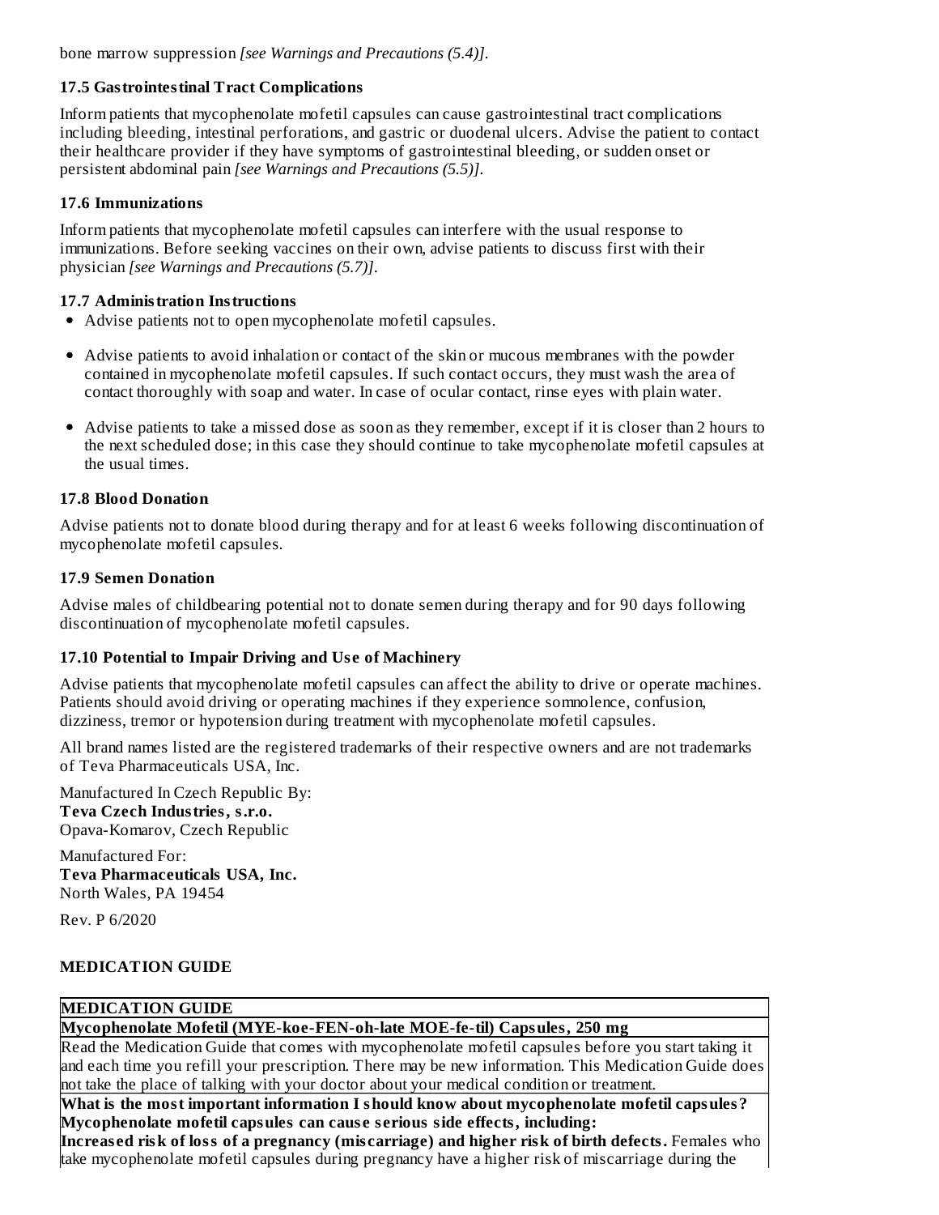bone marrow suppression *[see Warnings and Precautions (5.4)]*.

### 17.5 Gastrointestinal Tract Complications

Inform patients that mycophenolate mofetil capsules can cause gastrointestinal tract complications including bleeding, intestinal perforations, and gastric or duodenal ulcers. Advise the patient to contact their healthcare provider if they have symptoms of gastrointestinal bleeding, or sudden onset or persistent abdominal pain *[see Warnings and Precautions (5.5)]*.

### 17.6 Immunizations

Inform patients that mycophenolate mofetil capsules can interfere with the usual response to immunizations. Before seeking vaccines on their own, advise patients to discuss first with their physician *[see Warnings and Precautions (5.7)]*.

### 17.7 Administration Instructions

- Advise patients not to open mycophenolate mofetil capsules.
- Advise patients to avoid inhalation or contact of the skin or mucous membranes with the powder contained in mycophenolate mofetil capsules. If such contact occurs, they must wash the area of contact thoroughly with soap and water. In case of ocular contact, rinse eyes with plain water.
- Advise patients to take a missed dose as soon as they remember, except if it is closer than 2 hours to the next scheduled dose; in this case they should continue to take mycophenolate mofetil capsules at the usual times.

### 17.8 Blood Donation

Advise patients not to donate blood during therapy and for at least 6 weeks following discontinuation of mycophenolate mofetil capsules.

### 17.9 Semen Donation

Advise males of childbearing potential not to donate semen during therapy and for 90 days following discontinuation of mycophenolate mofetil capsules.

### 17.10 Potential to Impair Driving and Use of Machinery

Advise patients that mycophenolate mofetil capsules can affect the ability to drive or operate machines. Patients should avoid driving or operating machines if they experience somnolence, confusion, dizziness, tremor or hypotension during treatment with mycophenolate mofetil capsules.

All brand names listed are the registered trademarks of their respective owners and are not trademarks of Teva Pharmaceuticals USA, Inc.

Manufactured In Czech Republic By:
**Teva Czech Industries, s.r.o.**
Opava-Komarov, Czech Republic

Manufactured For:
**Teva Pharmaceuticals USA, Inc.**
North Wales, PA 19454

Rev. P 6/2020

## MEDICATION GUIDE

| **MEDICATION GUIDE** |
| --- |
| **Mycophenolate Mofetil (MYE-koe-FEN-oh-late MOE-fe-til) Capsules, 250 mg** |
| Read the Medication Guide that comes with mycophenolate mofetil capsules before you start taking it and each time you refill your prescription. There may be new information. This Medication Guide does not take the place of talking with your doctor about your medical condition or treatment. |
| **What is the most important information I should know about mycophenolate mofetil capsules?** **Mycophenolate mofetil capsules can cause serious side effects, including:** **Increased risk of loss of a pregnancy (miscarriage) and higher risk of birth defects.** Females who take mycophenolate mofetil capsules during pregnancy have a higher risk of miscarriage during the |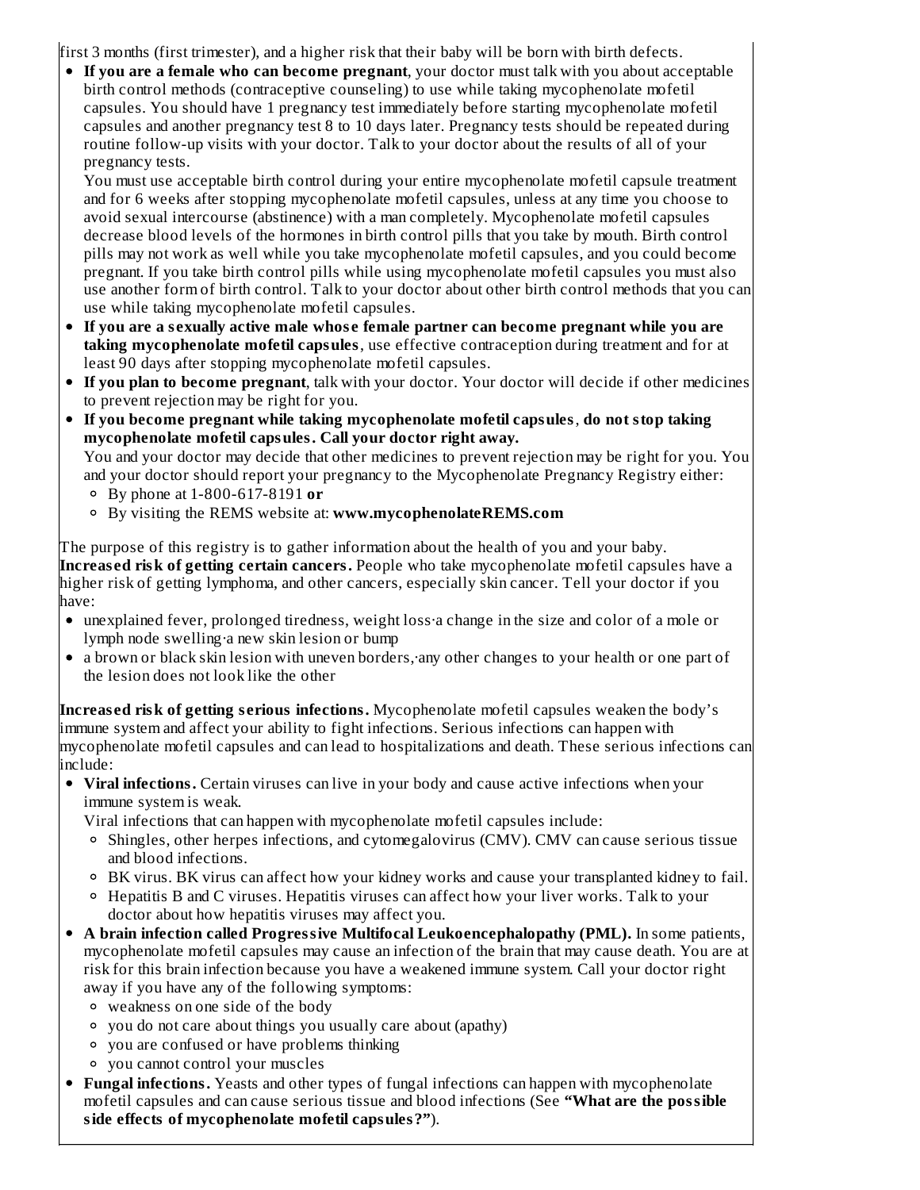first 3 months (first trimester), and a higher risk that their baby will be born with birth defects.

- **If you are a female who can become pregnant**, your doctor must talk with you about acceptable birth control methods (contraceptive counseling) to use while taking mycophenolate mofetil capsules. You should have 1 pregnancy test immediately before starting mycophenolate mofetil capsules and another pregnancy test 8 to 10 days later. Pregnancy tests should be repeated during routine follow-up visits with your doctor. Talk to your doctor about the results of all of your pregnancy tests.
  You must use acceptable birth control during your entire mycophenolate mofetil capsule treatment and for 6 weeks after stopping mycophenolate mofetil capsules, unless at any time you choose to avoid sexual intercourse (abstinence) with a man completely. Mycophenolate mofetil capsules decrease blood levels of the hormones in birth control pills that you take by mouth. Birth control pills may not work as well while you take mycophenolate mofetil capsules, and you could become pregnant. If you take birth control pills while using mycophenolate mofetil capsules you must also use another form of birth control. Talk to your doctor about other birth control methods that you can use while taking mycophenolate mofetil capsules.
- **If you are a sexually active male whose female partner can become pregnant while you are taking mycophenolate mofetil capsules**, use effective contraception during treatment and for at least 90 days after stopping mycophenolate mofetil capsules.
- **If you plan to become pregnant**, talk with your doctor. Your doctor will decide if other medicines to prevent rejection may be right for you.
- **If you become pregnant while taking mycophenolate mofetil capsules**, **do not stop taking mycophenolate mofetil capsules. Call your doctor right away.**
  You and your doctor may decide that other medicines to prevent rejection may be right for you. You and your doctor should report your pregnancy to the Mycophenolate Pregnancy Registry either:
  - By phone at 1-800-617-8191 **or**
  - By visiting the REMS website at: **www.mycophenolateREMS.com**

The purpose of this registry is to gather information about the health of you and your baby.

**Increased risk of getting certain cancers.** People who take mycophenolate mofetil capsules have a higher risk of getting lymphoma, and other cancers, especially skin cancer. Tell your doctor if you have:

- unexplained fever, prolonged tiredness, weight loss·a change in the size and color of a mole or lymph node swelling·a new skin lesion or bump
- a brown or black skin lesion with uneven borders,·any other changes to your health or one part of the lesion does not look like the other

**Increased risk of getting serious infections.** Mycophenolate mofetil capsules weaken the body's immune system and affect your ability to fight infections. Serious infections can happen with mycophenolate mofetil capsules and can lead to hospitalizations and death. These serious infections can include:

- **Viral infections.** Certain viruses can live in your body and cause active infections when your immune system is weak.
  Viral infections that can happen with mycophenolate mofetil capsules include:
  - Shingles, other herpes infections, and cytomegalovirus (CMV). CMV can cause serious tissue and blood infections.
  - BK virus. BK virus can affect how your kidney works and cause your transplanted kidney to fail.
  - Hepatitis B and C viruses. Hepatitis viruses can affect how your liver works. Talk to your doctor about how hepatitis viruses may affect you.
- **A brain infection called Progressive Multifocal Leukoencephalopathy (PML).** In some patients, mycophenolate mofetil capsules may cause an infection of the brain that may cause death. You are at risk for this brain infection because you have a weakened immune system. Call your doctor right away if you have any of the following symptoms:
  - weakness on one side of the body
  - you do not care about things you usually care about (apathy)
  - you are confused or have problems thinking
  - you cannot control your muscles
- **Fungal infections.** Yeasts and other types of fungal infections can happen with mycophenolate mofetil capsules and can cause serious tissue and blood infections (See **"What are the possible side effects of mycophenolate mofetil capsules?"**).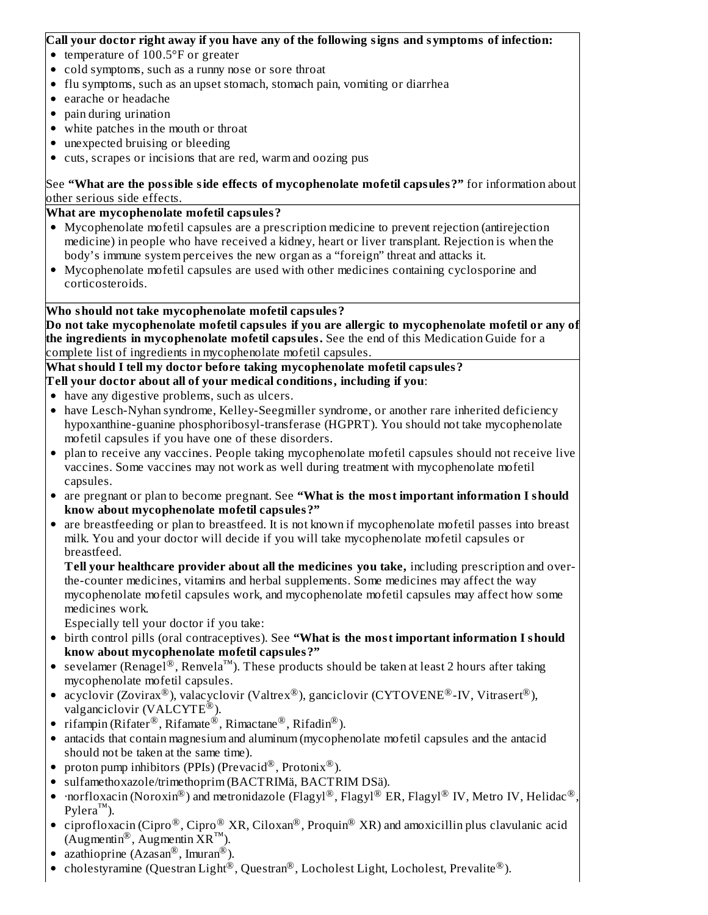**Call your doctor right away if you have any of the following signs and symptoms of infection:**

- temperature of 100.5°F or greater
- cold symptoms, such as a runny nose or sore throat
- flu symptoms, such as an upset stomach, stomach pain, vomiting or diarrhea
- earache or headache
- pain during urination
- white patches in the mouth or throat
- unexpected bruising or bleeding
- cuts, scrapes or incisions that are red, warm and oozing pus

See **"What are the possible side effects of mycophenolate mofetil capsules?"** for information about other serious side effects.

**What are mycophenolate mofetil capsules?**

- Mycophenolate mofetil capsules are a prescription medicine to prevent rejection (antirejection medicine) in people who have received a kidney, heart or liver transplant. Rejection is when the body's immune system perceives the new organ as a "foreign" threat and attacks it.
- Mycophenolate mofetil capsules are used with other medicines containing cyclosporine and corticosteroids.

**Who should not take mycophenolate mofetil capsules?**

**Do not take mycophenolate mofetil capsules if you are allergic to mycophenolate mofetil or any of the ingredients in mycophenolate mofetil capsules.** See the end of this Medication Guide for a complete list of ingredients in mycophenolate mofetil capsules.

**What should I tell my doctor before taking mycophenolate mofetil capsules?**

**Tell your doctor about all of your medical conditions, including if you**:

- have any digestive problems, such as ulcers.
- have Lesch-Nyhan syndrome, Kelley-Seegmiller syndrome, or another rare inherited deficiency hypoxanthine-guanine phosphoribosyl-transferase (HGPRT). You should not take mycophenolate mofetil capsules if you have one of these disorders.
- plan to receive any vaccines. People taking mycophenolate mofetil capsules should not receive live vaccines. Some vaccines may not work as well during treatment with mycophenolate mofetil capsules.
- are pregnant or plan to become pregnant. See **"What is the most important information I should know about mycophenolate mofetil capsules?"**
- are breastfeeding or plan to breastfeed. It is not known if mycophenolate mofetil passes into breast milk. You and your doctor will decide if you will take mycophenolate mofetil capsules or breastfeed.

  **Tell your healthcare provider about all the medicines you take,** including prescription and over-the-counter medicines, vitamins and herbal supplements. Some medicines may affect the way mycophenolate mofetil capsules work, and mycophenolate mofetil capsules may affect how some medicines work.

  Especially tell your doctor if you take:
- birth control pills (oral contraceptives). See **"What is the most important information I should know about mycophenolate mofetil capsules?"**
- sevelamer (Renagel®, Renvela™). These products should be taken at least 2 hours after taking mycophenolate mofetil capsules.
- acyclovir (Zovirax®), valacyclovir (Valtrex®), ganciclovir (CYTOVENE®-IV, Vitrasert®), valganciclovir (VALCYTE®).
- rifampin (Rifater®, Rifamate®, Rimactane®, Rifadin®).
- antacids that contain magnesium and aluminum (mycophenolate mofetil capsules and the antacid should not be taken at the same time).
- proton pump inhibitors (PPIs) (Prevacid®, Protonix®).
- sulfamethoxazole/trimethoprim (BACTRIMä, BACTRIM DSä).
- ·norfloxacin (Noroxin®) and metronidazole (Flagyl®, Flagyl® ER, Flagyl® IV, Metro IV, Helidac®, Pylera™).
- ciprofloxacin (Cipro®, Cipro® XR, Ciloxan®, Proquin® XR) and amoxicillin plus clavulanic acid (Augmentin®, Augmentin XR™).
- azathioprine (Azasan®, Imuran®).
- cholestyramine (Questran Light®, Questran®, Locholest Light, Locholest, Prevalite®).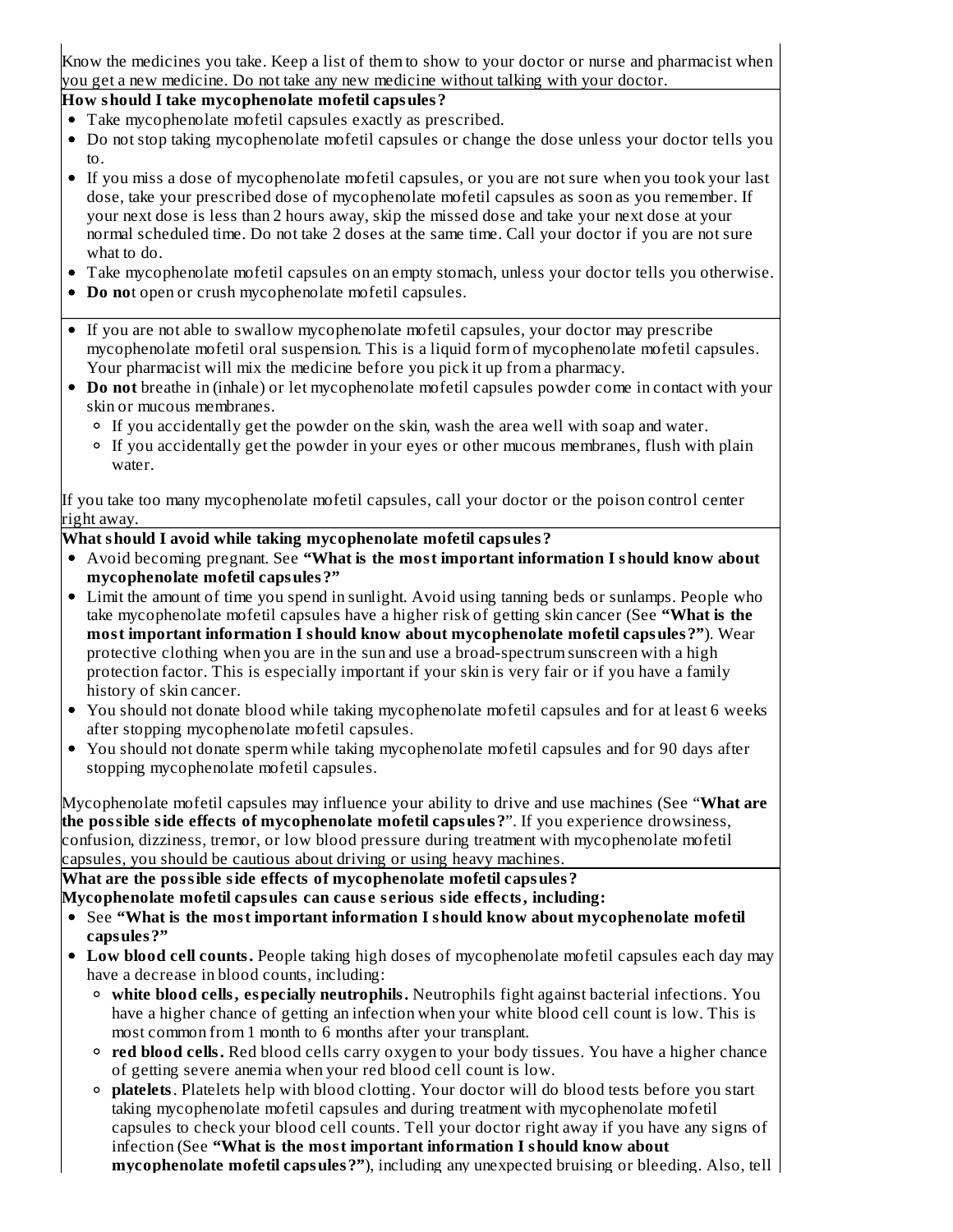Know the medicines you take. Keep a list of them to show to your doctor or nurse and pharmacist when you get a new medicine. Do not take any new medicine without talking with your doctor.

**How should I take mycophenolate mofetil capsules?**

- Take mycophenolate mofetil capsules exactly as prescribed.
- Do not stop taking mycophenolate mofetil capsules or change the dose unless your doctor tells you to.
- If you miss a dose of mycophenolate mofetil capsules, or you are not sure when you took your last dose, take your prescribed dose of mycophenolate mofetil capsules as soon as you remember. If your next dose is less than 2 hours away, skip the missed dose and take your next dose at your normal scheduled time. Do not take 2 doses at the same time. Call your doctor if you are not sure what to do.
- Take mycophenolate mofetil capsules on an empty stomach, unless your doctor tells you otherwise.
- **Do no**t open or crush mycophenolate mofetil capsules.

- If you are not able to swallow mycophenolate mofetil capsules, your doctor may prescribe mycophenolate mofetil oral suspension. This is a liquid form of mycophenolate mofetil capsules. Your pharmacist will mix the medicine before you pick it up from a pharmacy.
- **Do not** breathe in (inhale) or let mycophenolate mofetil capsules powder come in contact with your skin or mucous membranes.
  - If you accidentally get the powder on the skin, wash the area well with soap and water.
  - If you accidentally get the powder in your eyes or other mucous membranes, flush with plain water.

If you take too many mycophenolate mofetil capsules, call your doctor or the poison control center right away.

**What should I avoid while taking mycophenolate mofetil capsules?**

- Avoid becoming pregnant. See **"What is the most important information I should know about mycophenolate mofetil capsules?"**
- Limit the amount of time you spend in sunlight. Avoid using tanning beds or sunlamps. People who take mycophenolate mofetil capsules have a higher risk of getting skin cancer (See **"What is the most important information I should know about mycophenolate mofetil capsules?"**). Wear protective clothing when you are in the sun and use a broad-spectrum sunscreen with a high protection factor. This is especially important if your skin is very fair or if you have a family history of skin cancer.
- You should not donate blood while taking mycophenolate mofetil capsules and for at least 6 weeks after stopping mycophenolate mofetil capsules.
- You should not donate sperm while taking mycophenolate mofetil capsules and for 90 days after stopping mycophenolate mofetil capsules.

Mycophenolate mofetil capsules may influence your ability to drive and use machines (See "**What are the possible side effects of mycophenolate mofetil capsules?**". If you experience drowsiness, confusion, dizziness, tremor, or low blood pressure during treatment with mycophenolate mofetil capsules, you should be cautious about driving or using heavy machines.

**What are the possible side effects of mycophenolate mofetil capsules?**

**Mycophenolate mofetil capsules can cause serious side effects, including:**

- See **"What is the most important information I should know about mycophenolate mofetil capsules?"**
- **Low blood cell counts.** People taking high doses of mycophenolate mofetil capsules each day may have a decrease in blood counts, including:
  - **white blood cells, especially neutrophils.** Neutrophils fight against bacterial infections. You have a higher chance of getting an infection when your white blood cell count is low. This is most common from 1 month to 6 months after your transplant.
  - **red blood cells.** Red blood cells carry oxygen to your body tissues. You have a higher chance of getting severe anemia when your red blood cell count is low.
  - **platelets**. Platelets help with blood clotting. Your doctor will do blood tests before you start taking mycophenolate mofetil capsules and during treatment with mycophenolate mofetil capsules to check your blood cell counts. Tell your doctor right away if you have any signs of infection (See **"What is the most important information I should know about mycophenolate mofetil capsules?"**), including any unexpected bruising or bleeding. Also, tell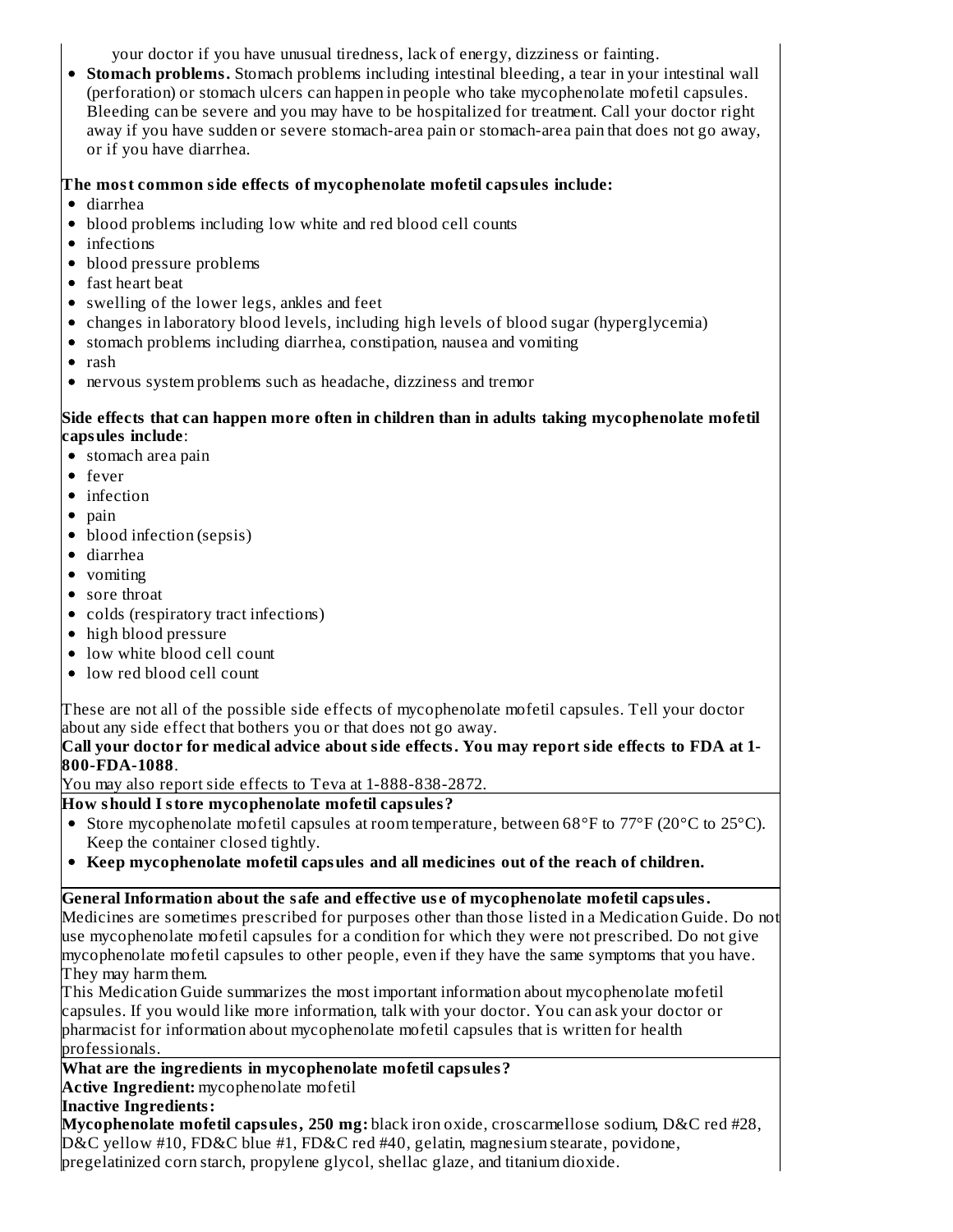your doctor if you have unusual tiredness, lack of energy, dizziness or fainting.

- **Stomach problems.** Stomach problems including intestinal bleeding, a tear in your intestinal wall (perforation) or stomach ulcers can happen in people who take mycophenolate mofetil capsules. Bleeding can be severe and you may have to be hospitalized for treatment. Call your doctor right away if you have sudden or severe stomach-area pain or stomach-area pain that does not go away, or if you have diarrhea.

**The most common side effects of mycophenolate mofetil capsules include:**

- diarrhea
- blood problems including low white and red blood cell counts
- infections
- blood pressure problems
- fast heart beat
- swelling of the lower legs, ankles and feet
- changes in laboratory blood levels, including high levels of blood sugar (hyperglycemia)
- stomach problems including diarrhea, constipation, nausea and vomiting
- rash
- nervous system problems such as headache, dizziness and tremor

**Side effects that can happen more often in children than in adults taking mycophenolate mofetil capsules include**:

- stomach area pain
- fever
- infection
- pain
- blood infection (sepsis)
- diarrhea
- vomiting
- sore throat
- colds (respiratory tract infections)
- high blood pressure
- low white blood cell count
- low red blood cell count

These are not all of the possible side effects of mycophenolate mofetil capsules. Tell your doctor about any side effect that bothers you or that does not go away.

**Call your doctor for medical advice about side effects. You may report side effects to FDA at 1-800-FDA-1088**.

You may also report side effects to Teva at 1-888-838-2872.

**How should I store mycophenolate mofetil capsules?**

- Store mycophenolate mofetil capsules at room temperature, between 68°F to 77°F (20°C to 25°C). Keep the container closed tightly.
- **Keep mycophenolate mofetil capsules and all medicines out of the reach of children.**

**General Information about the safe and effective use of mycophenolate mofetil capsules.**

Medicines are sometimes prescribed for purposes other than those listed in a Medication Guide. Do not use mycophenolate mofetil capsules for a condition for which they were not prescribed. Do not give mycophenolate mofetil capsules to other people, even if they have the same symptoms that you have. They may harm them.

This Medication Guide summarizes the most important information about mycophenolate mofetil capsules. If you would like more information, talk with your doctor. You can ask your doctor or pharmacist for information about mycophenolate mofetil capsules that is written for health professionals.

**What are the ingredients in mycophenolate mofetil capsules?**

**Active Ingredient:** mycophenolate mofetil

**Inactive Ingredients:**

**Mycophenolate mofetil capsules, 250 mg:** black iron oxide, croscarmellose sodium, D&C red #28, D&C yellow #10, FD&C blue #1, FD&C red #40, gelatin, magnesium stearate, povidone, pregelatinized corn starch, propylene glycol, shellac glaze, and titanium dioxide.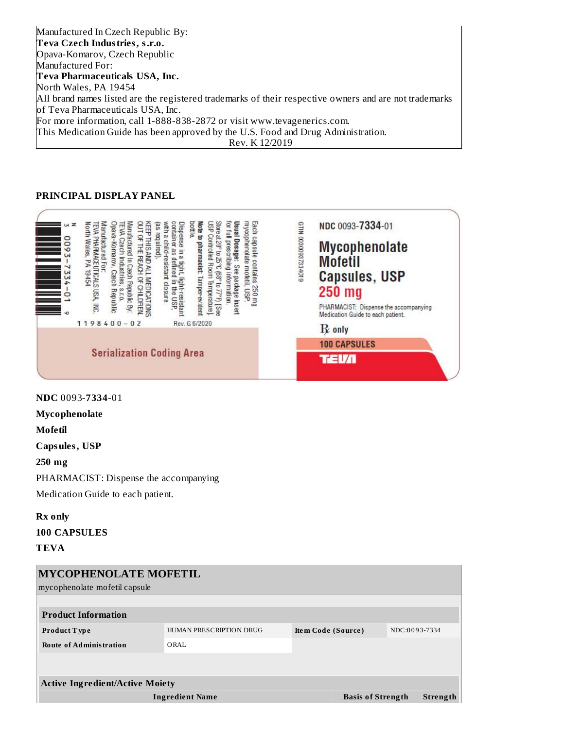Manufactured In Czech Republic By:
**Teva Czech Industries, s.r.o.**
Opava-Komarov, Czech Republic
Manufactured For:
**Teva Pharmaceuticals USA, Inc.**
North Wales, PA 19454
All brand names listed are the registered trademarks of their respective owners and are not trademarks of Teva Pharmaceuticals USA, Inc.
For more information, call 1-888-838-2872 or visit www.tevagenerics.com.
This Medication Guide has been approved by the U.S. Food and Drug Administration.
Rev. K 12/2019

**PRINCIPAL DISPLAY PANEL**

NDC 0093-**7334**-01
Mycophenolate Mofetil Capsules, USP
250 mg
PHARMACIST: Dispense the accompanying Medication Guide to each patient.
℞ only
100 CAPSULES
TEVA

GTIN 00300937334019

Each capsule contains 250 mg mycophenolate mofetil, USP.
**Usual Dosage:** See package insert for full prescribing information.
Store at 20° to 25°C (68° to 77°F) [See USP Controlled Room Temperature].
**Note to pharmacist:** Tamper-evident bottle.
Dispense in a tight, light-resistant container as defined in the USP, with a child-resistant closure (as required).
KEEP THIS AND ALL MEDICATIONS OUT OF THE REACH OF CHILDREN.
Manufactured In Czech Republic By:
TEVA Czech Industries, s.r.o.
Opava-Komarov, Czech Republic
Manufactured For:
TEVA PHARMACEUTICALS USA, INC.
North Wales, PA 19454

N 3 0093-7334-01 9
1198400-02
Rev. G 6/2020

Serialization Coding Area

**NDC** 0093-**7334**-01

**Mycophenolate**

**Mofetil**

**Capsules, USP**

**250 mg**

PHARMACIST: Dispense the accompanying

Medication Guide to each patient.

**Rx only**

**100 CAPSULES**

**TEVA**

| **MYCOPHENOLATE MOFETIL** | | | |
|---|---|---|---|
| mycophenolate mofetil capsule | | | |
| **Product Information** | | | |
| **Product Type** | HUMAN PRESCRIPTION DRUG | **Item Code (Source)** | NDC:0093-7334 |
| **Route of Administration** | ORAL | | |

| **Active Ingredient/Active Moiety** | | |
|---|---|---|
| **Ingredient Name** | **Basis of Strength** | **Strength** |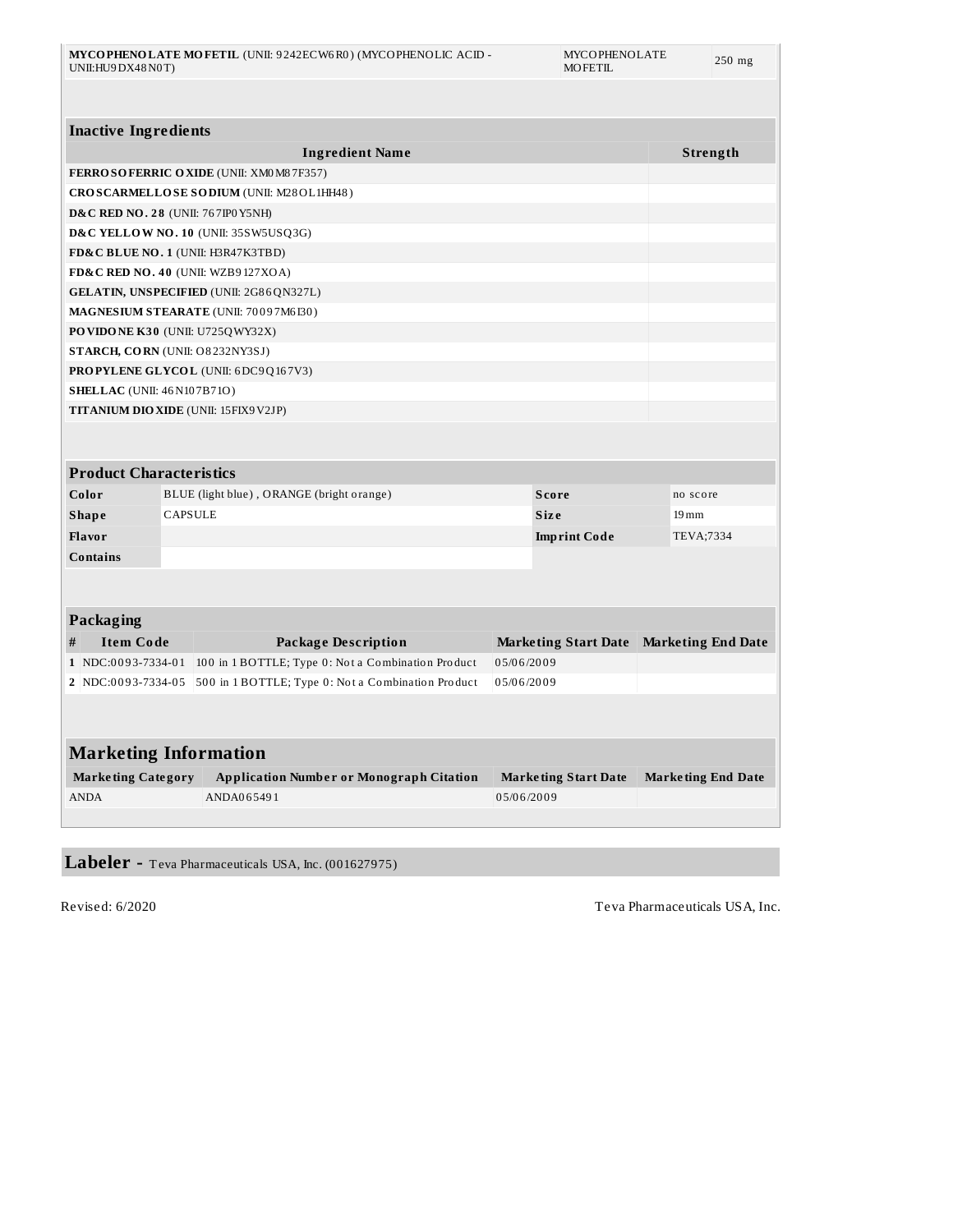| | | |
|---|---|---|
| **MYCOPHENOLATE MOFETIL** (UNII: 9242ECW6R0) (MYCOPHENOLIC ACID - UNII:HU9DX48N0T) | MYCOPHENOLATE MOFETIL | 250 mg |

## Inactive Ingredients

| Ingredient Name | Strength |
|---|---|
| **FERROSOFERRIC OXIDE** (UNII: XM0M87F357) | |
| **CROSCARMELLOSE SODIUM** (UNII: M28OL1HH48) | |
| **D&C RED NO. 28** (UNII: 767IP0Y5NH) | |
| **D&C YELLOW NO. 10** (UNII: 35SW5USQ3G) | |
| **FD&C BLUE NO. 1** (UNII: H3R47K3TBD) | |
| **FD&C RED NO. 40** (UNII: WZB9127XOA) | |
| **GELATIN, UNSPECIFIED** (UNII: 2G86QN327L) | |
| **MAGNESIUM STEARATE** (UNII: 70097M6I30) | |
| **POVIDONE K30** (UNII: U725QWY32X) | |
| **STARCH, CORN** (UNII: O8232NY3SJ) | |
| **PROPYLENE GLYCOL** (UNII: 6DC9Q167V3) | |
| **SHELLAC** (UNII: 46N107B71O) | |
| **TITANIUM DIOXIDE** (UNII: 15FIX9V2JP) | |

## Product Characteristics

| | | | |
|---|---|---|---|
| **Color** | BLUE (light blue) , ORANGE (bright orange) | **Score** | no score |
| **Shape** | CAPSULE | **Size** | 19mm |
| **Flavor** | | **Imprint Code** | TEVA;7334 |
| **Contains** | | | |

## Packaging

| # | Item Code | Package Description | Marketing Start Date | Marketing End Date |
|---|---|---|---|---|
| 1 | NDC:0093-7334-01 | 100 in 1 BOTTLE; Type 0: Not a Combination Product | 05/06/2009 | |
| 2 | NDC:0093-7334-05 | 500 in 1 BOTTLE; Type 0: Not a Combination Product | 05/06/2009 | |

## Marketing Information

| Marketing Category | Application Number or Monograph Citation | Marketing Start Date | Marketing End Date |
|---|---|---|---|
| ANDA | ANDA065491 | 05/06/2009 | |

**Labeler -** Teva Pharmaceuticals USA, Inc. (001627975)

Revised: 6/2020

Teva Pharmaceuticals USA, Inc.